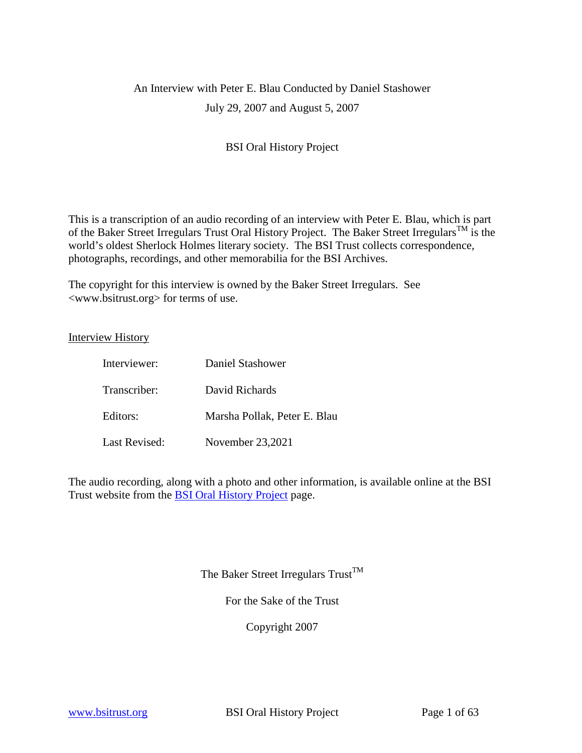An Interview with Peter E. Blau Conducted by Daniel Stashower

July 29, 2007 and August 5, 2007

BSI Oral History Project

This is a transcription of an audio recording of an interview with Peter E. Blau, which is part of the Baker Street Irregulars Trust Oral History Project. The Baker Street Irregulars™ is the world's oldest Sherlock Holmes literary society. The BSI Trust collects correspondence, photographs, recordings, and other memorabilia for the BSI Archives.

The copyright for this interview is owned by the Baker Street Irregulars. See <www.bsitrust.org> for terms of use.

Interview History

| | |
|---|---|
| Interviewer: | Daniel Stashower |
| Transcriber: | David Richards |
| Editors: | Marsha Pollak, Peter E. Blau |
| Last Revised: | November 23,2021 |

The audio recording, along with a photo and other information, is available online at the BSI Trust website from the [BSI Oral History Project](www.bsitrust.org) page.

The Baker Street Irregulars Trust™

For the Sake of the Trust

Copyright 2007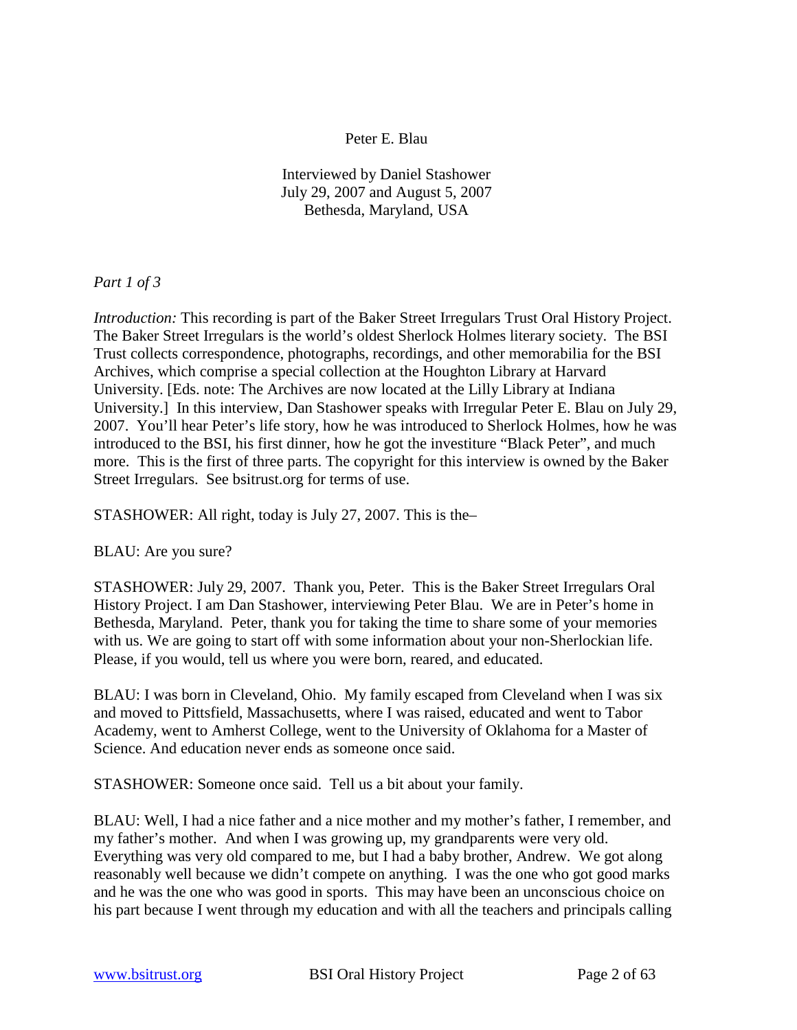Peter E. Blau

Interviewed by Daniel Stashower
July 29, 2007 and August 5, 2007
Bethesda, Maryland, USA

*Part 1 of 3*

*Introduction:* This recording is part of the Baker Street Irregulars Trust Oral History Project. The Baker Street Irregulars is the world's oldest Sherlock Holmes literary society. The BSI Trust collects correspondence, photographs, recordings, and other memorabilia for the BSI Archives, which comprise a special collection at the Houghton Library at Harvard University. [Eds. note: The Archives are now located at the Lilly Library at Indiana University.] In this interview, Dan Stashower speaks with Irregular Peter E. Blau on July 29, 2007. You'll hear Peter's life story, how he was introduced to Sherlock Holmes, how he was introduced to the BSI, his first dinner, how he got the investiture "Black Peter", and much more. This is the first of three parts. The copyright for this interview is owned by the Baker Street Irregulars. See bsitrust.org for terms of use.

STASHOWER: All right, today is July 27, 2007. This is the–

BLAU: Are you sure?

STASHOWER: July 29, 2007. Thank you, Peter. This is the Baker Street Irregulars Oral History Project. I am Dan Stashower, interviewing Peter Blau. We are in Peter's home in Bethesda, Maryland. Peter, thank you for taking the time to share some of your memories with us. We are going to start off with some information about your non-Sherlockian life. Please, if you would, tell us where you were born, reared, and educated.

BLAU: I was born in Cleveland, Ohio. My family escaped from Cleveland when I was six and moved to Pittsfield, Massachusetts, where I was raised, educated and went to Tabor Academy, went to Amherst College, went to the University of Oklahoma for a Master of Science. And education never ends as someone once said.

STASHOWER: Someone once said. Tell us a bit about your family.

BLAU: Well, I had a nice father and a nice mother and my mother's father, I remember, and my father's mother. And when I was growing up, my grandparents were very old. Everything was very old compared to me, but I had a baby brother, Andrew. We got along reasonably well because we didn't compete on anything. I was the one who got good marks and he was the one who was good in sports. This may have been an unconscious choice on his part because I went through my education and with all the teachers and principals calling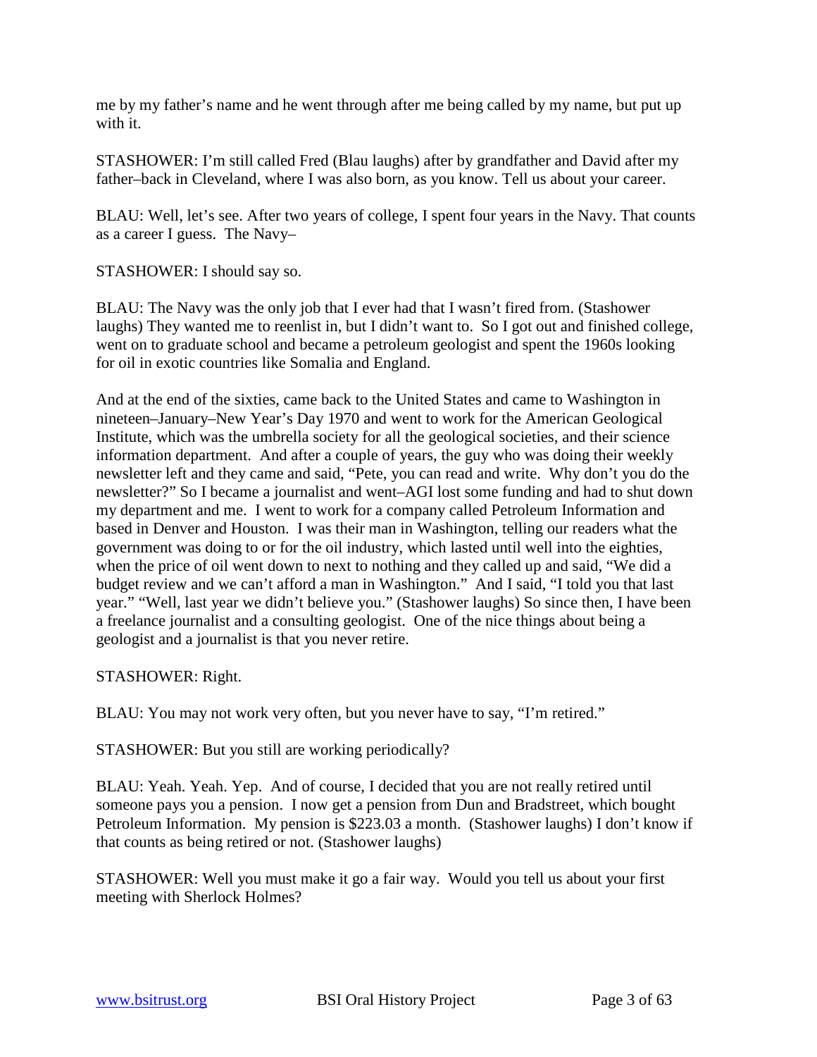me by my father's name and he went through after me being called by my name, but put up with it.

STASHOWER: I'm still called Fred (Blau laughs) after by grandfather and David after my father–back in Cleveland, where I was also born, as you know. Tell us about your career.

BLAU: Well, let's see. After two years of college, I spent four years in the Navy. That counts as a career I guess. The Navy–

STASHOWER: I should say so.

BLAU: The Navy was the only job that I ever had that I wasn't fired from. (Stashower laughs) They wanted me to reenlist in, but I didn't want to. So I got out and finished college, went on to graduate school and became a petroleum geologist and spent the 1960s looking for oil in exotic countries like Somalia and England.

And at the end of the sixties, came back to the United States and came to Washington in nineteen–January–New Year's Day 1970 and went to work for the American Geological Institute, which was the umbrella society for all the geological societies, and their science information department. And after a couple of years, the guy who was doing their weekly newsletter left and they came and said, "Pete, you can read and write. Why don't you do the newsletter?" So I became a journalist and went–AGI lost some funding and had to shut down my department and me. I went to work for a company called Petroleum Information and based in Denver and Houston. I was their man in Washington, telling our readers what the government was doing to or for the oil industry, which lasted until well into the eighties, when the price of oil went down to next to nothing and they called up and said, "We did a budget review and we can't afford a man in Washington." And I said, "I told you that last year." "Well, last year we didn't believe you." (Stashower laughs) So since then, I have been a freelance journalist and a consulting geologist. One of the nice things about being a geologist and a journalist is that you never retire.

STASHOWER: Right.

BLAU: You may not work very often, but you never have to say, "I'm retired."

STASHOWER: But you still are working periodically?

BLAU: Yeah. Yeah. Yep. And of course, I decided that you are not really retired until someone pays you a pension. I now get a pension from Dun and Bradstreet, which bought Petroleum Information. My pension is $223.03 a month. (Stashower laughs) I don't know if that counts as being retired or not. (Stashower laughs)

STASHOWER: Well you must make it go a fair way. Would you tell us about your first meeting with Sherlock Holmes?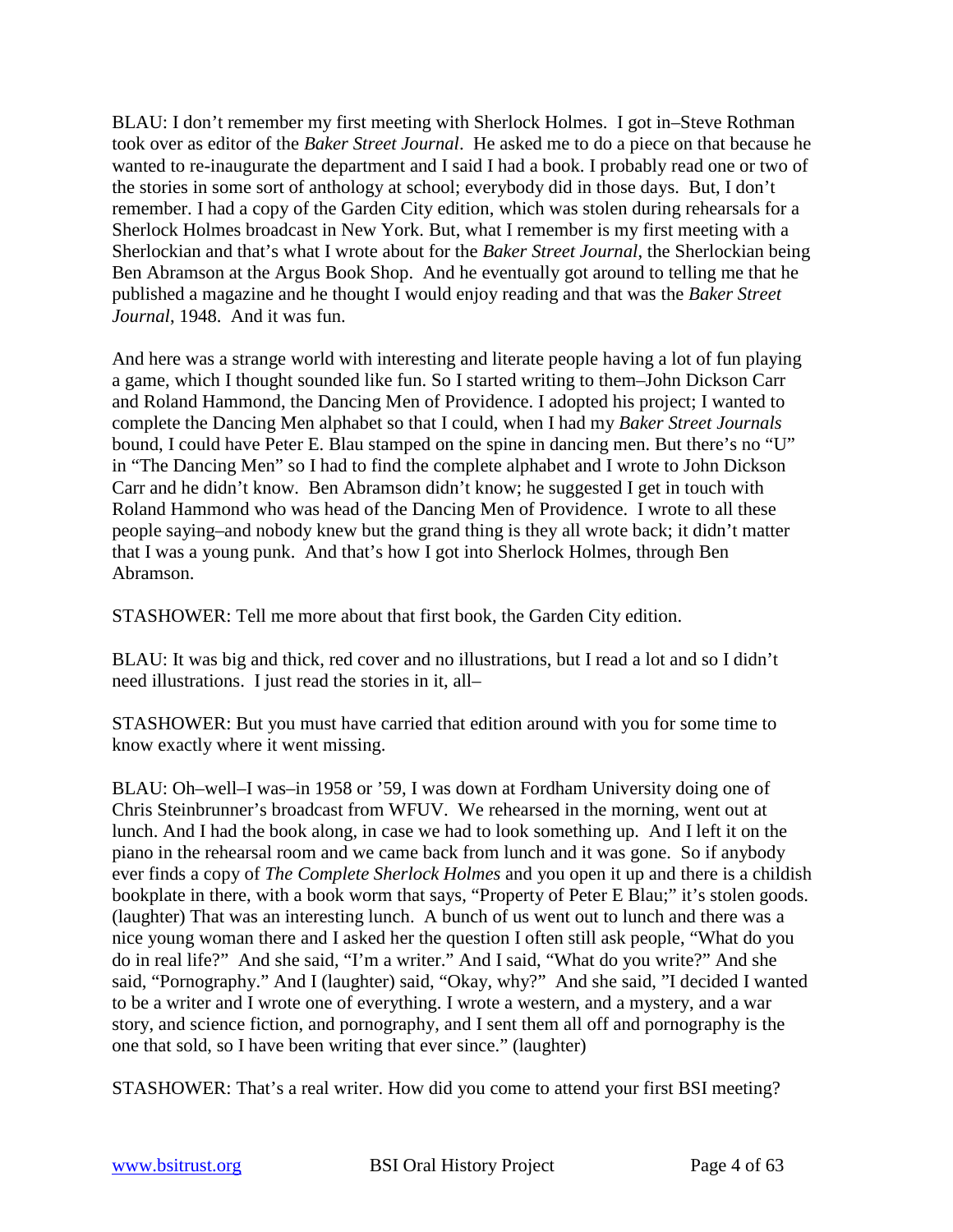BLAU: I don’t remember my first meeting with Sherlock Holmes. I got in–Steve Rothman took over as editor of the *Baker Street Journal*. He asked me to do a piece on that because he wanted to re-inaugurate the department and I said I had a book. I probably read one or two of the stories in some sort of anthology at school; everybody did in those days. But, I don’t remember. I had a copy of the Garden City edition, which was stolen during rehearsals for a Sherlock Holmes broadcast in New York. But, what I remember is my first meeting with a Sherlockian and that’s what I wrote about for the *Baker Street Journal*, the Sherlockian being Ben Abramson at the Argus Book Shop. And he eventually got around to telling me that he published a magazine and he thought I would enjoy reading and that was the *Baker Street Journal*, 1948. And it was fun.

And here was a strange world with interesting and literate people having a lot of fun playing a game, which I thought sounded like fun. So I started writing to them–John Dickson Carr and Roland Hammond, the Dancing Men of Providence. I adopted his project; I wanted to complete the Dancing Men alphabet so that I could, when I had my *Baker Street Journals* bound, I could have Peter E. Blau stamped on the spine in dancing men. But there’s no “U” in “The Dancing Men” so I had to find the complete alphabet and I wrote to John Dickson Carr and he didn’t know. Ben Abramson didn’t know; he suggested I get in touch with Roland Hammond who was head of the Dancing Men of Providence. I wrote to all these people saying–and nobody knew but the grand thing is they all wrote back; it didn’t matter that I was a young punk. And that’s how I got into Sherlock Holmes, through Ben Abramson.

STASHOWER: Tell me more about that first book, the Garden City edition.

BLAU: It was big and thick, red cover and no illustrations, but I read a lot and so I didn’t need illustrations. I just read the stories in it, all–

STASHOWER: But you must have carried that edition around with you for some time to know exactly where it went missing.

BLAU: Oh–well–I was–in 1958 or ’59, I was down at Fordham University doing one of Chris Steinbrunner’s broadcast from WFUV. We rehearsed in the morning, went out at lunch. And I had the book along, in case we had to look something up. And I left it on the piano in the rehearsal room and we came back from lunch and it was gone. So if anybody ever finds a copy of *The Complete Sherlock Holmes* and you open it up and there is a childish bookplate in there, with a book worm that says, “Property of Peter E Blau;” it’s stolen goods. (laughter) That was an interesting lunch. A bunch of us went out to lunch and there was a nice young woman there and I asked her the question I often still ask people, “What do you do in real life?” And she said, “I’m a writer.” And I said, “What do you write?” And she said, “Pornography.” And I (laughter) said, “Okay, why?” And she said, ”I decided I wanted to be a writer and I wrote one of everything. I wrote a western, and a mystery, and a war story, and science fiction, and pornography, and I sent them all off and pornography is the one that sold, so I have been writing that ever since.” (laughter)

STASHOWER: That’s a real writer. How did you come to attend your first BSI meeting?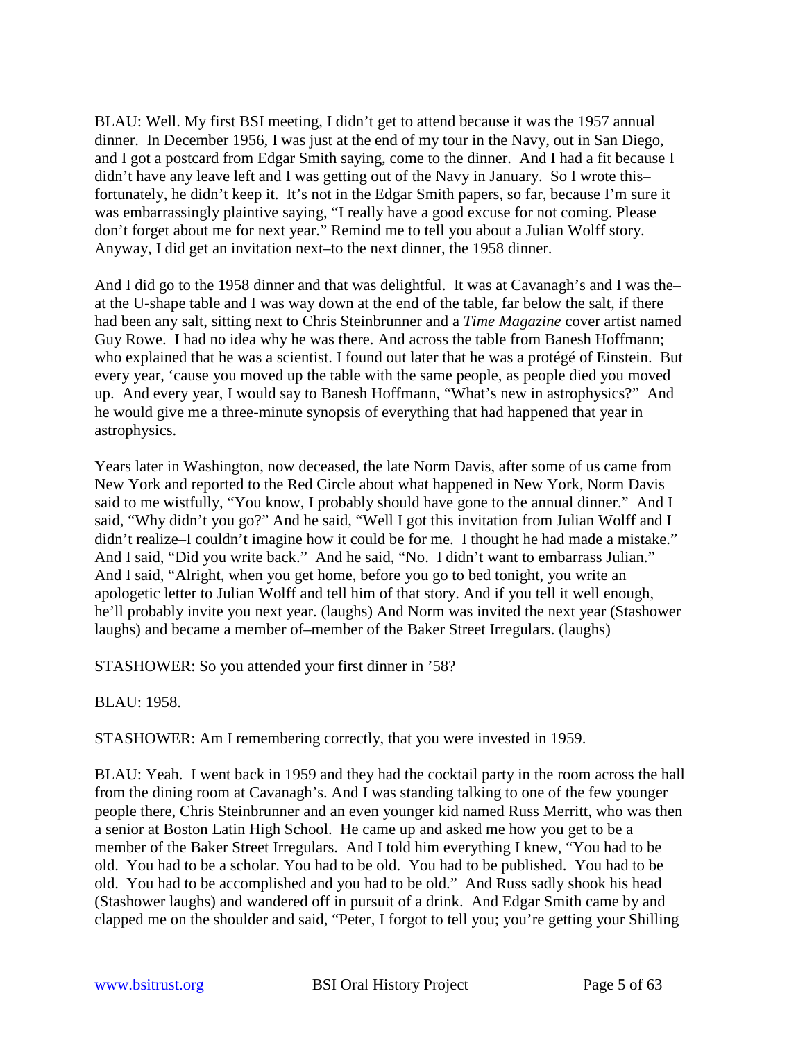BLAU: Well. My first BSI meeting, I didn't get to attend because it was the 1957 annual dinner. In December 1956, I was just at the end of my tour in the Navy, out in San Diego, and I got a postcard from Edgar Smith saying, come to the dinner. And I had a fit because I didn't have any leave left and I was getting out of the Navy in January. So I wrote this–fortunately, he didn't keep it. It's not in the Edgar Smith papers, so far, because I'm sure it was embarrassingly plaintive saying, "I really have a good excuse for not coming. Please don't forget about me for next year." Remind me to tell you about a Julian Wolff story. Anyway, I did get an invitation next–to the next dinner, the 1958 dinner.

And I did go to the 1958 dinner and that was delightful. It was at Cavanagh's and I was the–at the U-shape table and I was way down at the end of the table, far below the salt, if there had been any salt, sitting next to Chris Steinbrunner and a *Time Magazine* cover artist named Guy Rowe. I had no idea why he was there. And across the table from Banesh Hoffmann; who explained that he was a scientist. I found out later that he was a protégé of Einstein. But every year, 'cause you moved up the table with the same people, as people died you moved up. And every year, I would say to Banesh Hoffmann, "What's new in astrophysics?" And he would give me a three-minute synopsis of everything that had happened that year in astrophysics.

Years later in Washington, now deceased, the late Norm Davis, after some of us came from New York and reported to the Red Circle about what happened in New York, Norm Davis said to me wistfully, "You know, I probably should have gone to the annual dinner." And I said, "Why didn't you go?" And he said, "Well I got this invitation from Julian Wolff and I didn't realize–I couldn't imagine how it could be for me. I thought he had made a mistake." And I said, "Did you write back." And he said, "No. I didn't want to embarrass Julian." And I said, "Alright, when you get home, before you go to bed tonight, you write an apologetic letter to Julian Wolff and tell him of that story. And if you tell it well enough, he'll probably invite you next year. (laughs) And Norm was invited the next year (Stashower laughs) and became a member of–member of the Baker Street Irregulars. (laughs)

STASHOWER: So you attended your first dinner in '58?

BLAU: 1958.

STASHOWER: Am I remembering correctly, that you were invested in 1959.

BLAU: Yeah. I went back in 1959 and they had the cocktail party in the room across the hall from the dining room at Cavanagh's. And I was standing talking to one of the few younger people there, Chris Steinbrunner and an even younger kid named Russ Merritt, who was then a senior at Boston Latin High School. He came up and asked me how you get to be a member of the Baker Street Irregulars. And I told him everything I knew, "You had to be old. You had to be a scholar. You had to be old. You had to be published. You had to be old. You had to be accomplished and you had to be old." And Russ sadly shook his head (Stashower laughs) and wandered off in pursuit of a drink. And Edgar Smith came by and clapped me on the shoulder and said, "Peter, I forgot to tell you; you're getting your Shilling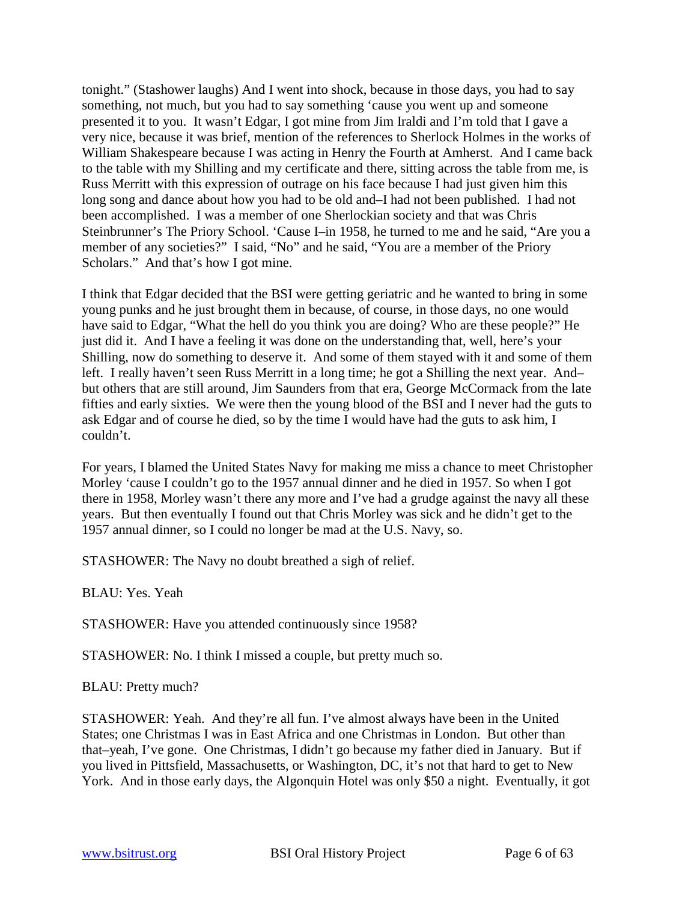tonight." (Stashower laughs) And I went into shock, because in those days, you had to say something, not much, but you had to say something 'cause you went up and someone presented it to you. It wasn't Edgar, I got mine from Jim Iraldi and I'm told that I gave a very nice, because it was brief, mention of the references to Sherlock Holmes in the works of William Shakespeare because I was acting in Henry the Fourth at Amherst. And I came back to the table with my Shilling and my certificate and there, sitting across the table from me, is Russ Merritt with this expression of outrage on his face because I had just given him this long song and dance about how you had to be old and–I had not been published. I had not been accomplished. I was a member of one Sherlockian society and that was Chris Steinbrunner's The Priory School. 'Cause I–in 1958, he turned to me and he said, "Are you a member of any societies?" I said, "No" and he said, "You are a member of the Priory Scholars." And that's how I got mine.

I think that Edgar decided that the BSI were getting geriatric and he wanted to bring in some young punks and he just brought them in because, of course, in those days, no one would have said to Edgar, "What the hell do you think you are doing? Who are these people?" He just did it. And I have a feeling it was done on the understanding that, well, here's your Shilling, now do something to deserve it. And some of them stayed with it and some of them left. I really haven't seen Russ Merritt in a long time; he got a Shilling the next year. And–but others that are still around, Jim Saunders from that era, George McCormack from the late fifties and early sixties. We were then the young blood of the BSI and I never had the guts to ask Edgar and of course he died, so by the time I would have had the guts to ask him, I couldn't.

For years, I blamed the United States Navy for making me miss a chance to meet Christopher Morley 'cause I couldn't go to the 1957 annual dinner and he died in 1957. So when I got there in 1958, Morley wasn't there any more and I've had a grudge against the navy all these years. But then eventually I found out that Chris Morley was sick and he didn't get to the 1957 annual dinner, so I could no longer be mad at the U.S. Navy, so.

STASHOWER: The Navy no doubt breathed a sigh of relief.

BLAU: Yes. Yeah

STASHOWER: Have you attended continuously since 1958?

STASHOWER: No. I think I missed a couple, but pretty much so.

BLAU: Pretty much?

STASHOWER: Yeah. And they're all fun. I've almost always have been in the United States; one Christmas I was in East Africa and one Christmas in London. But other than that–yeah, I've gone. One Christmas, I didn't go because my father died in January. But if you lived in Pittsfield, Massachusetts, or Washington, DC, it's not that hard to get to New York. And in those early days, the Algonquin Hotel was only $50 a night. Eventually, it got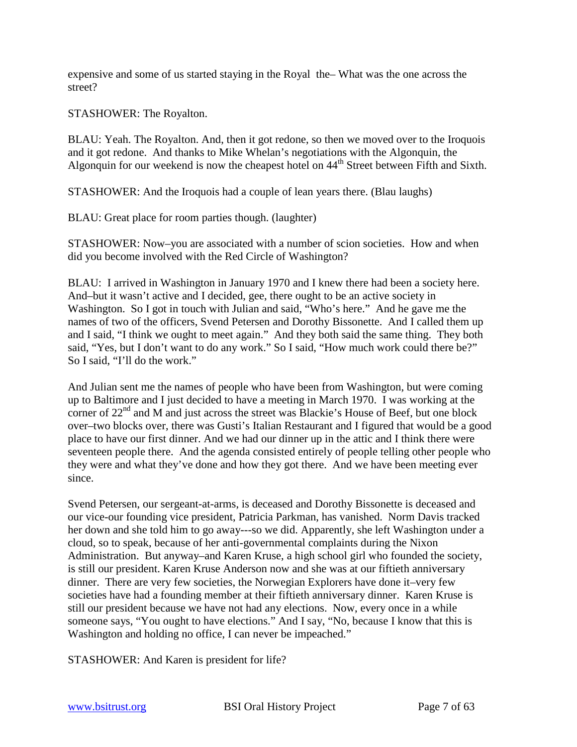expensive and some of us started staying in the Royal the– What was the one across the street?

STASHOWER: The Royalton.

BLAU: Yeah. The Royalton. And, then it got redone, so then we moved over to the Iroquois and it got redone. And thanks to Mike Whelan's negotiations with the Algonquin, the Algonquin for our weekend is now the cheapest hotel on 44th Street between Fifth and Sixth.

STASHOWER: And the Iroquois had a couple of lean years there. (Blau laughs)

BLAU: Great place for room parties though. (laughter)

STASHOWER: Now–you are associated with a number of scion societies. How and when did you become involved with the Red Circle of Washington?

BLAU: I arrived in Washington in January 1970 and I knew there had been a society here. And–but it wasn't active and I decided, gee, there ought to be an active society in Washington. So I got in touch with Julian and said, "Who's here." And he gave me the names of two of the officers, Svend Petersen and Dorothy Bissonette. And I called them up and I said, "I think we ought to meet again." And they both said the same thing. They both said, "Yes, but I don't want to do any work." So I said, "How much work could there be?" So I said, "I'll do the work."

And Julian sent me the names of people who have been from Washington, but were coming up to Baltimore and I just decided to have a meeting in March 1970. I was working at the corner of 22nd and M and just across the street was Blackie's House of Beef, but one block over–two blocks over, there was Gusti's Italian Restaurant and I figured that would be a good place to have our first dinner. And we had our dinner up in the attic and I think there were seventeen people there. And the agenda consisted entirely of people telling other people who they were and what they've done and how they got there. And we have been meeting ever since.

Svend Petersen, our sergeant-at-arms, is deceased and Dorothy Bissonette is deceased and our vice-our founding vice president, Patricia Parkman, has vanished. Norm Davis tracked her down and she told him to go away---so we did. Apparently, she left Washington under a cloud, so to speak, because of her anti-governmental complaints during the Nixon Administration. But anyway–and Karen Kruse, a high school girl who founded the society, is still our president. Karen Kruse Anderson now and she was at our fiftieth anniversary dinner. There are very few societies, the Norwegian Explorers have done it–very few societies have had a founding member at their fiftieth anniversary dinner. Karen Kruse is still our president because we have not had any elections. Now, every once in a while someone says, "You ought to have elections." And I say, "No, because I know that this is Washington and holding no office, I can never be impeached."

STASHOWER: And Karen is president for life?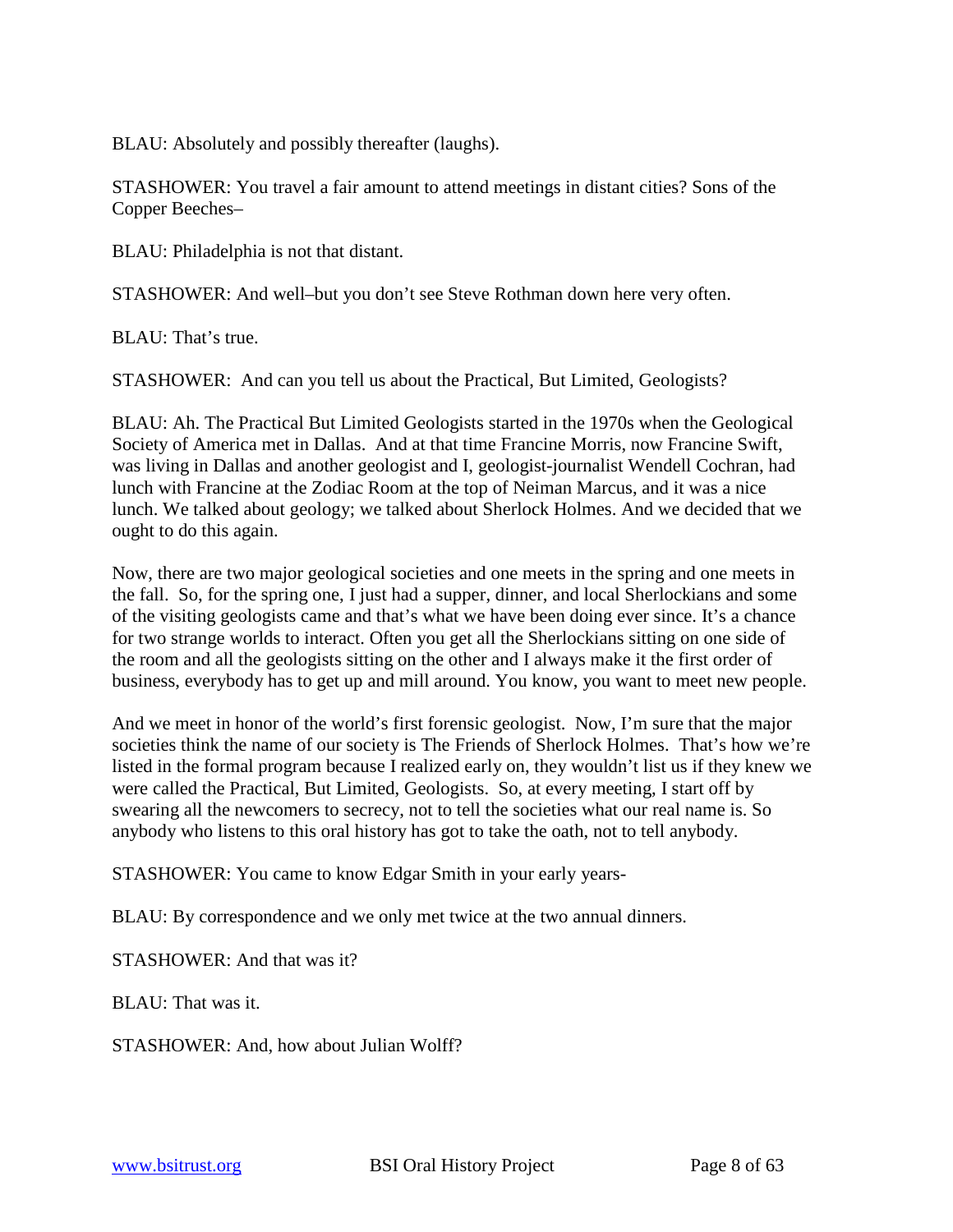BLAU: Absolutely and possibly thereafter (laughs).

STASHOWER: You travel a fair amount to attend meetings in distant cities? Sons of the Copper Beeches–

BLAU: Philadelphia is not that distant.

STASHOWER: And well–but you don't see Steve Rothman down here very often.

BLAU: That's true.

STASHOWER: And can you tell us about the Practical, But Limited, Geologists?

BLAU: Ah. The Practical But Limited Geologists started in the 1970s when the Geological Society of America met in Dallas. And at that time Francine Morris, now Francine Swift, was living in Dallas and another geologist and I, geologist-journalist Wendell Cochran, had lunch with Francine at the Zodiac Room at the top of Neiman Marcus, and it was a nice lunch. We talked about geology; we talked about Sherlock Holmes. And we decided that we ought to do this again.

Now, there are two major geological societies and one meets in the spring and one meets in the fall. So, for the spring one, I just had a supper, dinner, and local Sherlockians and some of the visiting geologists came and that's what we have been doing ever since. It's a chance for two strange worlds to interact. Often you get all the Sherlockians sitting on one side of the room and all the geologists sitting on the other and I always make it the first order of business, everybody has to get up and mill around. You know, you want to meet new people.

And we meet in honor of the world's first forensic geologist. Now, I'm sure that the major societies think the name of our society is The Friends of Sherlock Holmes. That's how we're listed in the formal program because I realized early on, they wouldn't list us if they knew we were called the Practical, But Limited, Geologists. So, at every meeting, I start off by swearing all the newcomers to secrecy, not to tell the societies what our real name is. So anybody who listens to this oral history has got to take the oath, not to tell anybody.

STASHOWER: You came to know Edgar Smith in your early years-

BLAU: By correspondence and we only met twice at the two annual dinners.

STASHOWER: And that was it?

BLAU: That was it.

STASHOWER: And, how about Julian Wolff?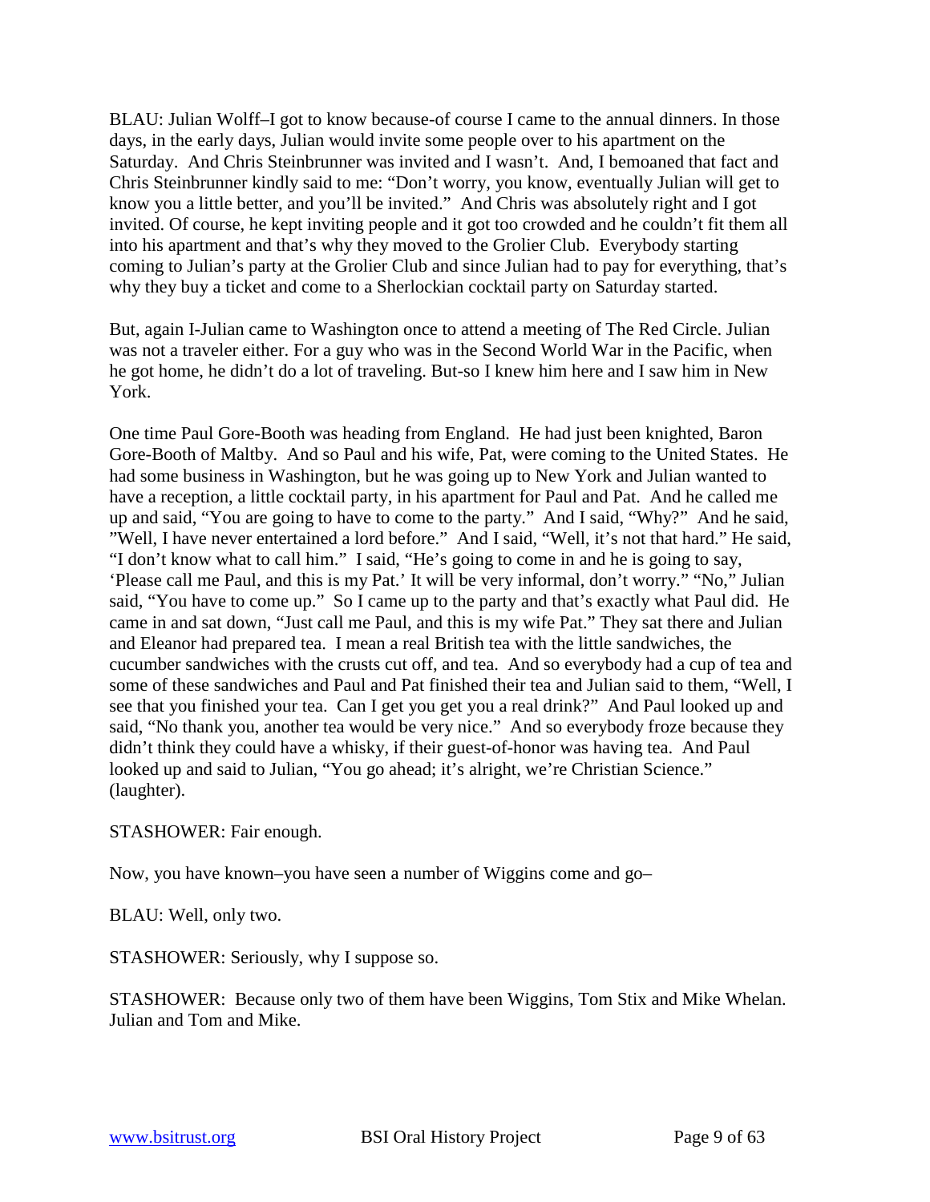BLAU: Julian Wolff–I got to know because-of course I came to the annual dinners. In those days, in the early days, Julian would invite some people over to his apartment on the Saturday. And Chris Steinbrunner was invited and I wasn't. And, I bemoaned that fact and Chris Steinbrunner kindly said to me: "Don't worry, you know, eventually Julian will get to know you a little better, and you'll be invited." And Chris was absolutely right and I got invited. Of course, he kept inviting people and it got too crowded and he couldn't fit them all into his apartment and that's why they moved to the Grolier Club. Everybody starting coming to Julian's party at the Grolier Club and since Julian had to pay for everything, that's why they buy a ticket and come to a Sherlockian cocktail party on Saturday started.

But, again I-Julian came to Washington once to attend a meeting of The Red Circle. Julian was not a traveler either. For a guy who was in the Second World War in the Pacific, when he got home, he didn't do a lot of traveling. But-so I knew him here and I saw him in New York.

One time Paul Gore-Booth was heading from England. He had just been knighted, Baron Gore-Booth of Maltby. And so Paul and his wife, Pat, were coming to the United States. He had some business in Washington, but he was going up to New York and Julian wanted to have a reception, a little cocktail party, in his apartment for Paul and Pat. And he called me up and said, "You are going to have to come to the party." And I said, "Why?" And he said, "Well, I have never entertained a lord before." And I said, "Well, it's not that hard." He said, "I don't know what to call him." I said, "He's going to come in and he is going to say, 'Please call me Paul, and this is my Pat.' It will be very informal, don't worry." "No," Julian said, "You have to come up." So I came up to the party and that's exactly what Paul did. He came in and sat down, "Just call me Paul, and this is my wife Pat." They sat there and Julian and Eleanor had prepared tea. I mean a real British tea with the little sandwiches, the cucumber sandwiches with the crusts cut off, and tea. And so everybody had a cup of tea and some of these sandwiches and Paul and Pat finished their tea and Julian said to them, "Well, I see that you finished your tea. Can I get you get you a real drink?" And Paul looked up and said, "No thank you, another tea would be very nice." And so everybody froze because they didn't think they could have a whisky, if their guest-of-honor was having tea. And Paul looked up and said to Julian, "You go ahead; it's alright, we're Christian Science." (laughter).

STASHOWER: Fair enough.

Now, you have known–you have seen a number of Wiggins come and go–

BLAU: Well, only two.

STASHOWER: Seriously, why I suppose so.

STASHOWER: Because only two of them have been Wiggins, Tom Stix and Mike Whelan. Julian and Tom and Mike.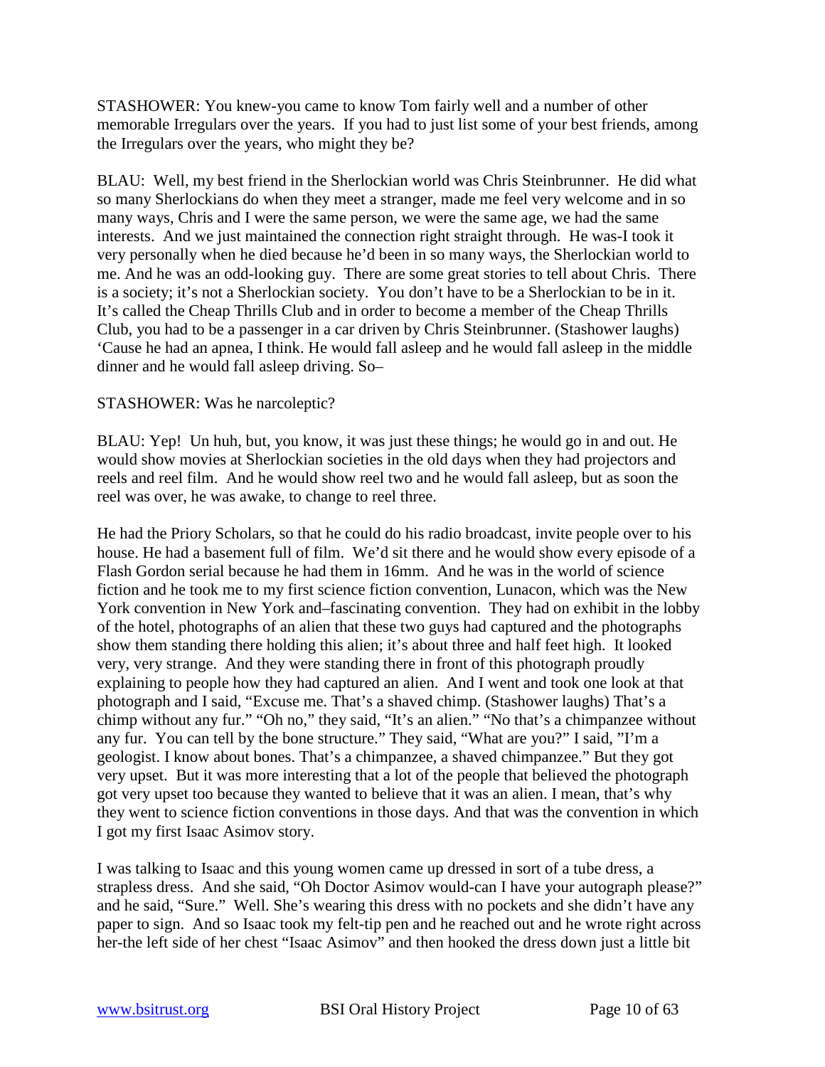STASHOWER: You knew-you came to know Tom fairly well and a number of other memorable Irregulars over the years. If you had to just list some of your best friends, among the Irregulars over the years, who might they be?

BLAU: Well, my best friend in the Sherlockian world was Chris Steinbrunner. He did what so many Sherlockians do when they meet a stranger, made me feel very welcome and in so many ways, Chris and I were the same person, we were the same age, we had the same interests. And we just maintained the connection right straight through. He was-I took it very personally when he died because he'd been in so many ways, the Sherlockian world to me. And he was an odd-looking guy. There are some great stories to tell about Chris. There is a society; it's not a Sherlockian society. You don't have to be a Sherlockian to be in it. It's called the Cheap Thrills Club and in order to become a member of the Cheap Thrills Club, you had to be a passenger in a car driven by Chris Steinbrunner. (Stashower laughs) 'Cause he had an apnea, I think. He would fall asleep and he would fall asleep in the middle dinner and he would fall asleep driving. So–

STASHOWER: Was he narcoleptic?

BLAU: Yep! Un huh, but, you know, it was just these things; he would go in and out. He would show movies at Sherlockian societies in the old days when they had projectors and reels and reel film. And he would show reel two and he would fall asleep, but as soon the reel was over, he was awake, to change to reel three.

He had the Priory Scholars, so that he could do his radio broadcast, invite people over to his house. He had a basement full of film. We'd sit there and he would show every episode of a Flash Gordon serial because he had them in 16mm. And he was in the world of science fiction and he took me to my first science fiction convention, Lunacon, which was the New York convention in New York and–fascinating convention. They had on exhibit in the lobby of the hotel, photographs of an alien that these two guys had captured and the photographs show them standing there holding this alien; it's about three and half feet high. It looked very, very strange. And they were standing there in front of this photograph proudly explaining to people how they had captured an alien. And I went and took one look at that photograph and I said, "Excuse me. That's a shaved chimp. (Stashower laughs) That's a chimp without any fur." "Oh no," they said, "It's an alien." "No that's a chimpanzee without any fur. You can tell by the bone structure." They said, "What are you?" I said, "I'm a geologist. I know about bones. That's a chimpanzee, a shaved chimpanzee." But they got very upset. But it was more interesting that a lot of the people that believed the photograph got very upset too because they wanted to believe that it was an alien. I mean, that's why they went to science fiction conventions in those days. And that was the convention in which I got my first Isaac Asimov story.

I was talking to Isaac and this young women came up dressed in sort of a tube dress, a strapless dress. And she said, "Oh Doctor Asimov would-can I have your autograph please?" and he said, "Sure." Well. She's wearing this dress with no pockets and she didn't have any paper to sign. And so Isaac took my felt-tip pen and he reached out and he wrote right across her-the left side of her chest "Isaac Asimov" and then hooked the dress down just a little bit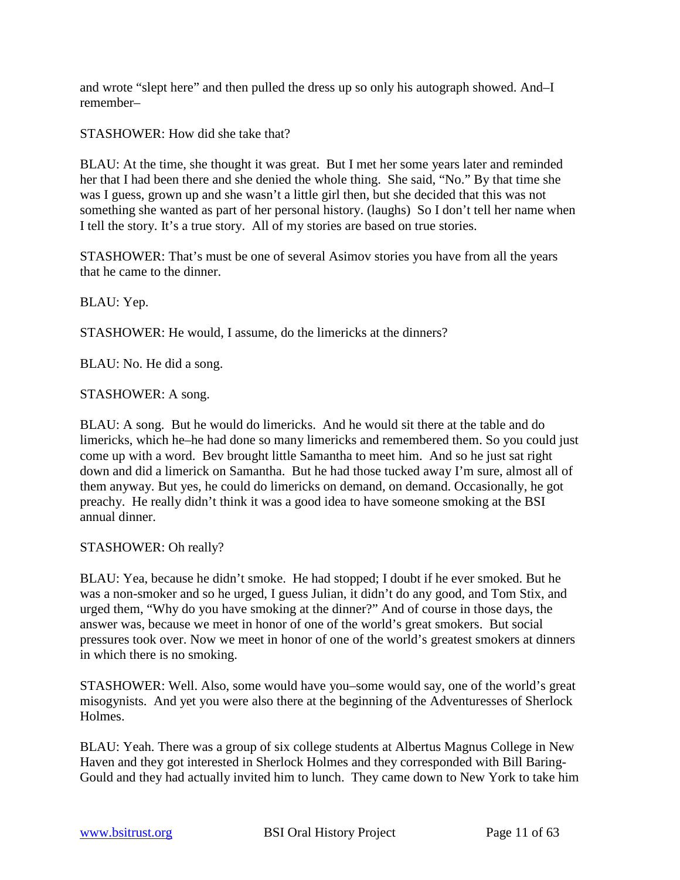and wrote "slept here" and then pulled the dress up so only his autograph showed. And–I remember–

STASHOWER: How did she take that?

BLAU: At the time, she thought it was great. But I met her some years later and reminded her that I had been there and she denied the whole thing. She said, "No." By that time she was I guess, grown up and she wasn't a little girl then, but she decided that this was not something she wanted as part of her personal history. (laughs) So I don't tell her name when I tell the story. It's a true story. All of my stories are based on true stories.

STASHOWER: That's must be one of several Asimov stories you have from all the years that he came to the dinner.

BLAU: Yep.

STASHOWER: He would, I assume, do the limericks at the dinners?

BLAU: No. He did a song.

STASHOWER: A song.

BLAU: A song. But he would do limericks. And he would sit there at the table and do limericks, which he–he had done so many limericks and remembered them. So you could just come up with a word. Bev brought little Samantha to meet him. And so he just sat right down and did a limerick on Samantha. But he had those tucked away I'm sure, almost all of them anyway. But yes, he could do limericks on demand, on demand. Occasionally, he got preachy. He really didn't think it was a good idea to have someone smoking at the BSI annual dinner.

STASHOWER: Oh really?

BLAU: Yea, because he didn't smoke. He had stopped; I doubt if he ever smoked. But he was a non-smoker and so he urged, I guess Julian, it didn't do any good, and Tom Stix, and urged them, "Why do you have smoking at the dinner?" And of course in those days, the answer was, because we meet in honor of one of the world's great smokers. But social pressures took over. Now we meet in honor of one of the world's greatest smokers at dinners in which there is no smoking.

STASHOWER: Well. Also, some would have you–some would say, one of the world's great misogynists. And yet you were also there at the beginning of the Adventuresses of Sherlock Holmes.

BLAU: Yeah. There was a group of six college students at Albertus Magnus College in New Haven and they got interested in Sherlock Holmes and they corresponded with Bill Baring-Gould and they had actually invited him to lunch. They came down to New York to take him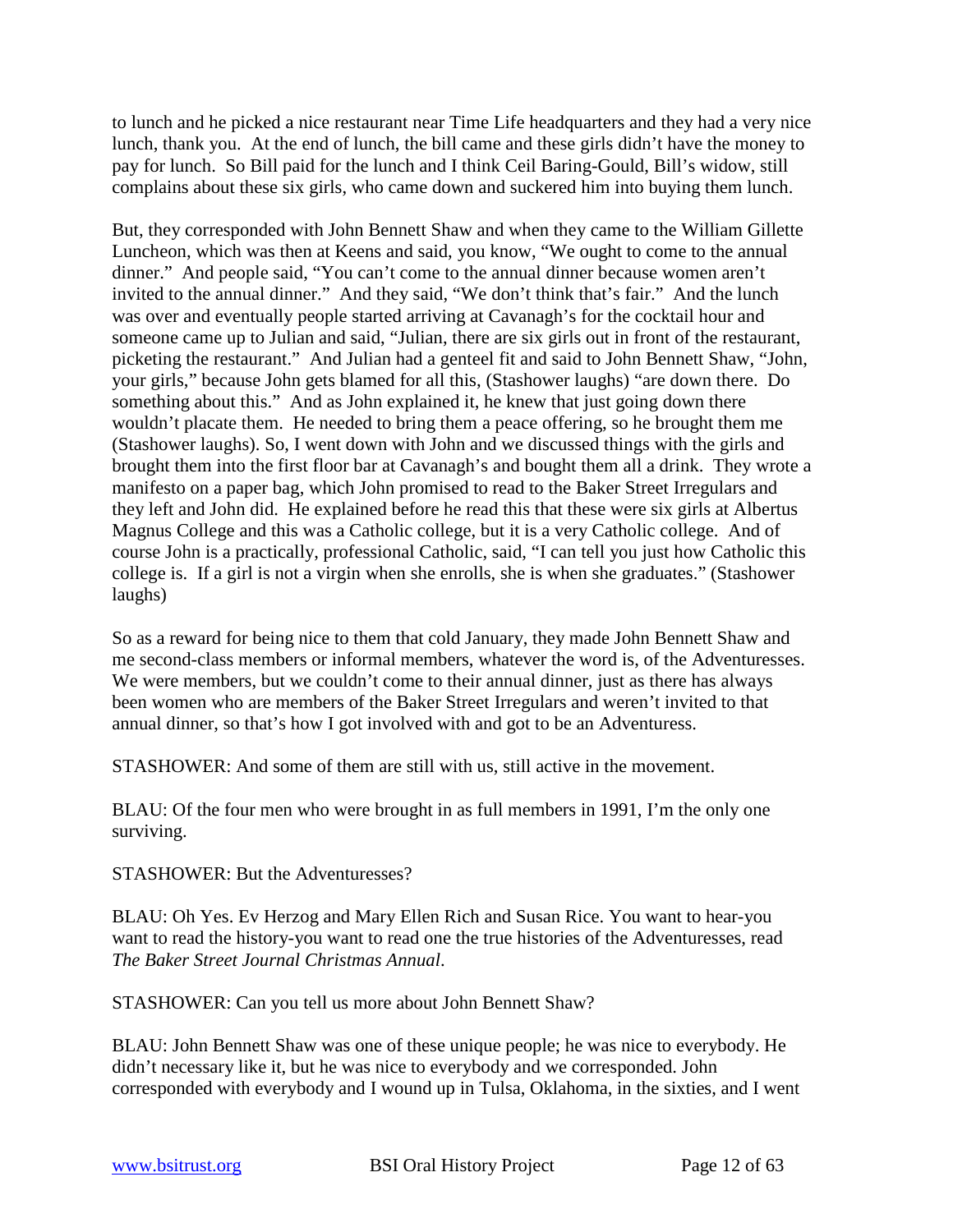to lunch and he picked a nice restaurant near Time Life headquarters and they had a very nice lunch, thank you. At the end of lunch, the bill came and these girls didn't have the money to pay for lunch. So Bill paid for the lunch and I think Ceil Baring-Gould, Bill's widow, still complains about these six girls, who came down and suckered him into buying them lunch.

But, they corresponded with John Bennett Shaw and when they came to the William Gillette Luncheon, which was then at Keens and said, you know, "We ought to come to the annual dinner." And people said, "You can't come to the annual dinner because women aren't invited to the annual dinner." And they said, "We don't think that's fair." And the lunch was over and eventually people started arriving at Cavanagh's for the cocktail hour and someone came up to Julian and said, "Julian, there are six girls out in front of the restaurant, picketing the restaurant." And Julian had a genteel fit and said to John Bennett Shaw, "John, your girls," because John gets blamed for all this, (Stashower laughs) "are down there. Do something about this." And as John explained it, he knew that just going down there wouldn't placate them. He needed to bring them a peace offering, so he brought them me (Stashower laughs). So, I went down with John and we discussed things with the girls and brought them into the first floor bar at Cavanagh's and bought them all a drink. They wrote a manifesto on a paper bag, which John promised to read to the Baker Street Irregulars and they left and John did. He explained before he read this that these were six girls at Albertus Magnus College and this was a Catholic college, but it is a very Catholic college. And of course John is a practically, professional Catholic, said, "I can tell you just how Catholic this college is. If a girl is not a virgin when she enrolls, she is when she graduates." (Stashower laughs)

So as a reward for being nice to them that cold January, they made John Bennett Shaw and me second-class members or informal members, whatever the word is, of the Adventuresses. We were members, but we couldn't come to their annual dinner, just as there has always been women who are members of the Baker Street Irregulars and weren't invited to that annual dinner, so that's how I got involved with and got to be an Adventuress.

STASHOWER: And some of them are still with us, still active in the movement.

BLAU: Of the four men who were brought in as full members in 1991, I'm the only one surviving.

STASHOWER: But the Adventuresses?

BLAU: Oh Yes. Ev Herzog and Mary Ellen Rich and Susan Rice. You want to hear-you want to read the history-you want to read one the true histories of the Adventuresses, read *The Baker Street Journal Christmas Annual*.

STASHOWER: Can you tell us more about John Bennett Shaw?

BLAU: John Bennett Shaw was one of these unique people; he was nice to everybody. He didn't necessary like it, but he was nice to everybody and we corresponded. John corresponded with everybody and I wound up in Tulsa, Oklahoma, in the sixties, and I went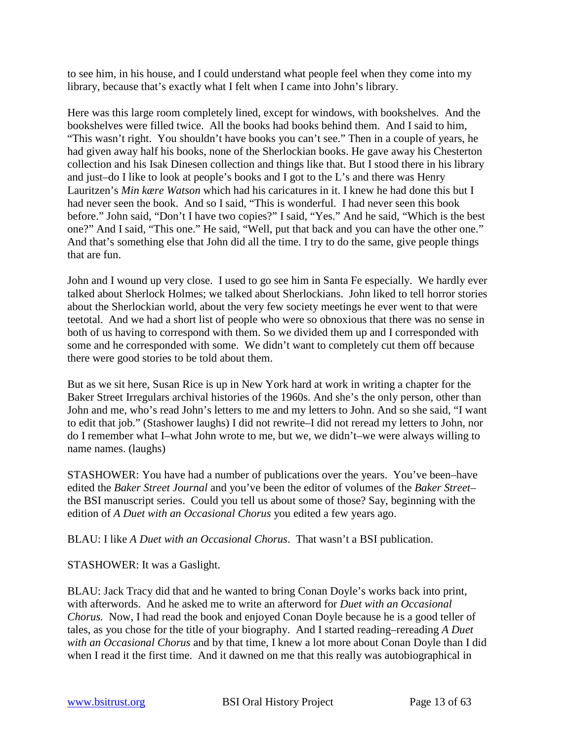to see him, in his house, and I could understand what people feel when they come into my library, because that's exactly what I felt when I came into John's library.

Here was this large room completely lined, except for windows, with bookshelves. And the bookshelves were filled twice. All the books had books behind them. And I said to him, "This wasn't right. You shouldn't have books you can't see." Then in a couple of years, he had given away half his books, none of the Sherlockian books. He gave away his Chesterton collection and his Isak Dinesen collection and things like that. But I stood there in his library and just–do I like to look at people's books and I got to the L's and there was Henry Lauritzen's *Min kære Watson* which had his caricatures in it. I knew he had done this but I had never seen the book. And so I said, "This is wonderful. I had never seen this book before." John said, "Don't I have two copies?" I said, "Yes." And he said, "Which is the best one?" And I said, "This one." He said, "Well, put that back and you can have the other one." And that's something else that John did all the time. I try to do the same, give people things that are fun.

John and I wound up very close. I used to go see him in Santa Fe especially. We hardly ever talked about Sherlock Holmes; we talked about Sherlockians. John liked to tell horror stories about the Sherlockian world, about the very few society meetings he ever went to that were teetotal. And we had a short list of people who were so obnoxious that there was no sense in both of us having to correspond with them. So we divided them up and I corresponded with some and he corresponded with some. We didn't want to completely cut them off because there were good stories to be told about them.

But as we sit here, Susan Rice is up in New York hard at work in writing a chapter for the Baker Street Irregulars archival histories of the 1960s. And she's the only person, other than John and me, who's read John's letters to me and my letters to John. And so she said, "I want to edit that job." (Stashower laughs) I did not rewrite–I did not reread my letters to John, nor do I remember what I–what John wrote to me, but we, we didn't–we were always willing to name names. (laughs)

STASHOWER: You have had a number of publications over the years. You've been–have edited the *Baker Street Journal* and you've been the editor of volumes of the *Baker Street*–the BSI manuscript series. Could you tell us about some of those? Say, beginning with the edition of *A Duet with an Occasional Chorus* you edited a few years ago.

BLAU: I like *A Duet with an Occasional Chorus*. That wasn't a BSI publication.

STASHOWER: It was a Gaslight.

BLAU: Jack Tracy did that and he wanted to bring Conan Doyle's works back into print, with afterwords. And he asked me to write an afterword for *Duet with an Occasional Chorus.* Now, I had read the book and enjoyed Conan Doyle because he is a good teller of tales, as you chose for the title of your biography. And I started reading–rereading *A Duet with an Occasional Chorus* and by that time, I knew a lot more about Conan Doyle than I did when I read it the first time. And it dawned on me that this really was autobiographical in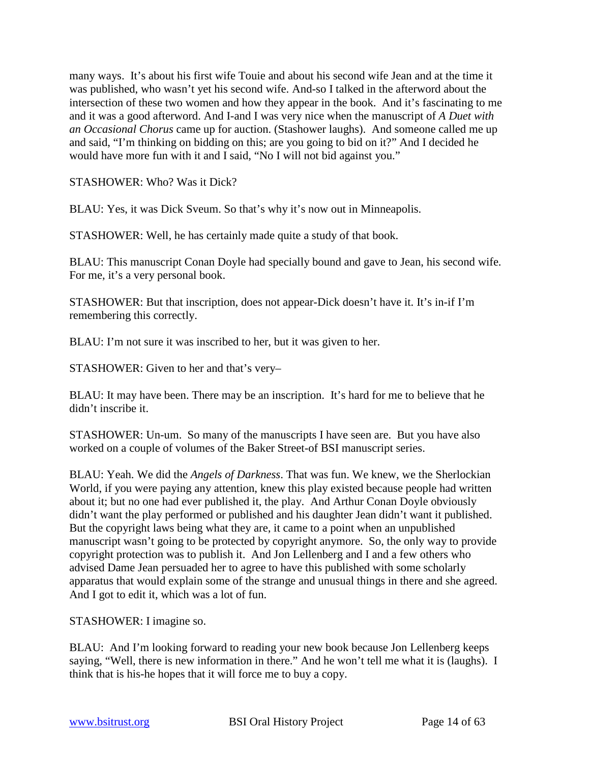many ways. It's about his first wife Touie and about his second wife Jean and at the time it was published, who wasn't yet his second wife. And-so I talked in the afterword about the intersection of these two women and how they appear in the book. And it's fascinating to me and it was a good afterword. And I-and I was very nice when the manuscript of *A Duet with an Occasional Chorus* came up for auction. (Stashower laughs). And someone called me up and said, "I'm thinking on bidding on this; are you going to bid on it?" And I decided he would have more fun with it and I said, "No I will not bid against you."

STASHOWER: Who? Was it Dick?

BLAU: Yes, it was Dick Sveum. So that's why it's now out in Minneapolis.

STASHOWER: Well, he has certainly made quite a study of that book.

BLAU: This manuscript Conan Doyle had specially bound and gave to Jean, his second wife. For me, it's a very personal book.

STASHOWER: But that inscription, does not appear-Dick doesn't have it. It's in-if I'm remembering this correctly.

BLAU: I'm not sure it was inscribed to her, but it was given to her.

STASHOWER: Given to her and that's very–

BLAU: It may have been. There may be an inscription. It's hard for me to believe that he didn't inscribe it.

STASHOWER: Un-um. So many of the manuscripts I have seen are. But you have also worked on a couple of volumes of the Baker Street-of BSI manuscript series.

BLAU: Yeah. We did the *Angels of Darkness*. That was fun. We knew, we the Sherlockian World, if you were paying any attention, knew this play existed because people had written about it; but no one had ever published it, the play. And Arthur Conan Doyle obviously didn't want the play performed or published and his daughter Jean didn't want it published. But the copyright laws being what they are, it came to a point when an unpublished manuscript wasn't going to be protected by copyright anymore. So, the only way to provide copyright protection was to publish it. And Jon Lellenberg and I and a few others who advised Dame Jean persuaded her to agree to have this published with some scholarly apparatus that would explain some of the strange and unusual things in there and she agreed. And I got to edit it, which was a lot of fun.

STASHOWER: I imagine so.

BLAU: And I'm looking forward to reading your new book because Jon Lellenberg keeps saying, "Well, there is new information in there." And he won't tell me what it is (laughs). I think that is his-he hopes that it will force me to buy a copy.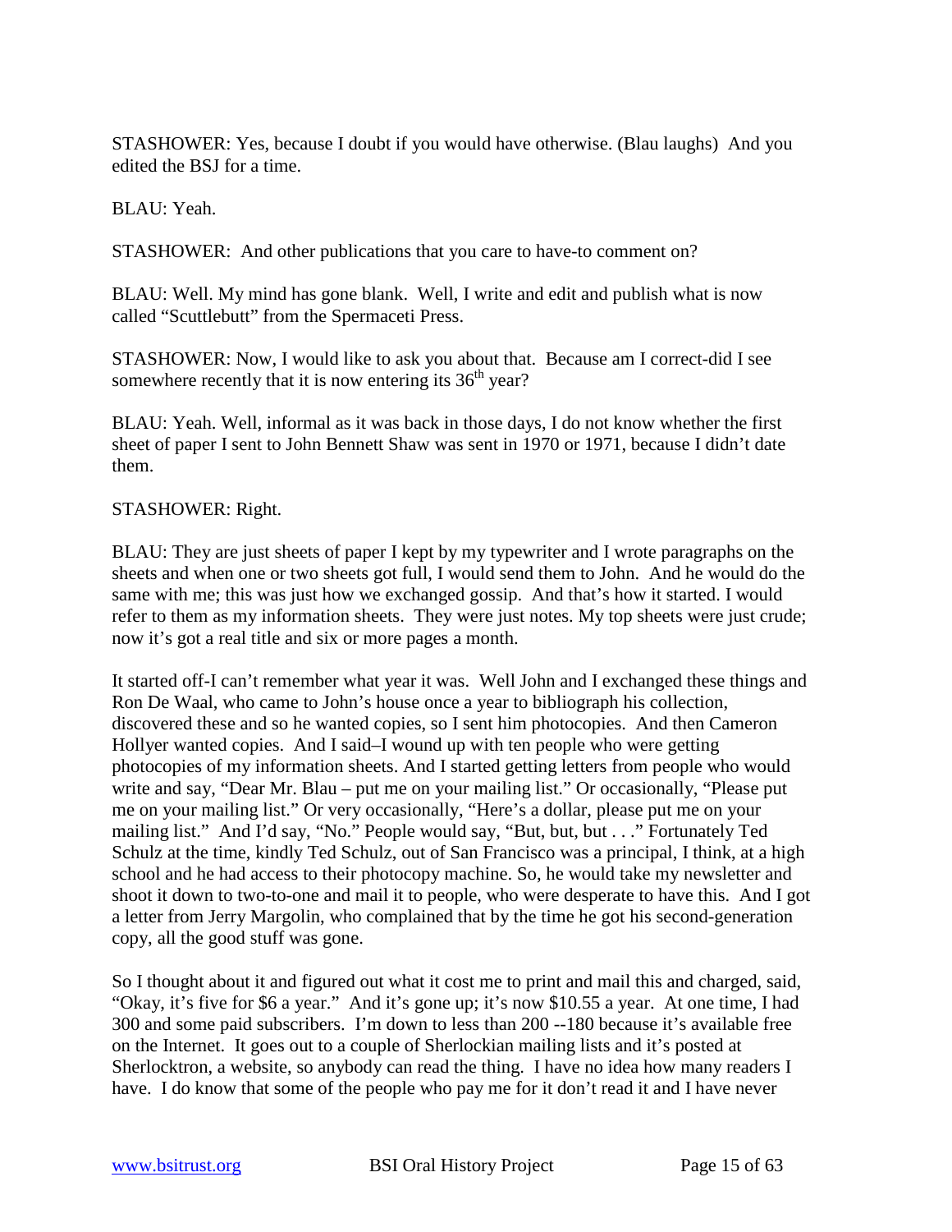STASHOWER: Yes, because I doubt if you would have otherwise. (Blau laughs) And you edited the BSJ for a time.

BLAU: Yeah.

STASHOWER: And other publications that you care to have-to comment on?

BLAU: Well. My mind has gone blank. Well, I write and edit and publish what is now called "Scuttlebutt" from the Spermaceti Press.

STASHOWER: Now, I would like to ask you about that. Because am I correct-did I see somewhere recently that it is now entering its 36th year?

BLAU: Yeah. Well, informal as it was back in those days, I do not know whether the first sheet of paper I sent to John Bennett Shaw was sent in 1970 or 1971, because I didn't date them.

STASHOWER: Right.

BLAU: They are just sheets of paper I kept by my typewriter and I wrote paragraphs on the sheets and when one or two sheets got full, I would send them to John. And he would do the same with me; this was just how we exchanged gossip. And that's how it started. I would refer to them as my information sheets. They were just notes. My top sheets were just crude; now it's got a real title and six or more pages a month.

It started off-I can't remember what year it was. Well John and I exchanged these things and Ron De Waal, who came to John's house once a year to bibliograph his collection, discovered these and so he wanted copies, so I sent him photocopies. And then Cameron Hollyer wanted copies. And I said–I wound up with ten people who were getting photocopies of my information sheets. And I started getting letters from people who would write and say, "Dear Mr. Blau – put me on your mailing list." Or occasionally, "Please put me on your mailing list." Or very occasionally, "Here's a dollar, please put me on your mailing list." And I'd say, "No." People would say, "But, but, but . . ." Fortunately Ted Schulz at the time, kindly Ted Schulz, out of San Francisco was a principal, I think, at a high school and he had access to their photocopy machine. So, he would take my newsletter and shoot it down to two-to-one and mail it to people, who were desperate to have this. And I got a letter from Jerry Margolin, who complained that by the time he got his second-generation copy, all the good stuff was gone.

So I thought about it and figured out what it cost me to print and mail this and charged, said, "Okay, it's five for $6 a year." And it's gone up; it's now $10.55 a year. At one time, I had 300 and some paid subscribers. I'm down to less than 200 --180 because it's available free on the Internet. It goes out to a couple of Sherlockian mailing lists and it's posted at Sherlocktron, a website, so anybody can read the thing. I have no idea how many readers I have. I do know that some of the people who pay me for it don't read it and I have never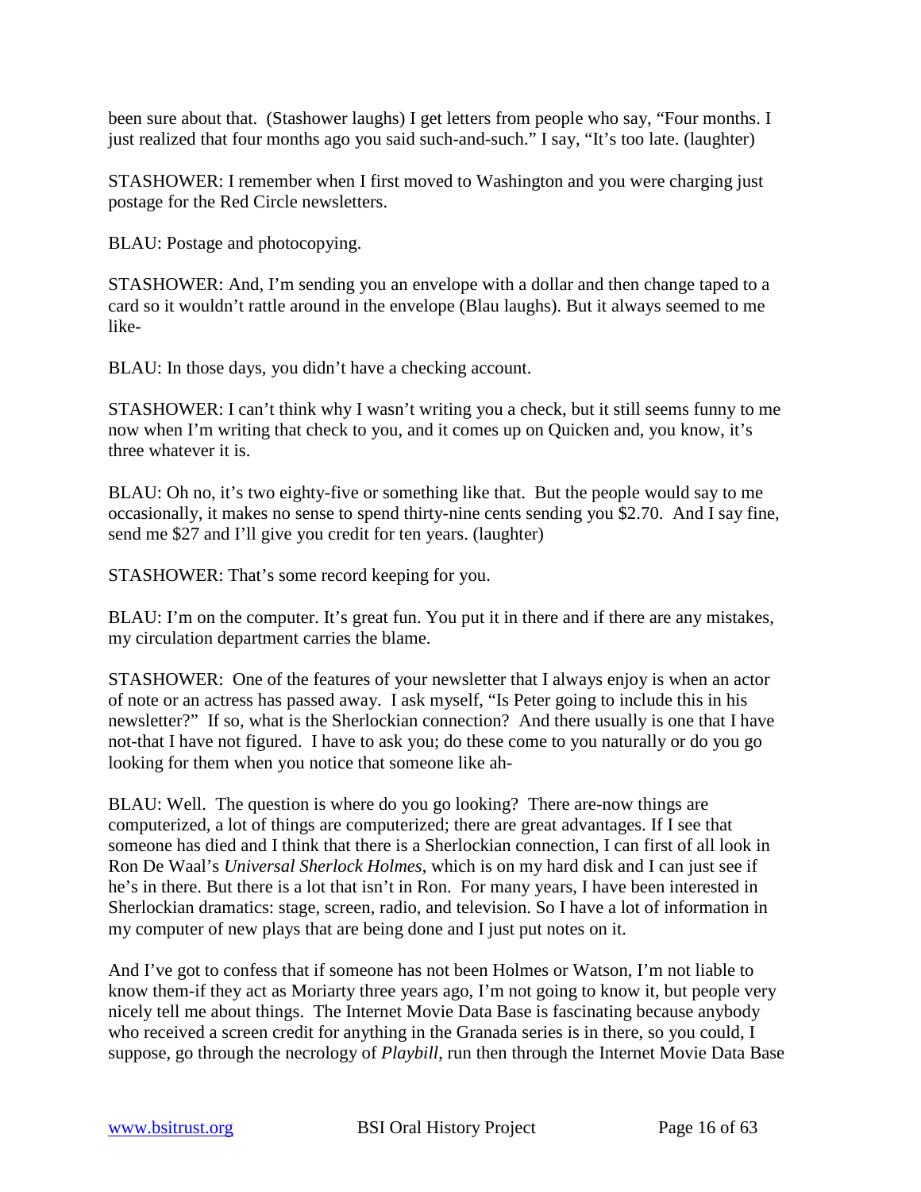been sure about that. (Stashower laughs) I get letters from people who say, "Four months. I just realized that four months ago you said such-and-such." I say, "It's too late. (laughter)

STASHOWER: I remember when I first moved to Washington and you were charging just postage for the Red Circle newsletters.

BLAU: Postage and photocopying.

STASHOWER: And, I'm sending you an envelope with a dollar and then change taped to a card so it wouldn't rattle around in the envelope (Blau laughs). But it always seemed to me like-

BLAU: In those days, you didn't have a checking account.

STASHOWER: I can't think why I wasn't writing you a check, but it still seems funny to me now when I'm writing that check to you, and it comes up on Quicken and, you know, it's three whatever it is.

BLAU: Oh no, it's two eighty-five or something like that. But the people would say to me occasionally, it makes no sense to spend thirty-nine cents sending you $2.70. And I say fine, send me $27 and I'll give you credit for ten years. (laughter)

STASHOWER: That's some record keeping for you.

BLAU: I'm on the computer. It's great fun. You put it in there and if there are any mistakes, my circulation department carries the blame.

STASHOWER: One of the features of your newsletter that I always enjoy is when an actor of note or an actress has passed away. I ask myself, "Is Peter going to include this in his newsletter?" If so, what is the Sherlockian connection? And there usually is one that I have not-that I have not figured. I have to ask you; do these come to you naturally or do you go looking for them when you notice that someone like ah-

BLAU: Well. The question is where do you go looking? There are-now things are computerized, a lot of things are computerized; there are great advantages. If I see that someone has died and I think that there is a Sherlockian connection, I can first of all look in Ron De Waal's *Universal Sherlock Holmes*, which is on my hard disk and I can just see if he's in there. But there is a lot that isn't in Ron. For many years, I have been interested in Sherlockian dramatics: stage, screen, radio, and television. So I have a lot of information in my computer of new plays that are being done and I just put notes on it.

And I've got to confess that if someone has not been Holmes or Watson, I'm not liable to know them-if they act as Moriarty three years ago, I'm not going to know it, but people very nicely tell me about things. The Internet Movie Data Base is fascinating because anybody who received a screen credit for anything in the Granada series is in there, so you could, I suppose, go through the necrology of *Playbill*, run then through the Internet Movie Data Base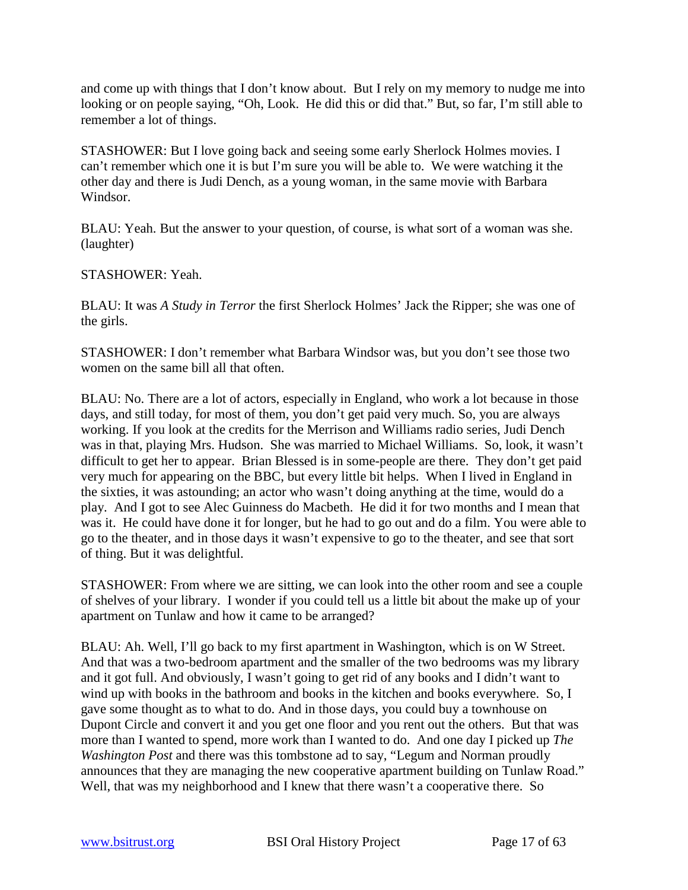and come up with things that I don't know about. But I rely on my memory to nudge me into looking or on people saying, "Oh, Look. He did this or did that." But, so far, I'm still able to remember a lot of things.

STASHOWER: But I love going back and seeing some early Sherlock Holmes movies. I can't remember which one it is but I'm sure you will be able to. We were watching it the other day and there is Judi Dench, as a young woman, in the same movie with Barbara Windsor.

BLAU: Yeah. But the answer to your question, of course, is what sort of a woman was she. (laughter)

STASHOWER: Yeah.

BLAU: It was *A Study in Terror* the first Sherlock Holmes' Jack the Ripper; she was one of the girls.

STASHOWER: I don't remember what Barbara Windsor was, but you don't see those two women on the same bill all that often.

BLAU: No. There are a lot of actors, especially in England, who work a lot because in those days, and still today, for most of them, you don't get paid very much. So, you are always working. If you look at the credits for the Merrison and Williams radio series, Judi Dench was in that, playing Mrs. Hudson. She was married to Michael Williams. So, look, it wasn't difficult to get her to appear. Brian Blessed is in some-people are there. They don't get paid very much for appearing on the BBC, but every little bit helps. When I lived in England in the sixties, it was astounding; an actor who wasn't doing anything at the time, would do a play. And I got to see Alec Guinness do Macbeth. He did it for two months and I mean that was it. He could have done it for longer, but he had to go out and do a film. You were able to go to the theater, and in those days it wasn't expensive to go to the theater, and see that sort of thing. But it was delightful.

STASHOWER: From where we are sitting, we can look into the other room and see a couple of shelves of your library. I wonder if you could tell us a little bit about the make up of your apartment on Tunlaw and how it came to be arranged?

BLAU: Ah. Well, I'll go back to my first apartment in Washington, which is on W Street. And that was a two-bedroom apartment and the smaller of the two bedrooms was my library and it got full. And obviously, I wasn't going to get rid of any books and I didn't want to wind up with books in the bathroom and books in the kitchen and books everywhere. So, I gave some thought as to what to do. And in those days, you could buy a townhouse on Dupont Circle and convert it and you get one floor and you rent out the others. But that was more than I wanted to spend, more work than I wanted to do. And one day I picked up *The Washington Post* and there was this tombstone ad to say, "Legum and Norman proudly announces that they are managing the new cooperative apartment building on Tunlaw Road." Well, that was my neighborhood and I knew that there wasn't a cooperative there. So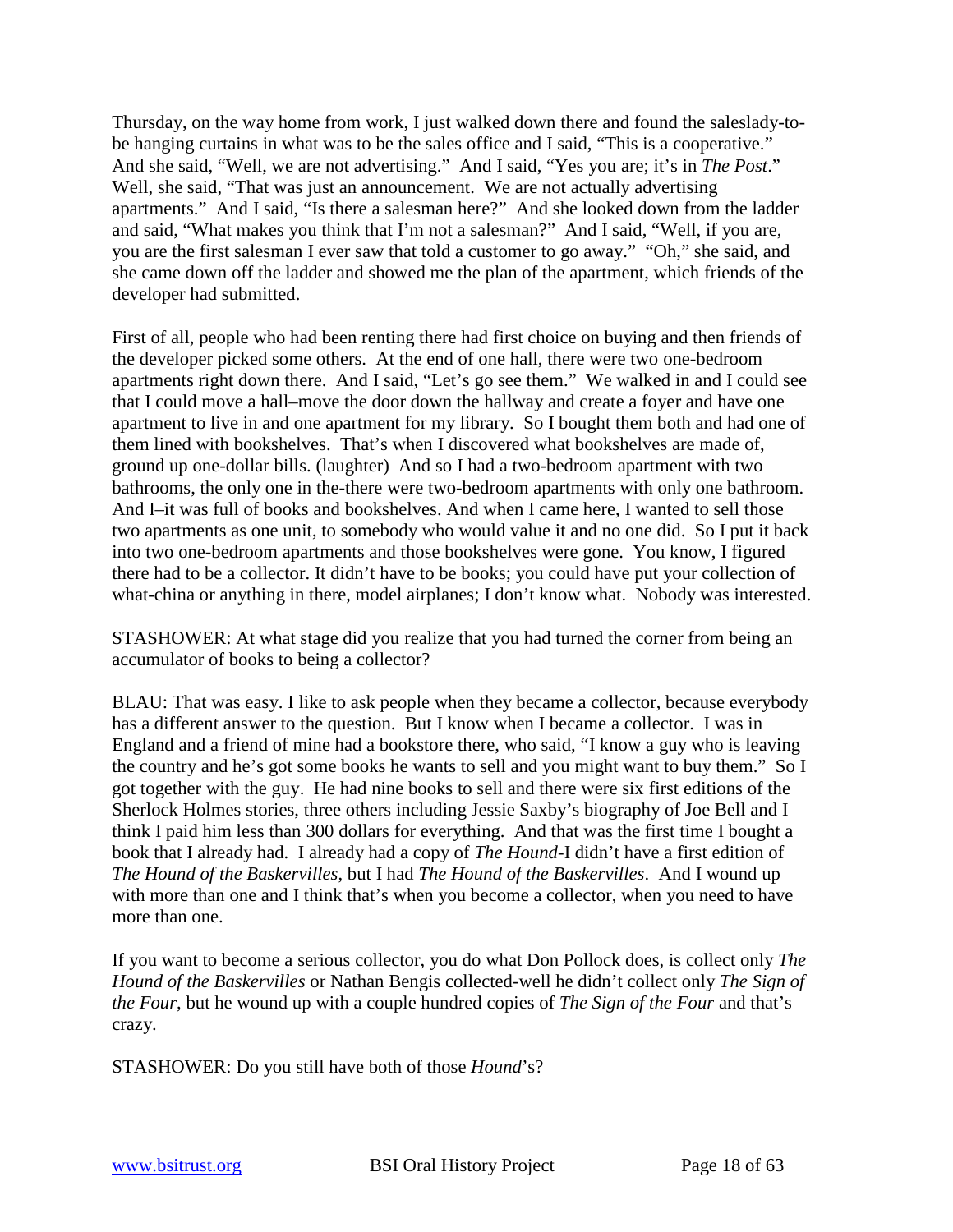Thursday, on the way home from work, I just walked down there and found the saleslady-to-be hanging curtains in what was to be the sales office and I said, "This is a cooperative." And she said, "Well, we are not advertising." And I said, "Yes you are; it's in *The Post*." Well, she said, "That was just an announcement. We are not actually advertising apartments." And I said, "Is there a salesman here?" And she looked down from the ladder and said, "What makes you think that I'm not a salesman?" And I said, "Well, if you are, you are the first salesman I ever saw that told a customer to go away." "Oh," she said, and she came down off the ladder and showed me the plan of the apartment, which friends of the developer had submitted.

First of all, people who had been renting there had first choice on buying and then friends of the developer picked some others. At the end of one hall, there were two one-bedroom apartments right down there. And I said, "Let's go see them." We walked in and I could see that I could move a hall–move the door down the hallway and create a foyer and have one apartment to live in and one apartment for my library. So I bought them both and had one of them lined with bookshelves. That's when I discovered what bookshelves are made of, ground up one-dollar bills. (laughter) And so I had a two-bedroom apartment with two bathrooms, the only one in the-there were two-bedroom apartments with only one bathroom. And I–it was full of books and bookshelves. And when I came here, I wanted to sell those two apartments as one unit, to somebody who would value it and no one did. So I put it back into two one-bedroom apartments and those bookshelves were gone. You know, I figured there had to be a collector. It didn't have to be books; you could have put your collection of what-china or anything in there, model airplanes; I don't know what. Nobody was interested.

STASHOWER: At what stage did you realize that you had turned the corner from being an accumulator of books to being a collector?

BLAU: That was easy. I like to ask people when they became a collector, because everybody has a different answer to the question. But I know when I became a collector. I was in England and a friend of mine had a bookstore there, who said, "I know a guy who is leaving the country and he's got some books he wants to sell and you might want to buy them." So I got together with the guy. He had nine books to sell and there were six first editions of the Sherlock Holmes stories, three others including Jessie Saxby's biography of Joe Bell and I think I paid him less than 300 dollars for everything. And that was the first time I bought a book that I already had. I already had a copy of *The Hound*-I didn't have a first edition of *The Hound of the Baskervilles*, but I had *The Hound of the Baskervilles*. And I wound up with more than one and I think that's when you become a collector, when you need to have more than one.

If you want to become a serious collector, you do what Don Pollock does, is collect only *The Hound of the Baskervilles* or Nathan Bengis collected-well he didn't collect only *The Sign of the Four*, but he wound up with a couple hundred copies of *The Sign of the Four* and that's crazy.

STASHOWER: Do you still have both of those *Hound*'s?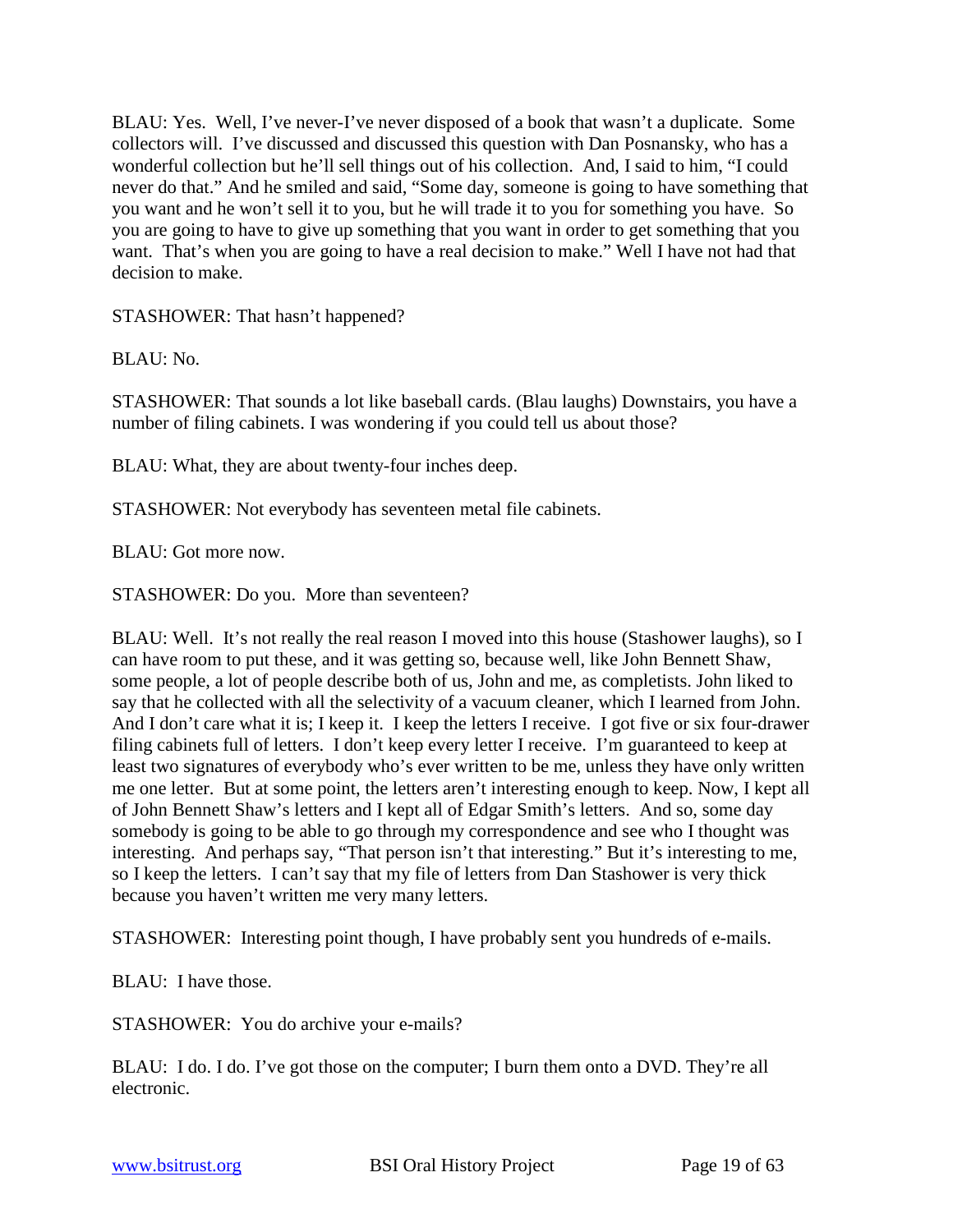BLAU: Yes. Well, I've never-I've never disposed of a book that wasn't a duplicate. Some collectors will. I've discussed and discussed this question with Dan Posnansky, who has a wonderful collection but he'll sell things out of his collection. And, I said to him, "I could never do that." And he smiled and said, "Some day, someone is going to have something that you want and he won't sell it to you, but he will trade it to you for something you have. So you are going to have to give up something that you want in order to get something that you want. That's when you are going to have a real decision to make." Well I have not had that decision to make.

STASHOWER: That hasn't happened?

BLAU: No.

STASHOWER: That sounds a lot like baseball cards. (Blau laughs) Downstairs, you have a number of filing cabinets. I was wondering if you could tell us about those?

BLAU: What, they are about twenty-four inches deep.

STASHOWER: Not everybody has seventeen metal file cabinets.

BLAU: Got more now.

STASHOWER: Do you. More than seventeen?

BLAU: Well. It's not really the real reason I moved into this house (Stashower laughs), so I can have room to put these, and it was getting so, because well, like John Bennett Shaw, some people, a lot of people describe both of us, John and me, as completists. John liked to say that he collected with all the selectivity of a vacuum cleaner, which I learned from John. And I don't care what it is; I keep it. I keep the letters I receive. I got five or six four-drawer filing cabinets full of letters. I don't keep every letter I receive. I'm guaranteed to keep at least two signatures of everybody who's ever written to be me, unless they have only written me one letter. But at some point, the letters aren't interesting enough to keep. Now, I kept all of John Bennett Shaw's letters and I kept all of Edgar Smith's letters. And so, some day somebody is going to be able to go through my correspondence and see who I thought was interesting. And perhaps say, "That person isn't that interesting." But it's interesting to me, so I keep the letters. I can't say that my file of letters from Dan Stashower is very thick because you haven't written me very many letters.

STASHOWER: Interesting point though, I have probably sent you hundreds of e-mails.

BLAU: I have those.

STASHOWER: You do archive your e-mails?

BLAU: I do. I do. I've got those on the computer; I burn them onto a DVD. They're all electronic.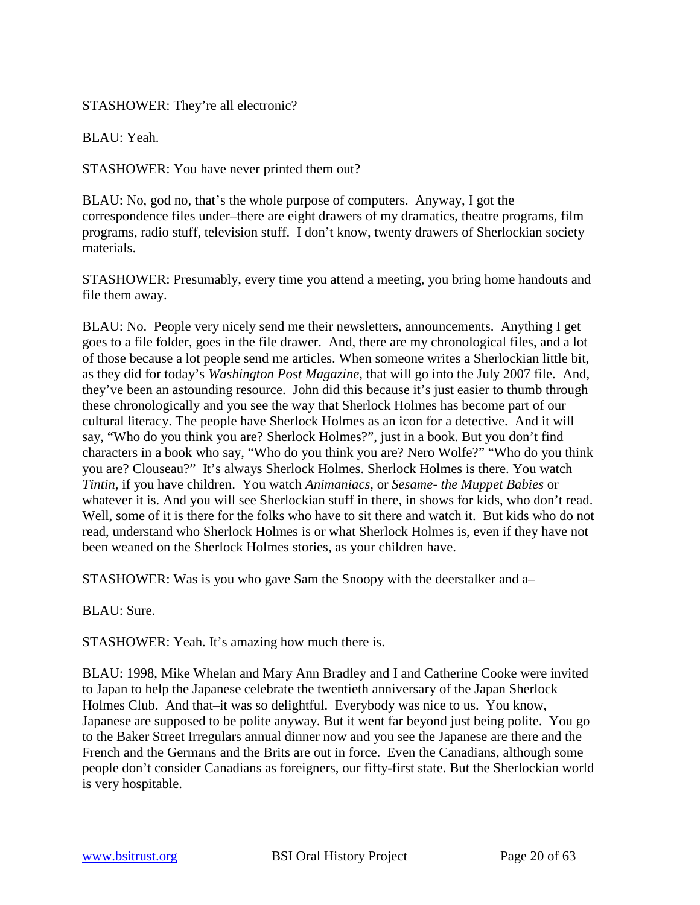STASHOWER: They're all electronic?

BLAU: Yeah.

STASHOWER: You have never printed them out?

BLAU: No, god no, that's the whole purpose of computers. Anyway, I got the correspondence files under–there are eight drawers of my dramatics, theatre programs, film programs, radio stuff, television stuff. I don't know, twenty drawers of Sherlockian society materials.

STASHOWER: Presumably, every time you attend a meeting, you bring home handouts and file them away.

BLAU: No. People very nicely send me their newsletters, announcements. Anything I get goes to a file folder, goes in the file drawer. And, there are my chronological files, and a lot of those because a lot people send me articles. When someone writes a Sherlockian little bit, as they did for today's *Washington Post Magazine,* that will go into the July 2007 file. And, they've been an astounding resource. John did this because it's just easier to thumb through these chronologically and you see the way that Sherlock Holmes has become part of our cultural literacy. The people have Sherlock Holmes as an icon for a detective. And it will say, "Who do you think you are? Sherlock Holmes?", just in a book. But you don't find characters in a book who say, "Who do you think you are? Nero Wolfe?" "Who do you think you are? Clouseau?" It's always Sherlock Holmes. Sherlock Holmes is there. You watch *Tintin*, if you have children. You watch *Animaniacs*, or *Sesame- the Muppet Babies* or whatever it is. And you will see Sherlockian stuff in there, in shows for kids, who don't read. Well, some of it is there for the folks who have to sit there and watch it. But kids who do not read, understand who Sherlock Holmes is or what Sherlock Holmes is, even if they have not been weaned on the Sherlock Holmes stories, as your children have.

STASHOWER: Was is you who gave Sam the Snoopy with the deerstalker and a–

BLAU: Sure.

STASHOWER: Yeah. It's amazing how much there is.

BLAU: 1998, Mike Whelan and Mary Ann Bradley and I and Catherine Cooke were invited to Japan to help the Japanese celebrate the twentieth anniversary of the Japan Sherlock Holmes Club. And that–it was so delightful. Everybody was nice to us. You know, Japanese are supposed to be polite anyway. But it went far beyond just being polite. You go to the Baker Street Irregulars annual dinner now and you see the Japanese are there and the French and the Germans and the Brits are out in force. Even the Canadians, although some people don't consider Canadians as foreigners, our fifty-first state. But the Sherlockian world is very hospitable.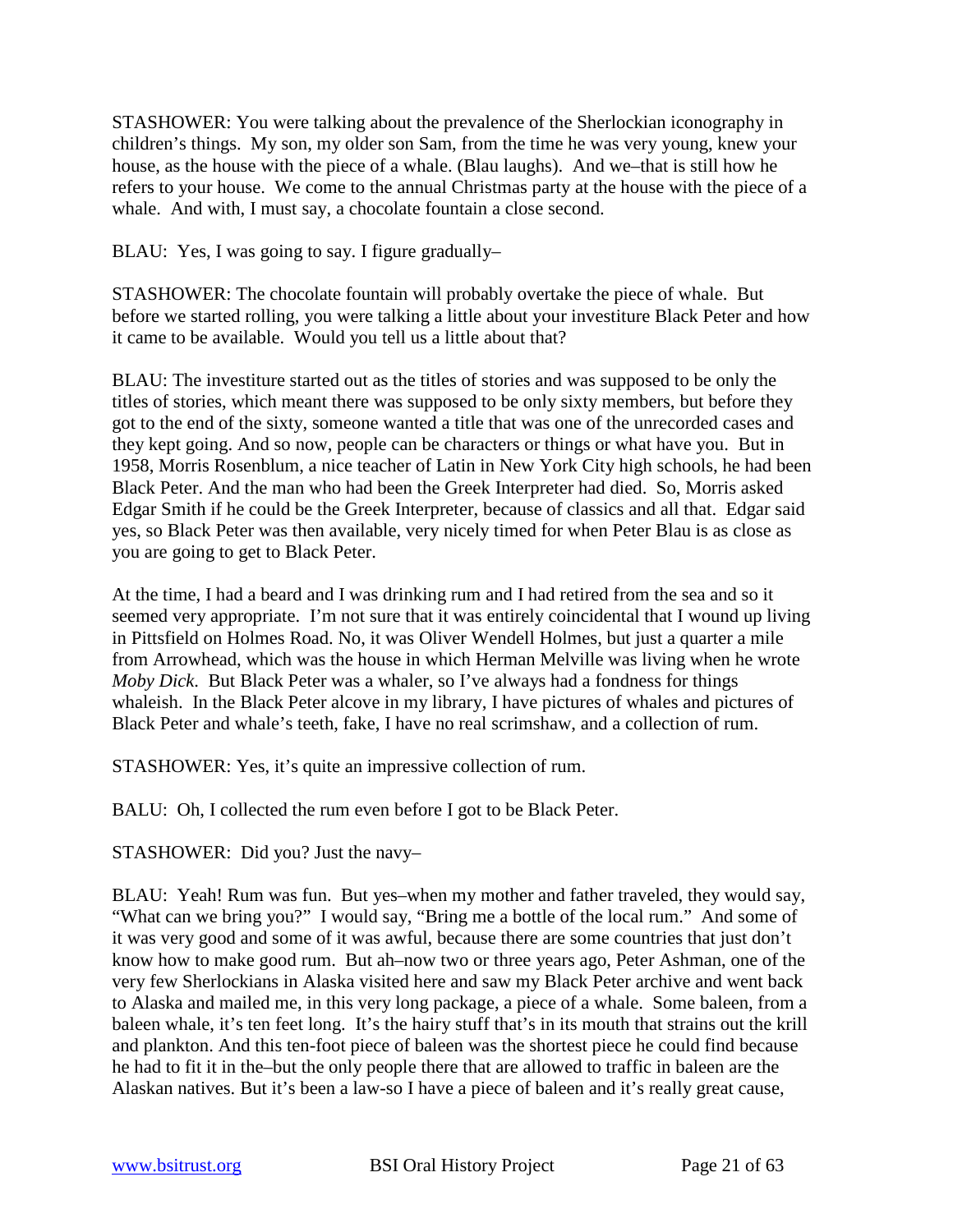STASHOWER: You were talking about the prevalence of the Sherlockian iconography in children's things. My son, my older son Sam, from the time he was very young, knew your house, as the house with the piece of a whale. (Blau laughs). And we–that is still how he refers to your house. We come to the annual Christmas party at the house with the piece of a whale. And with, I must say, a chocolate fountain a close second.

BLAU: Yes, I was going to say. I figure gradually–

STASHOWER: The chocolate fountain will probably overtake the piece of whale. But before we started rolling, you were talking a little about your investiture Black Peter and how it came to be available. Would you tell us a little about that?

BLAU: The investiture started out as the titles of stories and was supposed to be only the titles of stories, which meant there was supposed to be only sixty members, but before they got to the end of the sixty, someone wanted a title that was one of the unrecorded cases and they kept going. And so now, people can be characters or things or what have you. But in 1958, Morris Rosenblum, a nice teacher of Latin in New York City high schools, he had been Black Peter. And the man who had been the Greek Interpreter had died. So, Morris asked Edgar Smith if he could be the Greek Interpreter, because of classics and all that. Edgar said yes, so Black Peter was then available, very nicely timed for when Peter Blau is as close as you are going to get to Black Peter.

At the time, I had a beard and I was drinking rum and I had retired from the sea and so it seemed very appropriate. I'm not sure that it was entirely coincidental that I wound up living in Pittsfield on Holmes Road. No, it was Oliver Wendell Holmes, but just a quarter a mile from Arrowhead, which was the house in which Herman Melville was living when he wrote *Moby Dick*. But Black Peter was a whaler, so I've always had a fondness for things whaleish. In the Black Peter alcove in my library, I have pictures of whales and pictures of Black Peter and whale's teeth, fake, I have no real scrimshaw, and a collection of rum.

STASHOWER: Yes, it's quite an impressive collection of rum.

BALU: Oh, I collected the rum even before I got to be Black Peter.

STASHOWER: Did you? Just the navy–

BLAU: Yeah! Rum was fun. But yes–when my mother and father traveled, they would say, "What can we bring you?" I would say, "Bring me a bottle of the local rum." And some of it was very good and some of it was awful, because there are some countries that just don't know how to make good rum. But ah–now two or three years ago, Peter Ashman, one of the very few Sherlockians in Alaska visited here and saw my Black Peter archive and went back to Alaska and mailed me, in this very long package, a piece of a whale. Some baleen, from a baleen whale, it's ten feet long. It's the hairy stuff that's in its mouth that strains out the krill and plankton. And this ten-foot piece of baleen was the shortest piece he could find because he had to fit it in the–but the only people there that are allowed to traffic in baleen are the Alaskan natives. But it's been a law-so I have a piece of baleen and it's really great cause,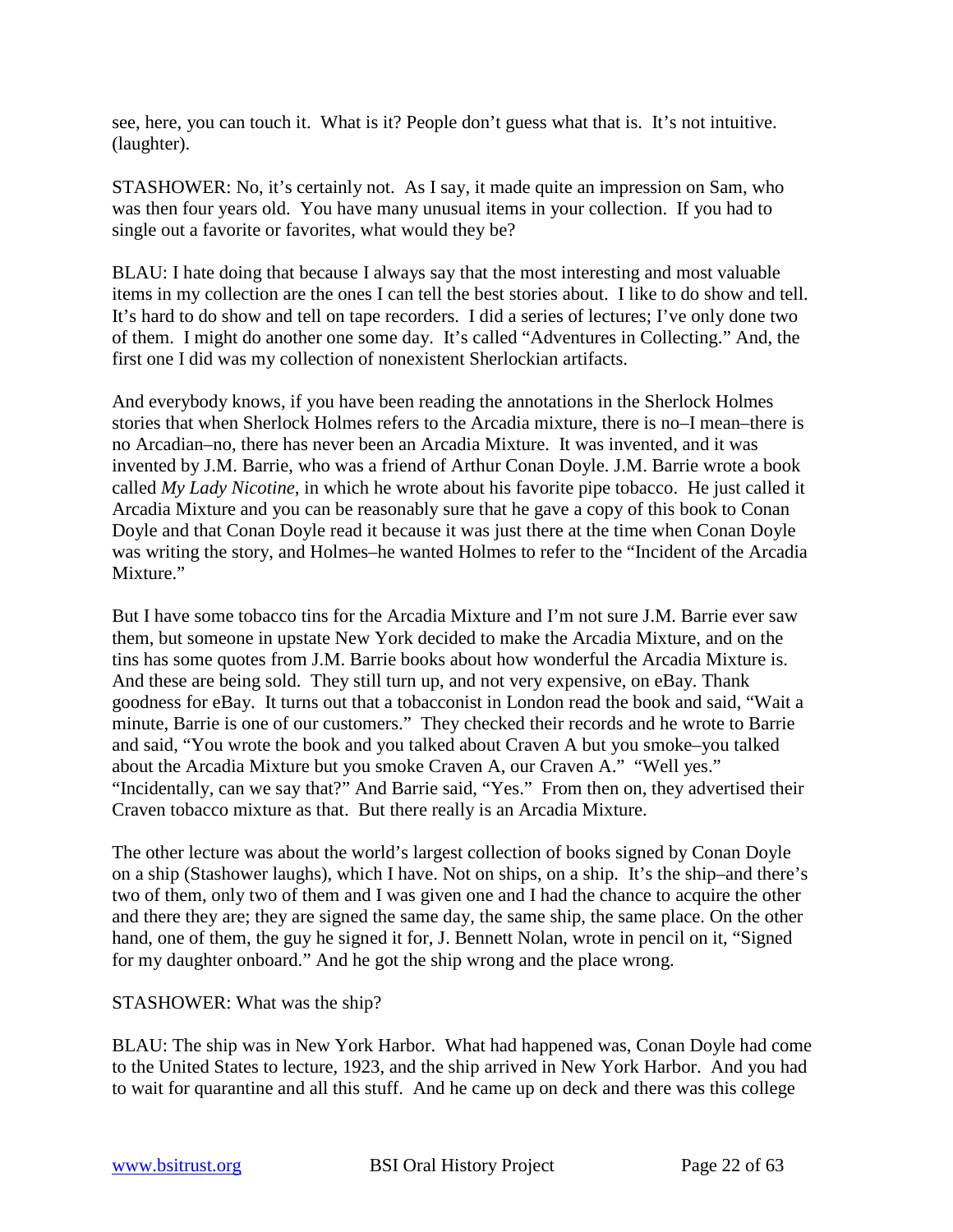see, here, you can touch it. What is it? People don't guess what that is. It's not intuitive. (laughter).

STASHOWER: No, it's certainly not. As I say, it made quite an impression on Sam, who was then four years old. You have many unusual items in your collection. If you had to single out a favorite or favorites, what would they be?

BLAU: I hate doing that because I always say that the most interesting and most valuable items in my collection are the ones I can tell the best stories about. I like to do show and tell. It's hard to do show and tell on tape recorders. I did a series of lectures; I've only done two of them. I might do another one some day. It's called "Adventures in Collecting." And, the first one I did was my collection of nonexistent Sherlockian artifacts.

And everybody knows, if you have been reading the annotations in the Sherlock Holmes stories that when Sherlock Holmes refers to the Arcadia mixture, there is no–I mean–there is no Arcadian–no, there has never been an Arcadia Mixture. It was invented, and it was invented by J.M. Barrie, who was a friend of Arthur Conan Doyle. J.M. Barrie wrote a book called *My Lady Nicotine*, in which he wrote about his favorite pipe tobacco. He just called it Arcadia Mixture and you can be reasonably sure that he gave a copy of this book to Conan Doyle and that Conan Doyle read it because it was just there at the time when Conan Doyle was writing the story, and Holmes–he wanted Holmes to refer to the "Incident of the Arcadia Mixture."

But I have some tobacco tins for the Arcadia Mixture and I'm not sure J.M. Barrie ever saw them, but someone in upstate New York decided to make the Arcadia Mixture, and on the tins has some quotes from J.M. Barrie books about how wonderful the Arcadia Mixture is. And these are being sold. They still turn up, and not very expensive, on eBay. Thank goodness for eBay. It turns out that a tobacconist in London read the book and said, "Wait a minute, Barrie is one of our customers." They checked their records and he wrote to Barrie and said, "You wrote the book and you talked about Craven A but you smoke–you talked about the Arcadia Mixture but you smoke Craven A, our Craven A." "Well yes." "Incidentally, can we say that?" And Barrie said, "Yes." From then on, they advertised their Craven tobacco mixture as that. But there really is an Arcadia Mixture.

The other lecture was about the world's largest collection of books signed by Conan Doyle on a ship (Stashower laughs), which I have. Not on ships, on a ship. It's the ship–and there's two of them, only two of them and I was given one and I had the chance to acquire the other and there they are; they are signed the same day, the same ship, the same place. On the other hand, one of them, the guy he signed it for, J. Bennett Nolan, wrote in pencil on it, "Signed for my daughter onboard." And he got the ship wrong and the place wrong.

STASHOWER: What was the ship?

BLAU: The ship was in New York Harbor. What had happened was, Conan Doyle had come to the United States to lecture, 1923, and the ship arrived in New York Harbor. And you had to wait for quarantine and all this stuff. And he came up on deck and there was this college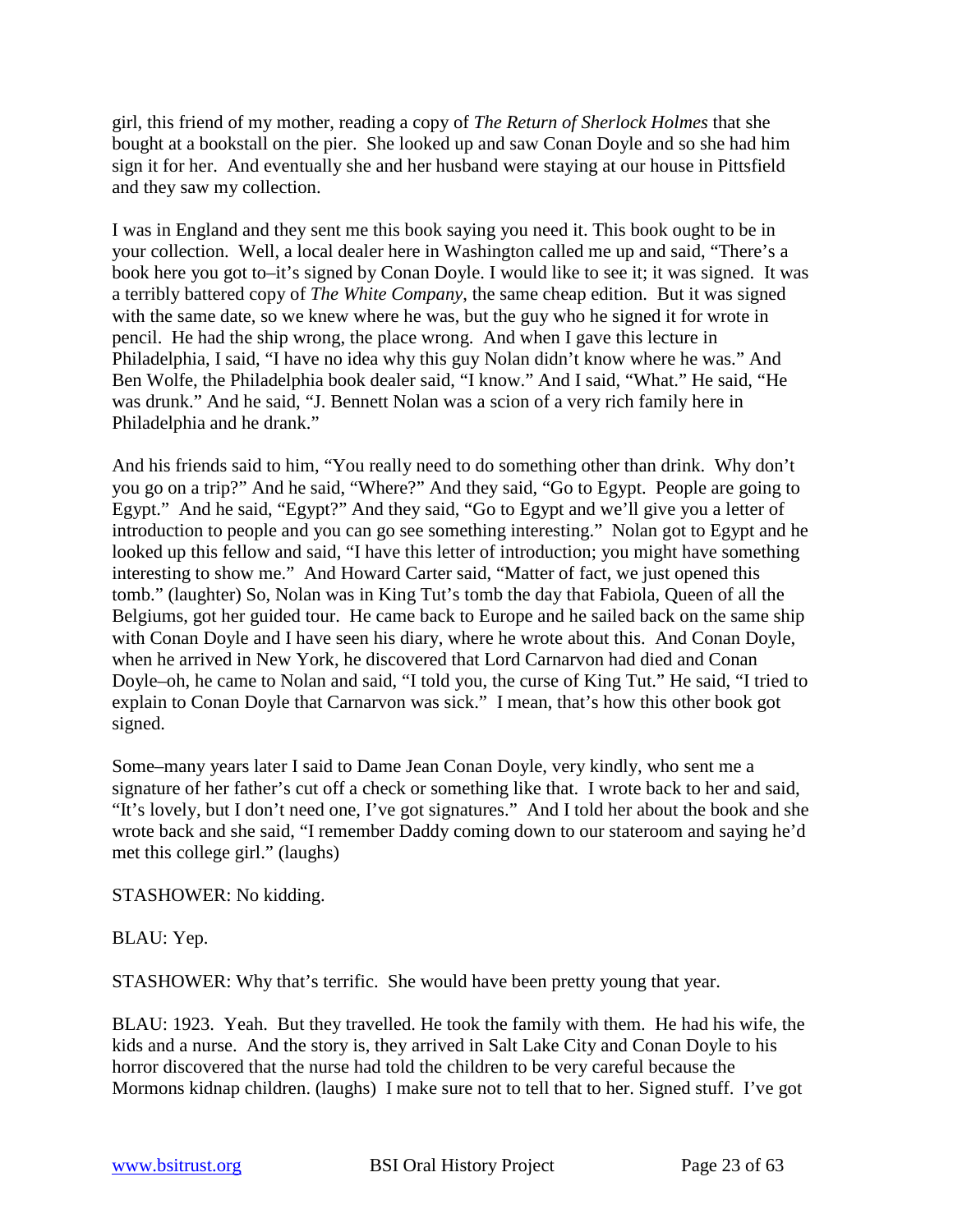girl, this friend of my mother, reading a copy of *The Return of Sherlock Holmes* that she bought at a bookstall on the pier. She looked up and saw Conan Doyle and so she had him sign it for her. And eventually she and her husband were staying at our house in Pittsfield and they saw my collection.

I was in England and they sent me this book saying you need it. This book ought to be in your collection. Well, a local dealer here in Washington called me up and said, "There's a book here you got to–it's signed by Conan Doyle. I would like to see it; it was signed. It was a terribly battered copy of *The White Company*, the same cheap edition. But it was signed with the same date, so we knew where he was, but the guy who he signed it for wrote in pencil. He had the ship wrong, the place wrong. And when I gave this lecture in Philadelphia, I said, "I have no idea why this guy Nolan didn't know where he was." And Ben Wolfe, the Philadelphia book dealer said, "I know." And I said, "What." He said, "He was drunk." And he said, "J. Bennett Nolan was a scion of a very rich family here in Philadelphia and he drank."

And his friends said to him, "You really need to do something other than drink. Why don't you go on a trip?" And he said, "Where?" And they said, "Go to Egypt. People are going to Egypt." And he said, "Egypt?" And they said, "Go to Egypt and we'll give you a letter of introduction to people and you can go see something interesting." Nolan got to Egypt and he looked up this fellow and said, "I have this letter of introduction; you might have something interesting to show me." And Howard Carter said, "Matter of fact, we just opened this tomb." (laughter) So, Nolan was in King Tut's tomb the day that Fabiola, Queen of all the Belgiums, got her guided tour. He came back to Europe and he sailed back on the same ship with Conan Doyle and I have seen his diary, where he wrote about this. And Conan Doyle, when he arrived in New York, he discovered that Lord Carnarvon had died and Conan Doyle–oh, he came to Nolan and said, "I told you, the curse of King Tut." He said, "I tried to explain to Conan Doyle that Carnarvon was sick." I mean, that's how this other book got signed.

Some–many years later I said to Dame Jean Conan Doyle, very kindly, who sent me a signature of her father's cut off a check or something like that. I wrote back to her and said, "It's lovely, but I don't need one, I've got signatures." And I told her about the book and she wrote back and she said, "I remember Daddy coming down to our stateroom and saying he'd met this college girl." (laughs)

STASHOWER: No kidding.

BLAU: Yep.

STASHOWER: Why that's terrific. She would have been pretty young that year.

BLAU: 1923. Yeah. But they travelled. He took the family with them. He had his wife, the kids and a nurse. And the story is, they arrived in Salt Lake City and Conan Doyle to his horror discovered that the nurse had told the children to be very careful because the Mormons kidnap children. (laughs) I make sure not to tell that to her. Signed stuff. I've got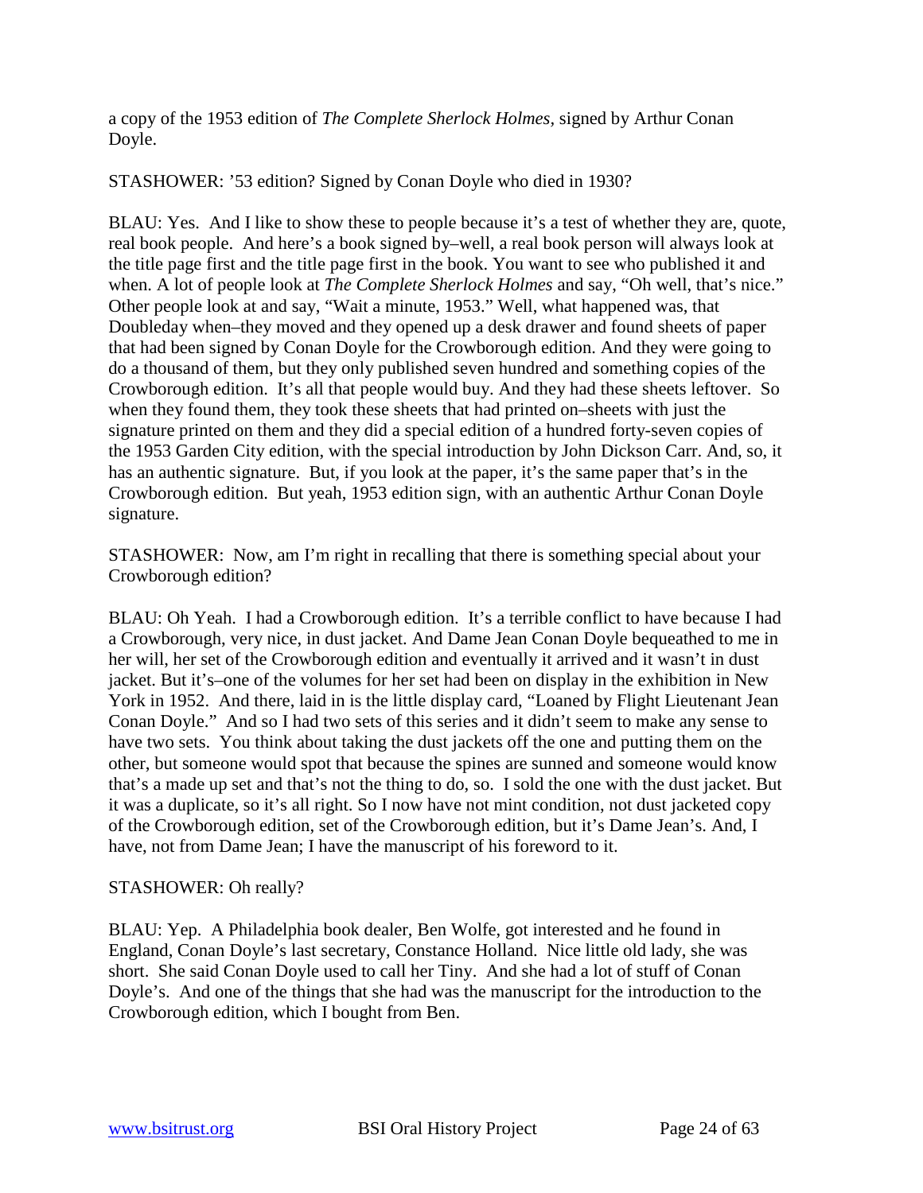a copy of the 1953 edition of *The Complete Sherlock Holmes*, signed by Arthur Conan Doyle.

STASHOWER: '53 edition? Signed by Conan Doyle who died in 1930?

BLAU: Yes. And I like to show these to people because it's a test of whether they are, quote, real book people. And here's a book signed by–well, a real book person will always look at the title page first and the title page first in the book. You want to see who published it and when. A lot of people look at *The Complete Sherlock Holmes* and say, "Oh well, that's nice." Other people look at and say, "Wait a minute, 1953." Well, what happened was, that Doubleday when–they moved and they opened up a desk drawer and found sheets of paper that had been signed by Conan Doyle for the Crowborough edition. And they were going to do a thousand of them, but they only published seven hundred and something copies of the Crowborough edition. It's all that people would buy. And they had these sheets leftover. So when they found them, they took these sheets that had printed on–sheets with just the signature printed on them and they did a special edition of a hundred forty-seven copies of the 1953 Garden City edition, with the special introduction by John Dickson Carr. And, so, it has an authentic signature. But, if you look at the paper, it's the same paper that's in the Crowborough edition. But yeah, 1953 edition sign, with an authentic Arthur Conan Doyle signature.

STASHOWER: Now, am I'm right in recalling that there is something special about your Crowborough edition?

BLAU: Oh Yeah. I had a Crowborough edition. It's a terrible conflict to have because I had a Crowborough, very nice, in dust jacket. And Dame Jean Conan Doyle bequeathed to me in her will, her set of the Crowborough edition and eventually it arrived and it wasn't in dust jacket. But it's–one of the volumes for her set had been on display in the exhibition in New York in 1952. And there, laid in is the little display card, "Loaned by Flight Lieutenant Jean Conan Doyle." And so I had two sets of this series and it didn't seem to make any sense to have two sets. You think about taking the dust jackets off the one and putting them on the other, but someone would spot that because the spines are sunned and someone would know that's a made up set and that's not the thing to do, so. I sold the one with the dust jacket. But it was a duplicate, so it's all right. So I now have not mint condition, not dust jacketed copy of the Crowborough edition, set of the Crowborough edition, but it's Dame Jean's. And, I have, not from Dame Jean; I have the manuscript of his foreword to it.

STASHOWER: Oh really?

BLAU: Yep. A Philadelphia book dealer, Ben Wolfe, got interested and he found in England, Conan Doyle's last secretary, Constance Holland. Nice little old lady, she was short. She said Conan Doyle used to call her Tiny. And she had a lot of stuff of Conan Doyle's. And one of the things that she had was the manuscript for the introduction to the Crowborough edition, which I bought from Ben.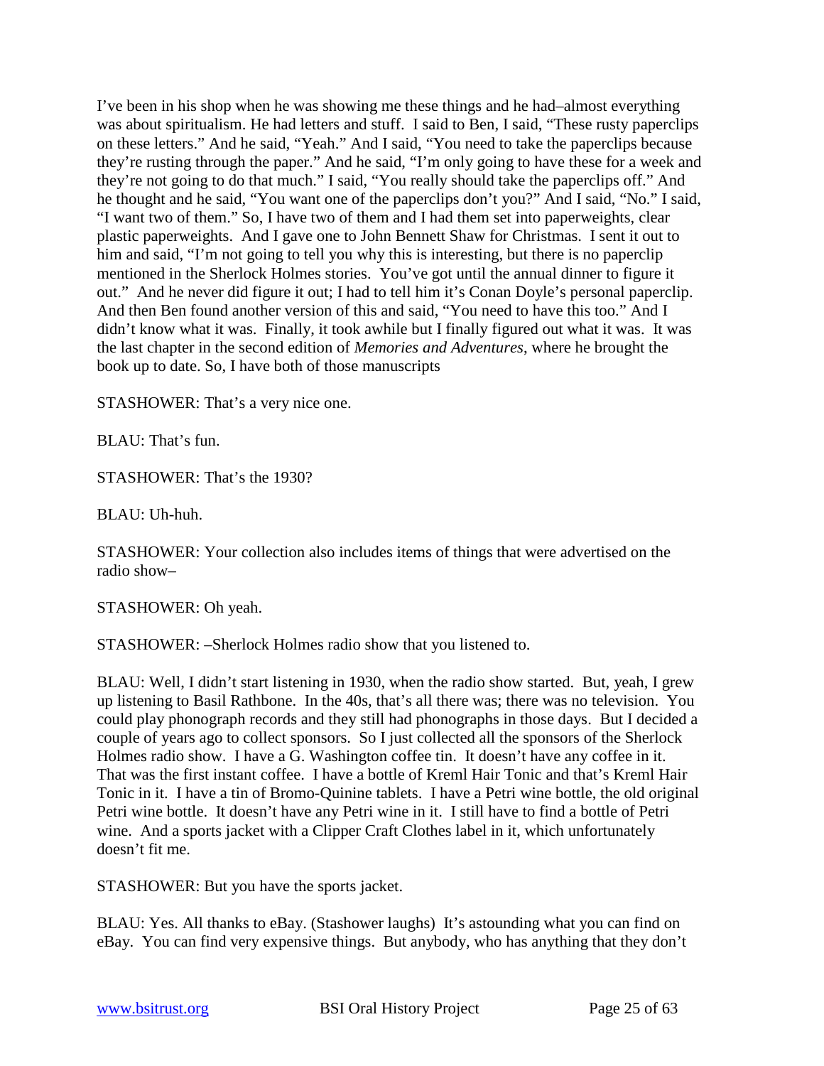I've been in his shop when he was showing me these things and he had–almost everything was about spiritualism. He had letters and stuff. I said to Ben, I said, "These rusty paperclips on these letters." And he said, "Yeah." And I said, "You need to take the paperclips because they're rusting through the paper." And he said, "I'm only going to have these for a week and they're not going to do that much." I said, "You really should take the paperclips off." And he thought and he said, "You want one of the paperclips don't you?" And I said, "No." I said, "I want two of them." So, I have two of them and I had them set into paperweights, clear plastic paperweights. And I gave one to John Bennett Shaw for Christmas. I sent it out to him and said, "I'm not going to tell you why this is interesting, but there is no paperclip mentioned in the Sherlock Holmes stories. You've got until the annual dinner to figure it out." And he never did figure it out; I had to tell him it's Conan Doyle's personal paperclip. And then Ben found another version of this and said, "You need to have this too." And I didn't know what it was. Finally, it took awhile but I finally figured out what it was. It was the last chapter in the second edition of *Memories and Adventures*, where he brought the book up to date. So, I have both of those manuscripts

STASHOWER: That's a very nice one.

BLAU: That's fun.

STASHOWER: That's the 1930?

BLAU: Uh-huh.

STASHOWER: Your collection also includes items of things that were advertised on the radio show–

STASHOWER: Oh yeah.

STASHOWER: –Sherlock Holmes radio show that you listened to.

BLAU: Well, I didn't start listening in 1930, when the radio show started. But, yeah, I grew up listening to Basil Rathbone. In the 40s, that's all there was; there was no television. You could play phonograph records and they still had phonographs in those days. But I decided a couple of years ago to collect sponsors. So I just collected all the sponsors of the Sherlock Holmes radio show. I have a G. Washington coffee tin. It doesn't have any coffee in it. That was the first instant coffee. I have a bottle of Kreml Hair Tonic and that's Kreml Hair Tonic in it. I have a tin of Bromo-Quinine tablets. I have a Petri wine bottle, the old original Petri wine bottle. It doesn't have any Petri wine in it. I still have to find a bottle of Petri wine. And a sports jacket with a Clipper Craft Clothes label in it, which unfortunately doesn't fit me.

STASHOWER: But you have the sports jacket.

BLAU: Yes. All thanks to eBay. (Stashower laughs) It's astounding what you can find on eBay. You can find very expensive things. But anybody, who has anything that they don't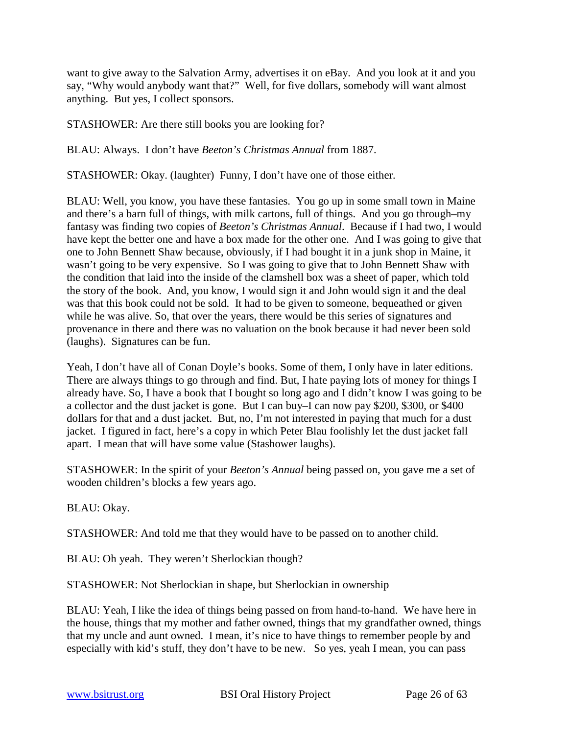want to give away to the Salvation Army, advertises it on eBay. And you look at it and you say, "Why would anybody want that?" Well, for five dollars, somebody will want almost anything. But yes, I collect sponsors.

STASHOWER: Are there still books you are looking for?

BLAU: Always. I don't have *Beeton's Christmas Annual* from 1887.

STASHOWER: Okay. (laughter) Funny, I don't have one of those either.

BLAU: Well, you know, you have these fantasies. You go up in some small town in Maine and there's a barn full of things, with milk cartons, full of things. And you go through–my fantasy was finding two copies of *Beeton's Christmas Annual*. Because if I had two, I would have kept the better one and have a box made for the other one. And I was going to give that one to John Bennett Shaw because, obviously, if I had bought it in a junk shop in Maine, it wasn't going to be very expensive. So I was going to give that to John Bennett Shaw with the condition that laid into the inside of the clamshell box was a sheet of paper, which told the story of the book. And, you know, I would sign it and John would sign it and the deal was that this book could not be sold. It had to be given to someone, bequeathed or given while he was alive. So, that over the years, there would be this series of signatures and provenance in there and there was no valuation on the book because it had never been sold (laughs). Signatures can be fun.

Yeah, I don't have all of Conan Doyle's books. Some of them, I only have in later editions. There are always things to go through and find. But, I hate paying lots of money for things I already have. So, I have a book that I bought so long ago and I didn't know I was going to be a collector and the dust jacket is gone. But I can buy–I can now pay \$200, \$300, or \$400 dollars for that and a dust jacket. But, no, I'm not interested in paying that much for a dust jacket. I figured in fact, here's a copy in which Peter Blau foolishly let the dust jacket fall apart. I mean that will have some value (Stashower laughs).

STASHOWER: In the spirit of your *Beeton's Annual* being passed on, you gave me a set of wooden children's blocks a few years ago.

BLAU: Okay.

STASHOWER: And told me that they would have to be passed on to another child.

BLAU: Oh yeah. They weren't Sherlockian though?

STASHOWER: Not Sherlockian in shape, but Sherlockian in ownership

BLAU: Yeah, I like the idea of things being passed on from hand-to-hand. We have here in the house, things that my mother and father owned, things that my grandfather owned, things that my uncle and aunt owned. I mean, it's nice to have things to remember people by and especially with kid's stuff, they don't have to be new. So yes, yeah I mean, you can pass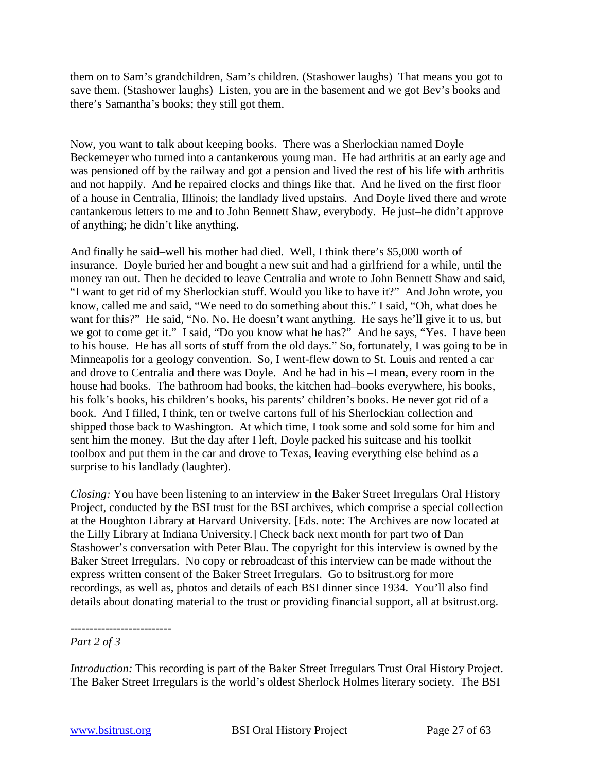them on to Sam's grandchildren, Sam's children. (Stashower laughs) That means you got to save them. (Stashower laughs) Listen, you are in the basement and we got Bev's books and there's Samantha's books; they still got them.

Now, you want to talk about keeping books. There was a Sherlockian named Doyle Beckemeyer who turned into a cantankerous young man. He had arthritis at an early age and was pensioned off by the railway and got a pension and lived the rest of his life with arthritis and not happily. And he repaired clocks and things like that. And he lived on the first floor of a house in Centralia, Illinois; the landlady lived upstairs. And Doyle lived there and wrote cantankerous letters to me and to John Bennett Shaw, everybody. He just–he didn't approve of anything; he didn't like anything.

And finally he said–well his mother had died. Well, I think there's $5,000 worth of insurance. Doyle buried her and bought a new suit and had a girlfriend for a while, until the money ran out. Then he decided to leave Centralia and wrote to John Bennett Shaw and said, "I want to get rid of my Sherlockian stuff. Would you like to have it?" And John wrote, you know, called me and said, "We need to do something about this." I said, "Oh, what does he want for this?" He said, "No. No. He doesn't want anything. He says he'll give it to us, but we got to come get it." I said, "Do you know what he has?" And he says, "Yes. I have been to his house. He has all sorts of stuff from the old days." So, fortunately, I was going to be in Minneapolis for a geology convention. So, I went-flew down to St. Louis and rented a car and drove to Centralia and there was Doyle. And he had in his –I mean, every room in the house had books. The bathroom had books, the kitchen had–books everywhere, his books, his folk's books, his children's books, his parents' children's books. He never got rid of a book. And I filled, I think, ten or twelve cartons full of his Sherlockian collection and shipped those back to Washington. At which time, I took some and sold some for him and sent him the money. But the day after I left, Doyle packed his suitcase and his toolkit toolbox and put them in the car and drove to Texas, leaving everything else behind as a surprise to his landlady (laughter).

*Closing:* You have been listening to an interview in the Baker Street Irregulars Oral History Project, conducted by the BSI trust for the BSI archives, which comprise a special collection at the Houghton Library at Harvard University. [Eds. note: The Archives are now located at the Lilly Library at Indiana University.] Check back next month for part two of Dan Stashower's conversation with Peter Blau. The copyright for this interview is owned by the Baker Street Irregulars. No copy or rebroadcast of this interview can be made without the express written consent of the Baker Street Irregulars. Go to bsitrust.org for more recordings, as well as, photos and details of each BSI dinner since 1934. You'll also find details about donating material to the trust or providing financial support, all at bsitrust.org.

--------------------------

*Part 2 of 3*

*Introduction:* This recording is part of the Baker Street Irregulars Trust Oral History Project. The Baker Street Irregulars is the world's oldest Sherlock Holmes literary society. The BSI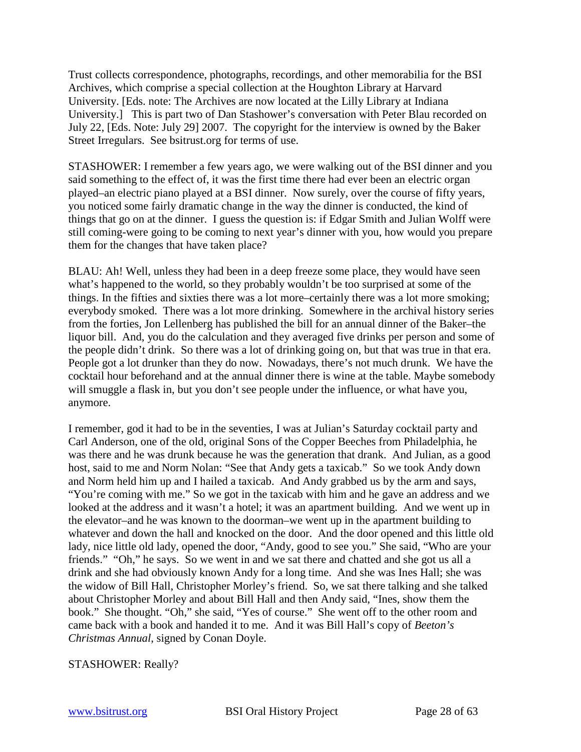Trust collects correspondence, photographs, recordings, and other memorabilia for the BSI Archives, which comprise a special collection at the Houghton Library at Harvard University. [Eds. note: The Archives are now located at the Lilly Library at Indiana University.] This is part two of Dan Stashower's conversation with Peter Blau recorded on July 22, [Eds. Note: July 29] 2007. The copyright for the interview is owned by the Baker Street Irregulars. See bsitrust.org for terms of use.

STASHOWER: I remember a few years ago, we were walking out of the BSI dinner and you said something to the effect of, it was the first time there had ever been an electric organ played–an electric piano played at a BSI dinner. Now surely, over the course of fifty years, you noticed some fairly dramatic change in the way the dinner is conducted, the kind of things that go on at the dinner. I guess the question is: if Edgar Smith and Julian Wolff were still coming-were going to be coming to next year's dinner with you, how would you prepare them for the changes that have taken place?

BLAU: Ah! Well, unless they had been in a deep freeze some place, they would have seen what's happened to the world, so they probably wouldn't be too surprised at some of the things. In the fifties and sixties there was a lot more–certainly there was a lot more smoking; everybody smoked. There was a lot more drinking. Somewhere in the archival history series from the forties, Jon Lellenberg has published the bill for an annual dinner of the Baker–the liquor bill. And, you do the calculation and they averaged five drinks per person and some of the people didn't drink. So there was a lot of drinking going on, but that was true in that era. People got a lot drunker than they do now. Nowadays, there's not much drunk. We have the cocktail hour beforehand and at the annual dinner there is wine at the table. Maybe somebody will smuggle a flask in, but you don't see people under the influence, or what have you, anymore.

I remember, god it had to be in the seventies, I was at Julian's Saturday cocktail party and Carl Anderson, one of the old, original Sons of the Copper Beeches from Philadelphia, he was there and he was drunk because he was the generation that drank. And Julian, as a good host, said to me and Norm Nolan: "See that Andy gets a taxicab." So we took Andy down and Norm held him up and I hailed a taxicab. And Andy grabbed us by the arm and says, "You're coming with me." So we got in the taxicab with him and he gave an address and we looked at the address and it wasn't a hotel; it was an apartment building. And we went up in the elevator–and he was known to the doorman–we went up in the apartment building to whatever and down the hall and knocked on the door. And the door opened and this little old lady, nice little old lady, opened the door, "Andy, good to see you." She said, "Who are your friends." "Oh," he says. So we went in and we sat there and chatted and she got us all a drink and she had obviously known Andy for a long time. And she was Ines Hall; she was the widow of Bill Hall, Christopher Morley's friend. So, we sat there talking and she talked about Christopher Morley and about Bill Hall and then Andy said, "Ines, show them the book." She thought. "Oh," she said, "Yes of course." She went off to the other room and came back with a book and handed it to me. And it was Bill Hall's copy of *Beeton's Christmas Annual*, signed by Conan Doyle.

STASHOWER: Really?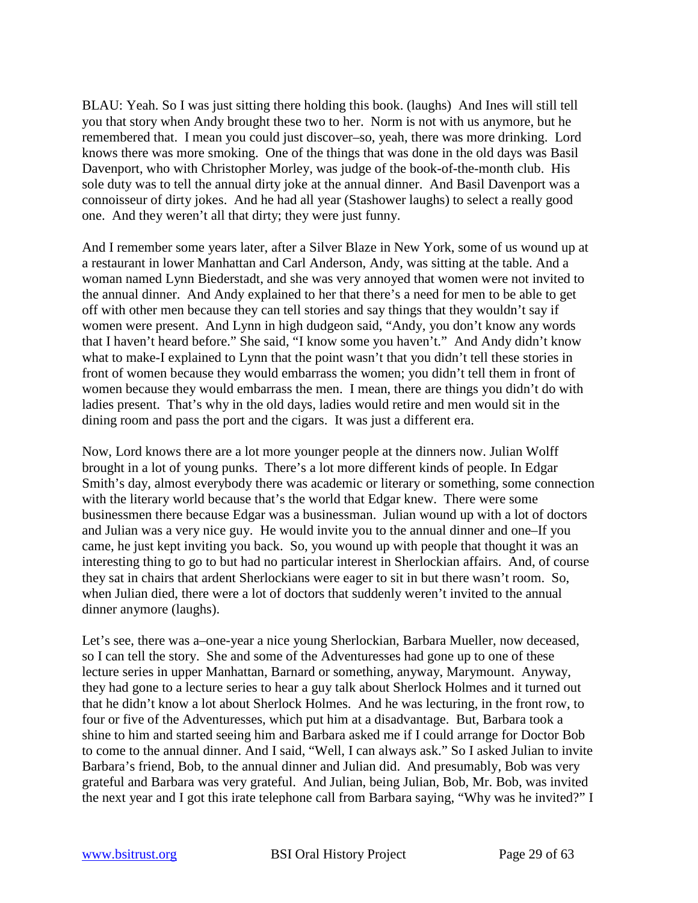BLAU: Yeah. So I was just sitting there holding this book. (laughs) And Ines will still tell you that story when Andy brought these two to her. Norm is not with us anymore, but he remembered that. I mean you could just discover–so, yeah, there was more drinking. Lord knows there was more smoking. One of the things that was done in the old days was Basil Davenport, who with Christopher Morley, was judge of the book-of-the-month club. His sole duty was to tell the annual dirty joke at the annual dinner. And Basil Davenport was a connoisseur of dirty jokes. And he had all year (Stashower laughs) to select a really good one. And they weren't all that dirty; they were just funny.

And I remember some years later, after a Silver Blaze in New York, some of us wound up at a restaurant in lower Manhattan and Carl Anderson, Andy, was sitting at the table. And a woman named Lynn Biederstadt, and she was very annoyed that women were not invited to the annual dinner. And Andy explained to her that there's a need for men to be able to get off with other men because they can tell stories and say things that they wouldn't say if women were present. And Lynn in high dudgeon said, "Andy, you don't know any words that I haven't heard before." She said, "I know some you haven't." And Andy didn't know what to make-I explained to Lynn that the point wasn't that you didn't tell these stories in front of women because they would embarrass the women; you didn't tell them in front of women because they would embarrass the men. I mean, there are things you didn't do with ladies present. That's why in the old days, ladies would retire and men would sit in the dining room and pass the port and the cigars. It was just a different era.

Now, Lord knows there are a lot more younger people at the dinners now. Julian Wolff brought in a lot of young punks. There's a lot more different kinds of people. In Edgar Smith's day, almost everybody there was academic or literary or something, some connection with the literary world because that's the world that Edgar knew. There were some businessmen there because Edgar was a businessman. Julian wound up with a lot of doctors and Julian was a very nice guy. He would invite you to the annual dinner and one–If you came, he just kept inviting you back. So, you wound up with people that thought it was an interesting thing to go to but had no particular interest in Sherlockian affairs. And, of course they sat in chairs that ardent Sherlockians were eager to sit in but there wasn't room. So, when Julian died, there were a lot of doctors that suddenly weren't invited to the annual dinner anymore (laughs).

Let's see, there was a–one-year a nice young Sherlockian, Barbara Mueller, now deceased, so I can tell the story. She and some of the Adventuresses had gone up to one of these lecture series in upper Manhattan, Barnard or something, anyway, Marymount. Anyway, they had gone to a lecture series to hear a guy talk about Sherlock Holmes and it turned out that he didn't know a lot about Sherlock Holmes. And he was lecturing, in the front row, to four or five of the Adventuresses, which put him at a disadvantage. But, Barbara took a shine to him and started seeing him and Barbara asked me if I could arrange for Doctor Bob to come to the annual dinner. And I said, "Well, I can always ask." So I asked Julian to invite Barbara's friend, Bob, to the annual dinner and Julian did. And presumably, Bob was very grateful and Barbara was very grateful. And Julian, being Julian, Bob, Mr. Bob, was invited the next year and I got this irate telephone call from Barbara saying, "Why was he invited?" I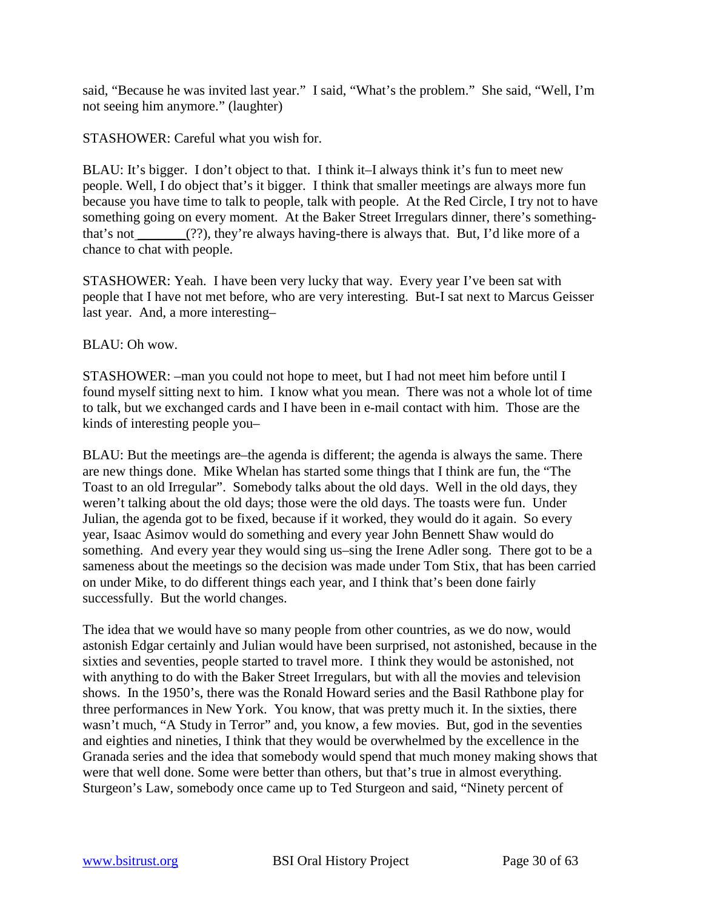said, "Because he was invited last year." I said, "What's the problem." She said, "Well, I'm not seeing him anymore." (laughter)

STASHOWER: Careful what you wish for.

BLAU: It's bigger. I don't object to that. I think it–I always think it's fun to meet new people. Well, I do object that's it bigger. I think that smaller meetings are always more fun because you have time to talk to people, talk with people. At the Red Circle, I try not to have something going on every moment. At the Baker Street Irregulars dinner, there's something-that's not _______(??), they're always having-there is always that. But, I'd like more of a chance to chat with people.

STASHOWER: Yeah. I have been very lucky that way. Every year I've been sat with people that I have not met before, who are very interesting. But-I sat next to Marcus Geisser last year. And, a more interesting–

BLAU: Oh wow.

STASHOWER: –man you could not hope to meet, but I had not meet him before until I found myself sitting next to him. I know what you mean. There was not a whole lot of time to talk, but we exchanged cards and I have been in e-mail contact with him. Those are the kinds of interesting people you–

BLAU: But the meetings are–the agenda is different; the agenda is always the same. There are new things done. Mike Whelan has started some things that I think are fun, the "The Toast to an old Irregular". Somebody talks about the old days. Well in the old days, they weren't talking about the old days; those were the old days. The toasts were fun. Under Julian, the agenda got to be fixed, because if it worked, they would do it again. So every year, Isaac Asimov would do something and every year John Bennett Shaw would do something. And every year they would sing us–sing the Irene Adler song. There got to be a sameness about the meetings so the decision was made under Tom Stix, that has been carried on under Mike, to do different things each year, and I think that's been done fairly successfully. But the world changes.

The idea that we would have so many people from other countries, as we do now, would astonish Edgar certainly and Julian would have been surprised, not astonished, because in the sixties and seventies, people started to travel more. I think they would be astonished, not with anything to do with the Baker Street Irregulars, but with all the movies and television shows. In the 1950's, there was the Ronald Howard series and the Basil Rathbone play for three performances in New York. You know, that was pretty much it. In the sixties, there wasn't much, "A Study in Terror" and, you know, a few movies. But, god in the seventies and eighties and nineties, I think that they would be overwhelmed by the excellence in the Granada series and the idea that somebody would spend that much money making shows that were that well done. Some were better than others, but that's true in almost everything. Sturgeon's Law, somebody once came up to Ted Sturgeon and said, "Ninety percent of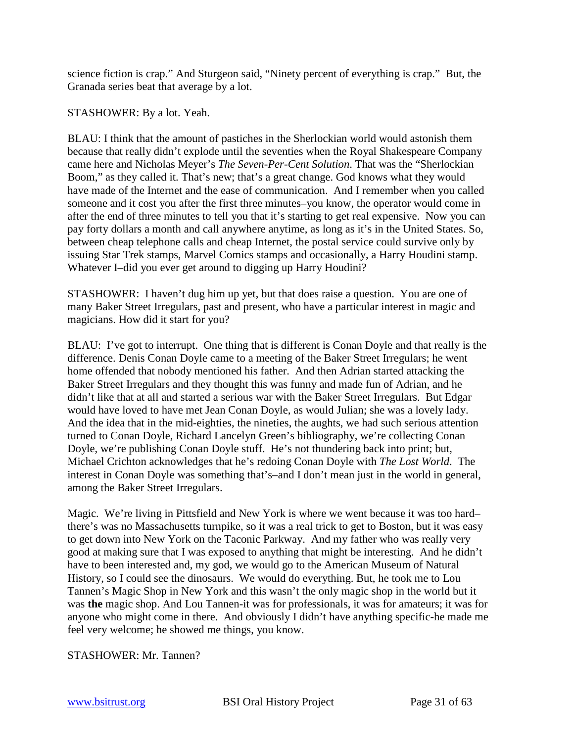science fiction is crap." And Sturgeon said, "Ninety percent of everything is crap." But, the Granada series beat that average by a lot.

STASHOWER: By a lot. Yeah.

BLAU: I think that the amount of pastiches in the Sherlockian world would astonish them because that really didn't explode until the seventies when the Royal Shakespeare Company came here and Nicholas Meyer's *The Seven-Per-Cent Solution*. That was the "Sherlockian Boom," as they called it. That's new; that's a great change. God knows what they would have made of the Internet and the ease of communication. And I remember when you called someone and it cost you after the first three minutes–you know, the operator would come in after the end of three minutes to tell you that it's starting to get real expensive. Now you can pay forty dollars a month and call anywhere anytime, as long as it's in the United States. So, between cheap telephone calls and cheap Internet, the postal service could survive only by issuing Star Trek stamps, Marvel Comics stamps and occasionally, a Harry Houdini stamp. Whatever I–did you ever get around to digging up Harry Houdini?

STASHOWER: I haven't dug him up yet, but that does raise a question. You are one of many Baker Street Irregulars, past and present, who have a particular interest in magic and magicians. How did it start for you?

BLAU: I've got to interrupt. One thing that is different is Conan Doyle and that really is the difference. Denis Conan Doyle came to a meeting of the Baker Street Irregulars; he went home offended that nobody mentioned his father. And then Adrian started attacking the Baker Street Irregulars and they thought this was funny and made fun of Adrian, and he didn't like that at all and started a serious war with the Baker Street Irregulars. But Edgar would have loved to have met Jean Conan Doyle, as would Julian; she was a lovely lady. And the idea that in the mid-eighties, the nineties, the aughts, we had such serious attention turned to Conan Doyle, Richard Lancelyn Green's bibliography, we're collecting Conan Doyle, we're publishing Conan Doyle stuff. He's not thundering back into print; but, Michael Crichton acknowledges that he's redoing Conan Doyle with *The Lost World*. The interest in Conan Doyle was something that's–and I don't mean just in the world in general, among the Baker Street Irregulars.

Magic. We're living in Pittsfield and New York is where we went because it was too hard–there's was no Massachusetts turnpike, so it was a real trick to get to Boston, but it was easy to get down into New York on the Taconic Parkway. And my father who was really very good at making sure that I was exposed to anything that might be interesting. And he didn't have to been interested and, my god, we would go to the American Museum of Natural History, so I could see the dinosaurs. We would do everything. But, he took me to Lou Tannen's Magic Shop in New York and this wasn't the only magic shop in the world but it was **the** magic shop. And Lou Tannen-it was for professionals, it was for amateurs; it was for anyone who might come in there. And obviously I didn't have anything specific-he made me feel very welcome; he showed me things, you know.

STASHOWER: Mr. Tannen?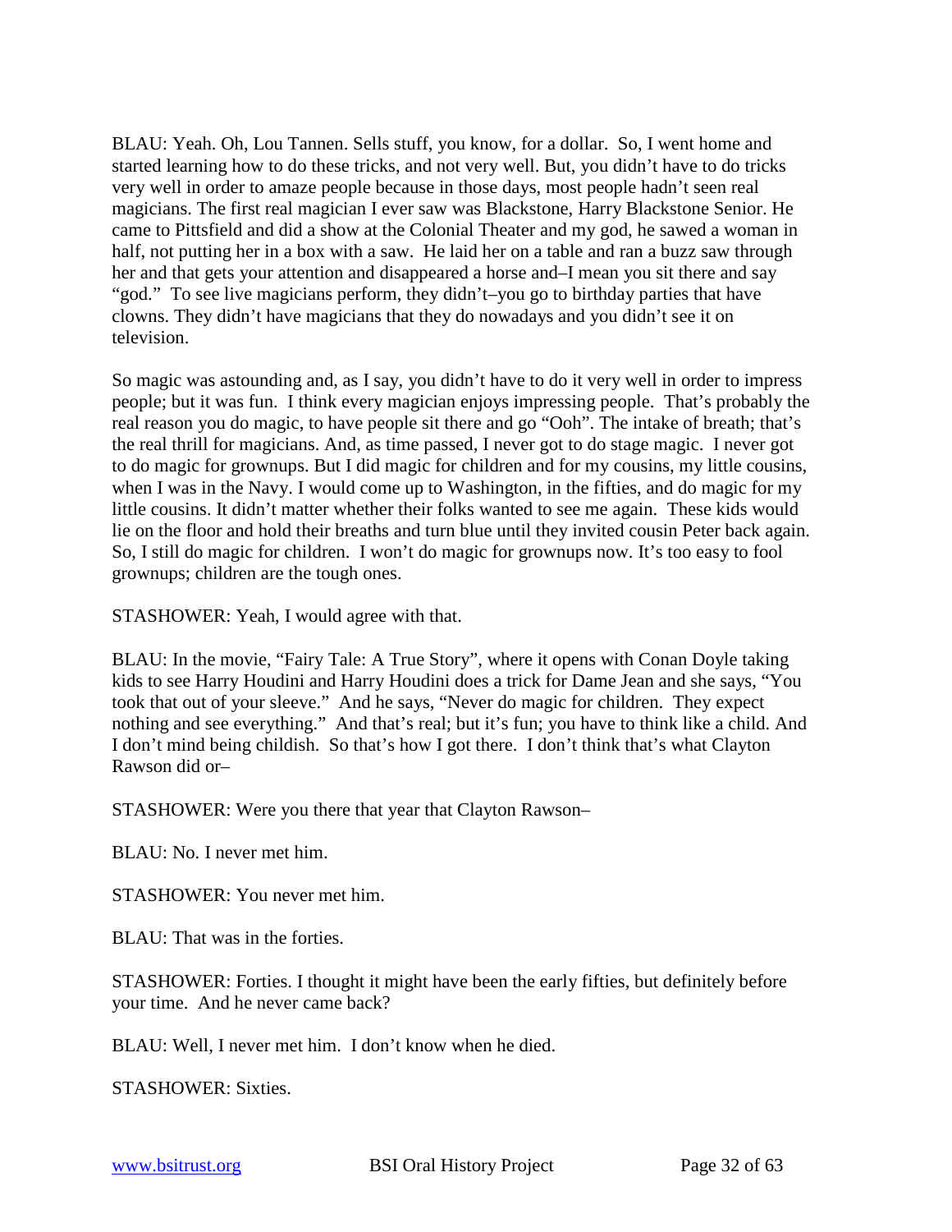BLAU: Yeah. Oh, Lou Tannen. Sells stuff, you know, for a dollar. So, I went home and started learning how to do these tricks, and not very well. But, you didn't have to do tricks very well in order to amaze people because in those days, most people hadn't seen real magicians. The first real magician I ever saw was Blackstone, Harry Blackstone Senior. He came to Pittsfield and did a show at the Colonial Theater and my god, he sawed a woman in half, not putting her in a box with a saw. He laid her on a table and ran a buzz saw through her and that gets your attention and disappeared a horse and–I mean you sit there and say "god." To see live magicians perform, they didn't–you go to birthday parties that have clowns. They didn't have magicians that they do nowadays and you didn't see it on television.

So magic was astounding and, as I say, you didn't have to do it very well in order to impress people; but it was fun. I think every magician enjoys impressing people. That's probably the real reason you do magic, to have people sit there and go "Ooh". The intake of breath; that's the real thrill for magicians. And, as time passed, I never got to do stage magic. I never got to do magic for grownups. But I did magic for children and for my cousins, my little cousins, when I was in the Navy. I would come up to Washington, in the fifties, and do magic for my little cousins. It didn't matter whether their folks wanted to see me again. These kids would lie on the floor and hold their breaths and turn blue until they invited cousin Peter back again. So, I still do magic for children. I won't do magic for grownups now. It's too easy to fool grownups; children are the tough ones.

STASHOWER: Yeah, I would agree with that.

BLAU: In the movie, "Fairy Tale: A True Story", where it opens with Conan Doyle taking kids to see Harry Houdini and Harry Houdini does a trick for Dame Jean and she says, "You took that out of your sleeve." And he says, "Never do magic for children. They expect nothing and see everything." And that's real; but it's fun; you have to think like a child. And I don't mind being childish. So that's how I got there. I don't think that's what Clayton Rawson did or–

STASHOWER: Were you there that year that Clayton Rawson–

BLAU: No. I never met him.

STASHOWER: You never met him.

BLAU: That was in the forties.

STASHOWER: Forties. I thought it might have been the early fifties, but definitely before your time. And he never came back?

BLAU: Well, I never met him. I don't know when he died.

STASHOWER: Sixties.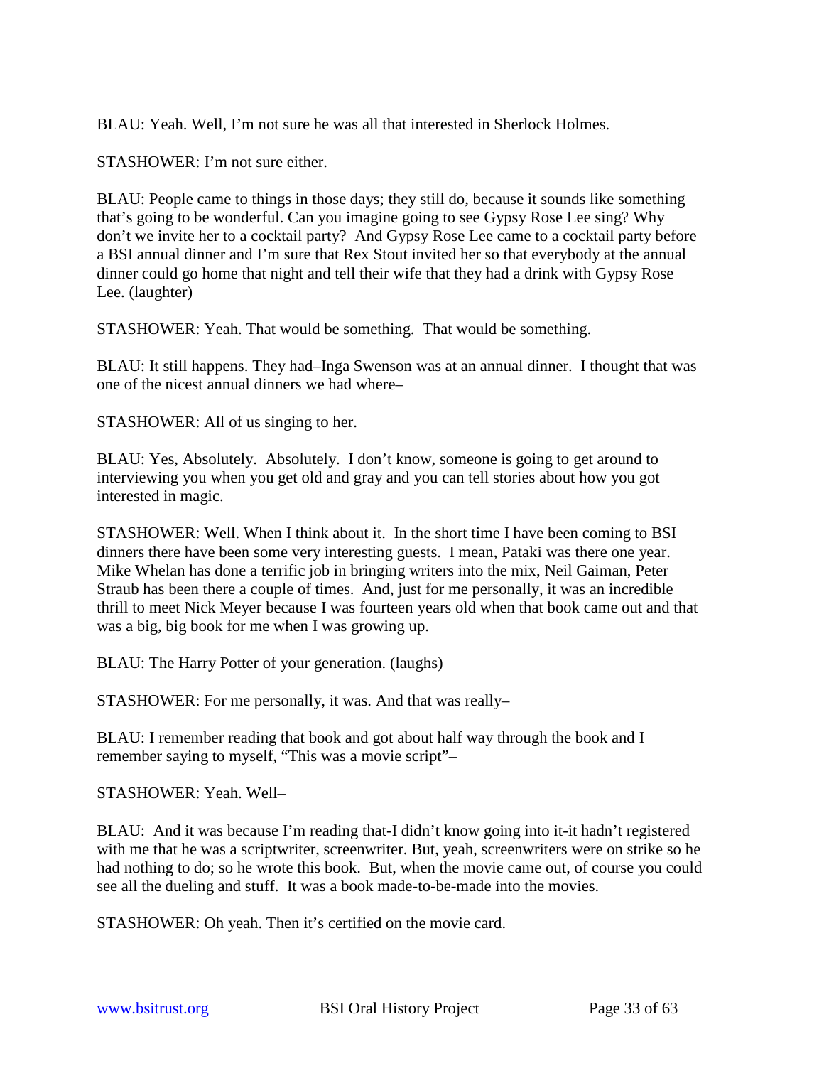BLAU: Yeah. Well, I'm not sure he was all that interested in Sherlock Holmes.

STASHOWER: I'm not sure either.

BLAU: People came to things in those days; they still do, because it sounds like something that's going to be wonderful. Can you imagine going to see Gypsy Rose Lee sing? Why don't we invite her to a cocktail party? And Gypsy Rose Lee came to a cocktail party before a BSI annual dinner and I'm sure that Rex Stout invited her so that everybody at the annual dinner could go home that night and tell their wife that they had a drink with Gypsy Rose Lee. (laughter)

STASHOWER: Yeah. That would be something. That would be something.

BLAU: It still happens. They had–Inga Swenson was at an annual dinner. I thought that was one of the nicest annual dinners we had where–

STASHOWER: All of us singing to her.

BLAU: Yes, Absolutely. Absolutely. I don't know, someone is going to get around to interviewing you when you get old and gray and you can tell stories about how you got interested in magic.

STASHOWER: Well. When I think about it. In the short time I have been coming to BSI dinners there have been some very interesting guests. I mean, Pataki was there one year. Mike Whelan has done a terrific job in bringing writers into the mix, Neil Gaiman, Peter Straub has been there a couple of times. And, just for me personally, it was an incredible thrill to meet Nick Meyer because I was fourteen years old when that book came out and that was a big, big book for me when I was growing up.

BLAU: The Harry Potter of your generation. (laughs)

STASHOWER: For me personally, it was. And that was really–

BLAU: I remember reading that book and got about half way through the book and I remember saying to myself, "This was a movie script"–

STASHOWER: Yeah. Well–

BLAU: And it was because I'm reading that-I didn't know going into it-it hadn't registered with me that he was a scriptwriter, screenwriter. But, yeah, screenwriters were on strike so he had nothing to do; so he wrote this book. But, when the movie came out, of course you could see all the dueling and stuff. It was a book made-to-be-made into the movies.

STASHOWER: Oh yeah. Then it's certified on the movie card.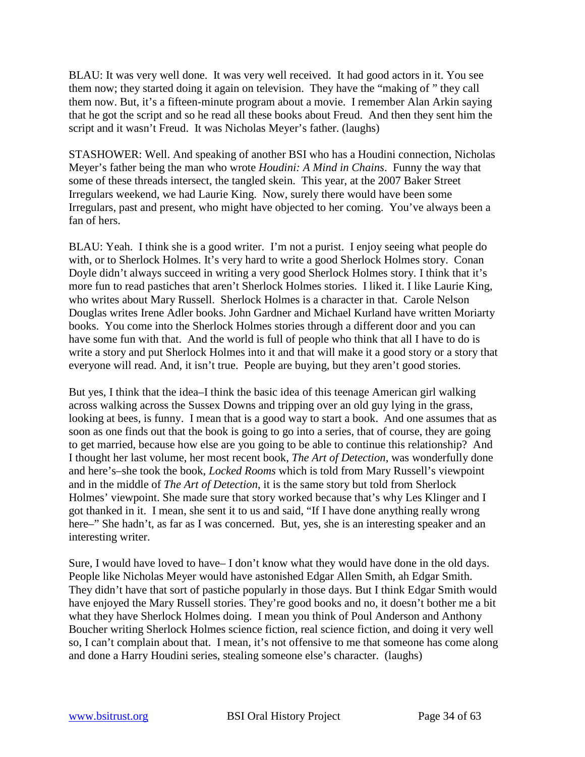BLAU: It was very well done. It was very well received. It had good actors in it. You see them now; they started doing it again on television. They have the "making of " they call them now. But, it's a fifteen-minute program about a movie. I remember Alan Arkin saying that he got the script and so he read all these books about Freud. And then they sent him the script and it wasn't Freud. It was Nicholas Meyer's father. (laughs)

STASHOWER: Well. And speaking of another BSI who has a Houdini connection, Nicholas Meyer's father being the man who wrote *Houdini: A Mind in Chains*. Funny the way that some of these threads intersect, the tangled skein. This year, at the 2007 Baker Street Irregulars weekend, we had Laurie King. Now, surely there would have been some Irregulars, past and present, who might have objected to her coming. You've always been a fan of hers.

BLAU: Yeah. I think she is a good writer. I'm not a purist. I enjoy seeing what people do with, or to Sherlock Holmes. It's very hard to write a good Sherlock Holmes story. Conan Doyle didn't always succeed in writing a very good Sherlock Holmes story. I think that it's more fun to read pastiches that aren't Sherlock Holmes stories. I liked it. I like Laurie King, who writes about Mary Russell. Sherlock Holmes is a character in that. Carole Nelson Douglas writes Irene Adler books. John Gardner and Michael Kurland have written Moriarty books. You come into the Sherlock Holmes stories through a different door and you can have some fun with that. And the world is full of people who think that all I have to do is write a story and put Sherlock Holmes into it and that will make it a good story or a story that everyone will read. And, it isn't true. People are buying, but they aren't good stories.

But yes, I think that the idea–I think the basic idea of this teenage American girl walking across walking across the Sussex Downs and tripping over an old guy lying in the grass, looking at bees, is funny. I mean that is a good way to start a book. And one assumes that as soon as one finds out that the book is going to go into a series, that of course, they are going to get married, because how else are you going to be able to continue this relationship? And I thought her last volume, her most recent book, *The Art of Detection*, was wonderfully done and here's–she took the book, *Locked Rooms* which is told from Mary Russell's viewpoint and in the middle of *The Art of Detection*, it is the same story but told from Sherlock Holmes' viewpoint. She made sure that story worked because that's why Les Klinger and I got thanked in it. I mean, she sent it to us and said, "If I have done anything really wrong here–" She hadn't, as far as I was concerned. But, yes, she is an interesting speaker and an interesting writer.

Sure, I would have loved to have– I don't know what they would have done in the old days. People like Nicholas Meyer would have astonished Edgar Allen Smith, ah Edgar Smith. They didn't have that sort of pastiche popularly in those days. But I think Edgar Smith would have enjoyed the Mary Russell stories. They're good books and no, it doesn't bother me a bit what they have Sherlock Holmes doing. I mean you think of Poul Anderson and Anthony Boucher writing Sherlock Holmes science fiction, real science fiction, and doing it very well so, I can't complain about that. I mean, it's not offensive to me that someone has come along and done a Harry Houdini series, stealing someone else's character. (laughs)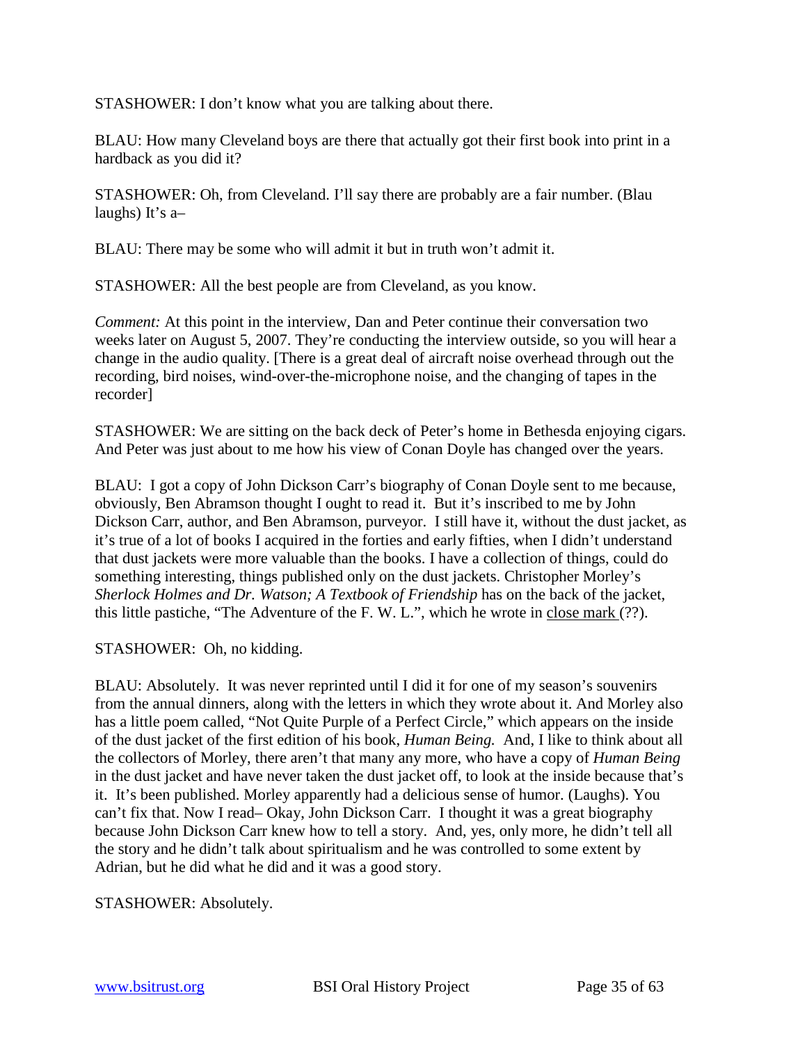STASHOWER: I don't know what you are talking about there.

BLAU: How many Cleveland boys are there that actually got their first book into print in a hardback as you did it?

STASHOWER: Oh, from Cleveland. I'll say there are probably are a fair number. (Blau laughs) It's a–

BLAU: There may be some who will admit it but in truth won't admit it.

STASHOWER: All the best people are from Cleveland, as you know.

*Comment:* At this point in the interview, Dan and Peter continue their conversation two weeks later on August 5, 2007. They're conducting the interview outside, so you will hear a change in the audio quality. [There is a great deal of aircraft noise overhead through out the recording, bird noises, wind-over-the-microphone noise, and the changing of tapes in the recorder]

STASHOWER: We are sitting on the back deck of Peter's home in Bethesda enjoying cigars. And Peter was just about to me how his view of Conan Doyle has changed over the years.

BLAU: I got a copy of John Dickson Carr's biography of Conan Doyle sent to me because, obviously, Ben Abramson thought I ought to read it. But it's inscribed to me by John Dickson Carr, author, and Ben Abramson, purveyor. I still have it, without the dust jacket, as it's true of a lot of books I acquired in the forties and early fifties, when I didn't understand that dust jackets were more valuable than the books. I have a collection of things, could do something interesting, things published only on the dust jackets. Christopher Morley's *Sherlock Holmes and Dr. Watson; A Textbook of Friendship* has on the back of the jacket, this little pastiche, "The Adventure of the F. W. L.", which he wrote in close mark (??).

STASHOWER: Oh, no kidding.

BLAU: Absolutely. It was never reprinted until I did it for one of my season's souvenirs from the annual dinners, along with the letters in which they wrote about it. And Morley also has a little poem called, "Not Quite Purple of a Perfect Circle," which appears on the inside of the dust jacket of the first edition of his book, *Human Being.* And, I like to think about all the collectors of Morley, there aren't that many any more, who have a copy of *Human Being* in the dust jacket and have never taken the dust jacket off, to look at the inside because that's it. It's been published. Morley apparently had a delicious sense of humor. (Laughs). You can't fix that. Now I read– Okay, John Dickson Carr. I thought it was a great biography because John Dickson Carr knew how to tell a story. And, yes, only more, he didn't tell all the story and he didn't talk about spiritualism and he was controlled to some extent by Adrian, but he did what he did and it was a good story.

STASHOWER: Absolutely.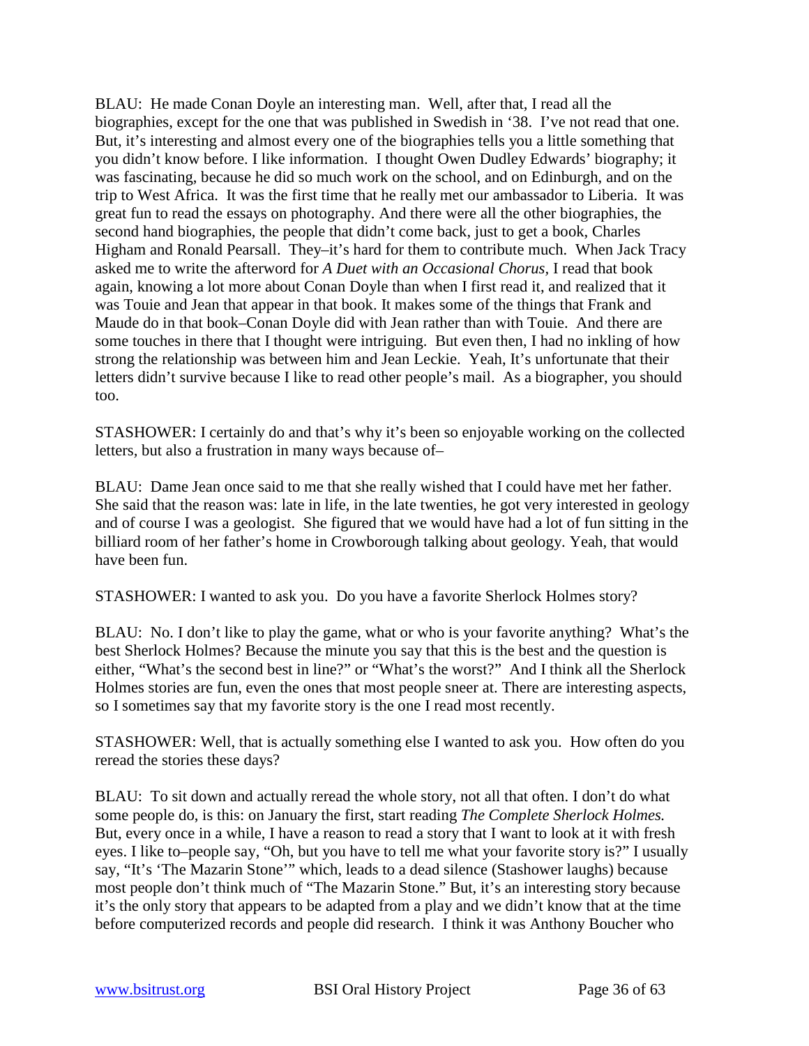BLAU: He made Conan Doyle an interesting man. Well, after that, I read all the biographies, except for the one that was published in Swedish in '38. I've not read that one. But, it's interesting and almost every one of the biographies tells you a little something that you didn't know before. I like information. I thought Owen Dudley Edwards' biography; it was fascinating, because he did so much work on the school, and on Edinburgh, and on the trip to West Africa. It was the first time that he really met our ambassador to Liberia. It was great fun to read the essays on photography. And there were all the other biographies, the second hand biographies, the people that didn't come back, just to get a book, Charles Higham and Ronald Pearsall. They–it's hard for them to contribute much. When Jack Tracy asked me to write the afterword for *A Duet with an Occasional Chorus,* I read that book again, knowing a lot more about Conan Doyle than when I first read it, and realized that it was Touie and Jean that appear in that book. It makes some of the things that Frank and Maude do in that book–Conan Doyle did with Jean rather than with Touie. And there are some touches in there that I thought were intriguing. But even then, I had no inkling of how strong the relationship was between him and Jean Leckie. Yeah, It's unfortunate that their letters didn't survive because I like to read other people's mail. As a biographer, you should too.

STASHOWER: I certainly do and that's why it's been so enjoyable working on the collected letters, but also a frustration in many ways because of–

BLAU: Dame Jean once said to me that she really wished that I could have met her father. She said that the reason was: late in life, in the late twenties, he got very interested in geology and of course I was a geologist. She figured that we would have had a lot of fun sitting in the billiard room of her father's home in Crowborough talking about geology. Yeah, that would have been fun.

STASHOWER: I wanted to ask you. Do you have a favorite Sherlock Holmes story?

BLAU: No. I don't like to play the game, what or who is your favorite anything? What's the best Sherlock Holmes? Because the minute you say that this is the best and the question is either, "What's the second best in line?" or "What's the worst?" And I think all the Sherlock Holmes stories are fun, even the ones that most people sneer at. There are interesting aspects, so I sometimes say that my favorite story is the one I read most recently.

STASHOWER: Well, that is actually something else I wanted to ask you. How often do you reread the stories these days?

BLAU: To sit down and actually reread the whole story, not all that often. I don't do what some people do, is this: on January the first, start reading *The Complete Sherlock Holmes.* But, every once in a while, I have a reason to read a story that I want to look at it with fresh eyes. I like to–people say, "Oh, but you have to tell me what your favorite story is?" I usually say, "It's 'The Mazarin Stone'" which, leads to a dead silence (Stashower laughs) because most people don't think much of "The Mazarin Stone." But, it's an interesting story because it's the only story that appears to be adapted from a play and we didn't know that at the time before computerized records and people did research. I think it was Anthony Boucher who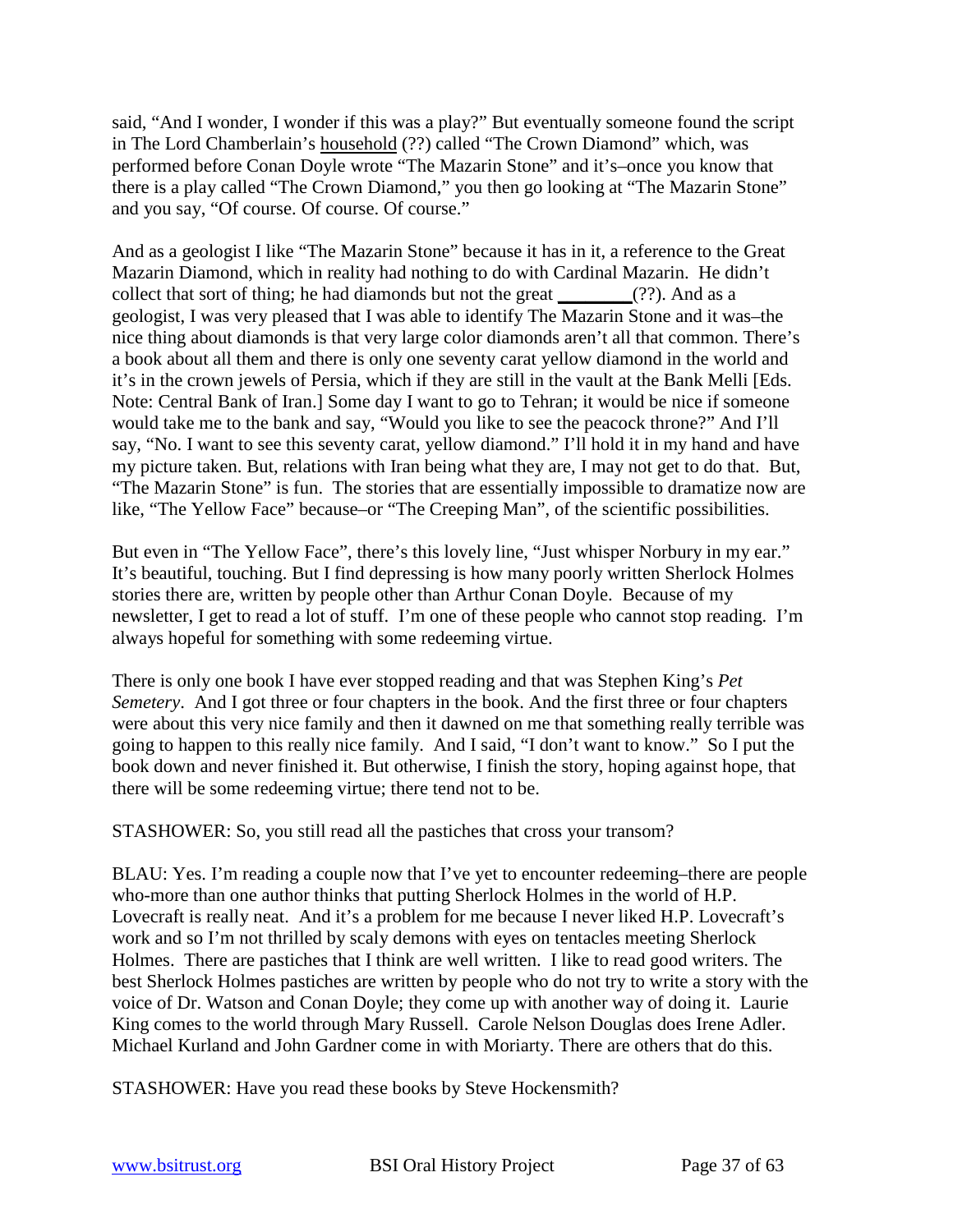said, "And I wonder, I wonder if this was a play?" But eventually someone found the script in The Lord Chamberlain's household (??) called "The Crown Diamond" which, was performed before Conan Doyle wrote "The Mazarin Stone" and it's–once you know that there is a play called "The Crown Diamond," you then go looking at "The Mazarin Stone" and you say, "Of course. Of course. Of course."

And as a geologist I like "The Mazarin Stone" because it has in it, a reference to the Great Mazarin Diamond, which in reality had nothing to do with Cardinal Mazarin. He didn't collect that sort of thing; he had diamonds but not the great ________(??). And as a geologist, I was very pleased that I was able to identify The Mazarin Stone and it was–the nice thing about diamonds is that very large color diamonds aren't all that common. There's a book about all them and there is only one seventy carat yellow diamond in the world and it's in the crown jewels of Persia, which if they are still in the vault at the Bank Melli [Eds. Note: Central Bank of Iran.] Some day I want to go to Tehran; it would be nice if someone would take me to the bank and say, "Would you like to see the peacock throne?" And I'll say, "No. I want to see this seventy carat, yellow diamond." I'll hold it in my hand and have my picture taken. But, relations with Iran being what they are, I may not get to do that. But, "The Mazarin Stone" is fun. The stories that are essentially impossible to dramatize now are like, "The Yellow Face" because–or "The Creeping Man", of the scientific possibilities.

But even in "The Yellow Face", there's this lovely line, "Just whisper Norbury in my ear." It's beautiful, touching. But I find depressing is how many poorly written Sherlock Holmes stories there are, written by people other than Arthur Conan Doyle. Because of my newsletter, I get to read a lot of stuff. I'm one of these people who cannot stop reading. I'm always hopeful for something with some redeeming virtue.

There is only one book I have ever stopped reading and that was Stephen King's *Pet Semetery*. And I got three or four chapters in the book. And the first three or four chapters were about this very nice family and then it dawned on me that something really terrible was going to happen to this really nice family. And I said, "I don't want to know." So I put the book down and never finished it. But otherwise, I finish the story, hoping against hope, that there will be some redeeming virtue; there tend not to be.

STASHOWER: So, you still read all the pastiches that cross your transom?

BLAU: Yes. I'm reading a couple now that I've yet to encounter redeeming–there are people who-more than one author thinks that putting Sherlock Holmes in the world of H.P. Lovecraft is really neat. And it's a problem for me because I never liked H.P. Lovecraft's work and so I'm not thrilled by scaly demons with eyes on tentacles meeting Sherlock Holmes. There are pastiches that I think are well written. I like to read good writers. The best Sherlock Holmes pastiches are written by people who do not try to write a story with the voice of Dr. Watson and Conan Doyle; they come up with another way of doing it. Laurie King comes to the world through Mary Russell. Carole Nelson Douglas does Irene Adler. Michael Kurland and John Gardner come in with Moriarty. There are others that do this.

STASHOWER: Have you read these books by Steve Hockensmith?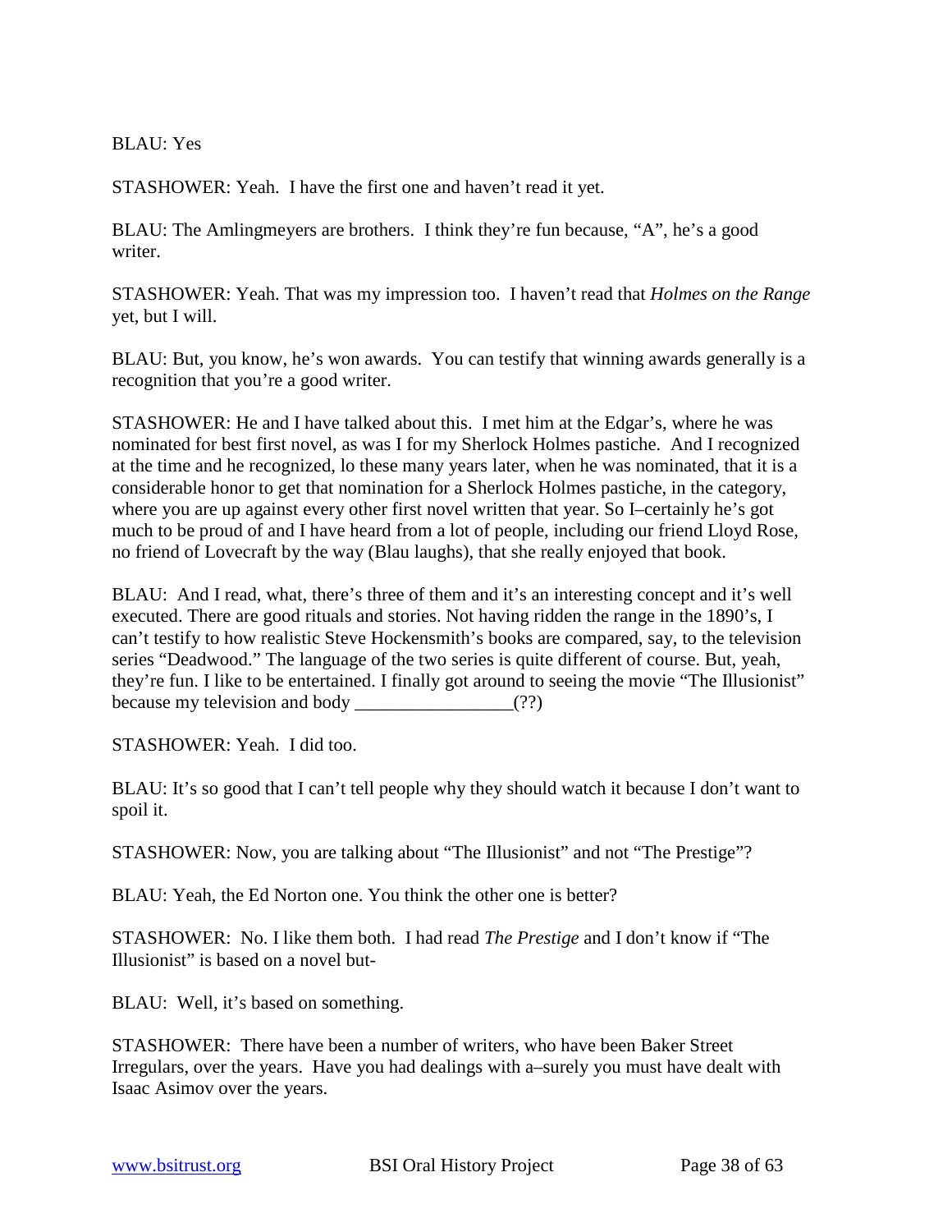BLAU: Yes

STASHOWER: Yeah. I have the first one and haven't read it yet.

BLAU: The Amlingmeyers are brothers. I think they're fun because, "A", he's a good writer.

STASHOWER: Yeah. That was my impression too. I haven't read that *Holmes on the Range* yet, but I will.

BLAU: But, you know, he's won awards. You can testify that winning awards generally is a recognition that you're a good writer.

STASHOWER: He and I have talked about this. I met him at the Edgar's, where he was nominated for best first novel, as was I for my Sherlock Holmes pastiche. And I recognized at the time and he recognized, lo these many years later, when he was nominated, that it is a considerable honor to get that nomination for a Sherlock Holmes pastiche, in the category, where you are up against every other first novel written that year. So I–certainly he's got much to be proud of and I have heard from a lot of people, including our friend Lloyd Rose, no friend of Lovecraft by the way (Blau laughs), that she really enjoyed that book.

BLAU: And I read, what, there's three of them and it's an interesting concept and it's well executed. There are good rituals and stories. Not having ridden the range in the 1890's, I can't testify to how realistic Steve Hockensmith's books are compared, say, to the television series "Deadwood." The language of the two series is quite different of course. But, yeah, they're fun. I like to be entertained. I finally got around to seeing the movie "The Illusionist" because my television and body _________________(??)

STASHOWER: Yeah. I did too.

BLAU: It's so good that I can't tell people why they should watch it because I don't want to spoil it.

STASHOWER: Now, you are talking about "The Illusionist" and not "The Prestige"?

BLAU: Yeah, the Ed Norton one. You think the other one is better?

STASHOWER: No. I like them both. I had read *The Prestige* and I don't know if "The Illusionist" is based on a novel but-

BLAU: Well, it's based on something.

STASHOWER: There have been a number of writers, who have been Baker Street Irregulars, over the years. Have you had dealings with a–surely you must have dealt with Isaac Asimov over the years.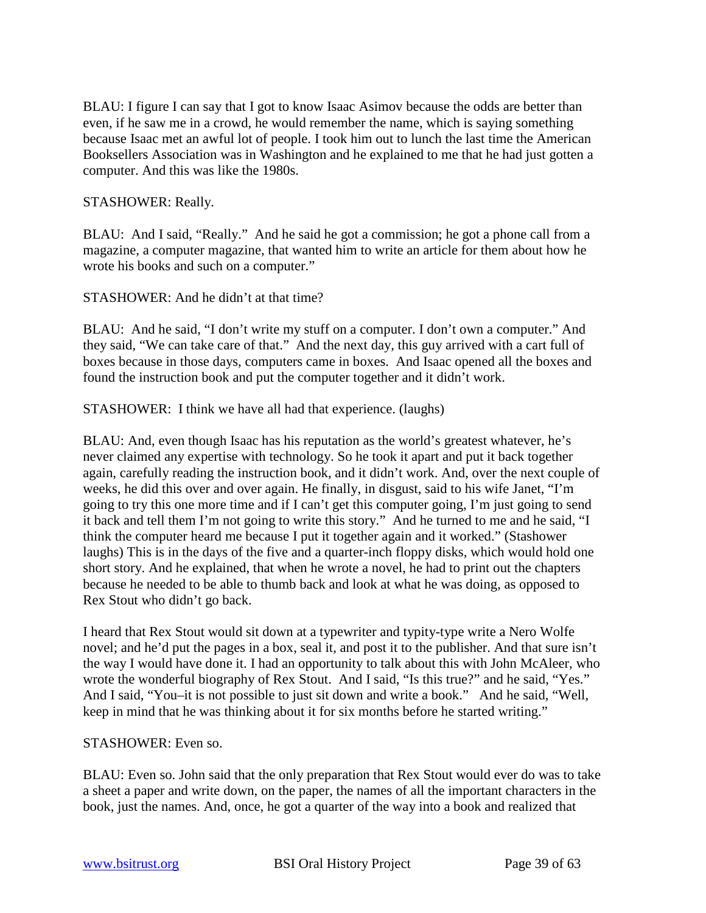BLAU: I figure I can say that I got to know Isaac Asimov because the odds are better than even, if he saw me in a crowd, he would remember the name, which is saying something because Isaac met an awful lot of people. I took him out to lunch the last time the American Booksellers Association was in Washington and he explained to me that he had just gotten a computer. And this was like the 1980s.

STASHOWER: Really.

BLAU: And I said, "Really." And he said he got a commission; he got a phone call from a magazine, a computer magazine, that wanted him to write an article for them about how he wrote his books and such on a computer."

STASHOWER: And he didn't at that time?

BLAU: And he said, "I don't write my stuff on a computer. I don't own a computer." And they said, "We can take care of that." And the next day, this guy arrived with a cart full of boxes because in those days, computers came in boxes. And Isaac opened all the boxes and found the instruction book and put the computer together and it didn't work.

STASHOWER: I think we have all had that experience. (laughs)

BLAU: And, even though Isaac has his reputation as the world's greatest whatever, he's never claimed any expertise with technology. So he took it apart and put it back together again, carefully reading the instruction book, and it didn't work. And, over the next couple of weeks, he did this over and over again. He finally, in disgust, said to his wife Janet, "I'm going to try this one more time and if I can't get this computer going, I'm just going to send it back and tell them I'm not going to write this story." And he turned to me and he said, "I think the computer heard me because I put it together again and it worked." (Stashower laughs) This is in the days of the five and a quarter-inch floppy disks, which would hold one short story. And he explained, that when he wrote a novel, he had to print out the chapters because he needed to be able to thumb back and look at what he was doing, as opposed to Rex Stout who didn't go back.

I heard that Rex Stout would sit down at a typewriter and typity-type write a Nero Wolfe novel; and he'd put the pages in a box, seal it, and post it to the publisher. And that sure isn't the way I would have done it. I had an opportunity to talk about this with John McAleer, who wrote the wonderful biography of Rex Stout. And I said, "Is this true?" and he said, "Yes." And I said, "You–it is not possible to just sit down and write a book." And he said, "Well, keep in mind that he was thinking about it for six months before he started writing."

STASHOWER: Even so.

BLAU: Even so. John said that the only preparation that Rex Stout would ever do was to take a sheet a paper and write down, on the paper, the names of all the important characters in the book, just the names. And, once, he got a quarter of the way into a book and realized that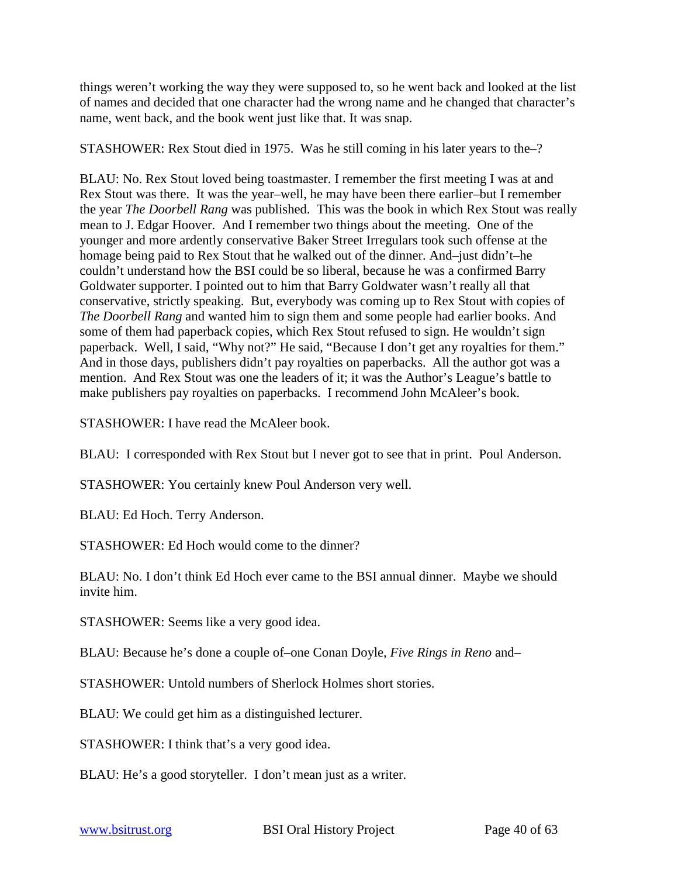things weren't working the way they were supposed to, so he went back and looked at the list of names and decided that one character had the wrong name and he changed that character's name, went back, and the book went just like that. It was snap.

STASHOWER: Rex Stout died in 1975. Was he still coming in his later years to the–?

BLAU: No. Rex Stout loved being toastmaster. I remember the first meeting I was at and Rex Stout was there. It was the year–well, he may have been there earlier–but I remember the year *The Doorbell Rang* was published. This was the book in which Rex Stout was really mean to J. Edgar Hoover. And I remember two things about the meeting. One of the younger and more ardently conservative Baker Street Irregulars took such offense at the homage being paid to Rex Stout that he walked out of the dinner. And–just didn't–he couldn't understand how the BSI could be so liberal, because he was a confirmed Barry Goldwater supporter. I pointed out to him that Barry Goldwater wasn't really all that conservative, strictly speaking. But, everybody was coming up to Rex Stout with copies of *The Doorbell Rang* and wanted him to sign them and some people had earlier books. And some of them had paperback copies, which Rex Stout refused to sign. He wouldn't sign paperback. Well, I said, "Why not?" He said, "Because I don't get any royalties for them." And in those days, publishers didn't pay royalties on paperbacks. All the author got was a mention. And Rex Stout was one the leaders of it; it was the Author's League's battle to make publishers pay royalties on paperbacks. I recommend John McAleer's book.

STASHOWER: I have read the McAleer book.

BLAU: I corresponded with Rex Stout but I never got to see that in print. Poul Anderson.

STASHOWER: You certainly knew Poul Anderson very well.

BLAU: Ed Hoch. Terry Anderson.

STASHOWER: Ed Hoch would come to the dinner?

BLAU: No. I don't think Ed Hoch ever came to the BSI annual dinner. Maybe we should invite him.

STASHOWER: Seems like a very good idea.

BLAU: Because he's done a couple of–one Conan Doyle, *Five Rings in Reno* and–

STASHOWER: Untold numbers of Sherlock Holmes short stories.

BLAU: We could get him as a distinguished lecturer.

STASHOWER: I think that's a very good idea.

BLAU: He's a good storyteller. I don't mean just as a writer.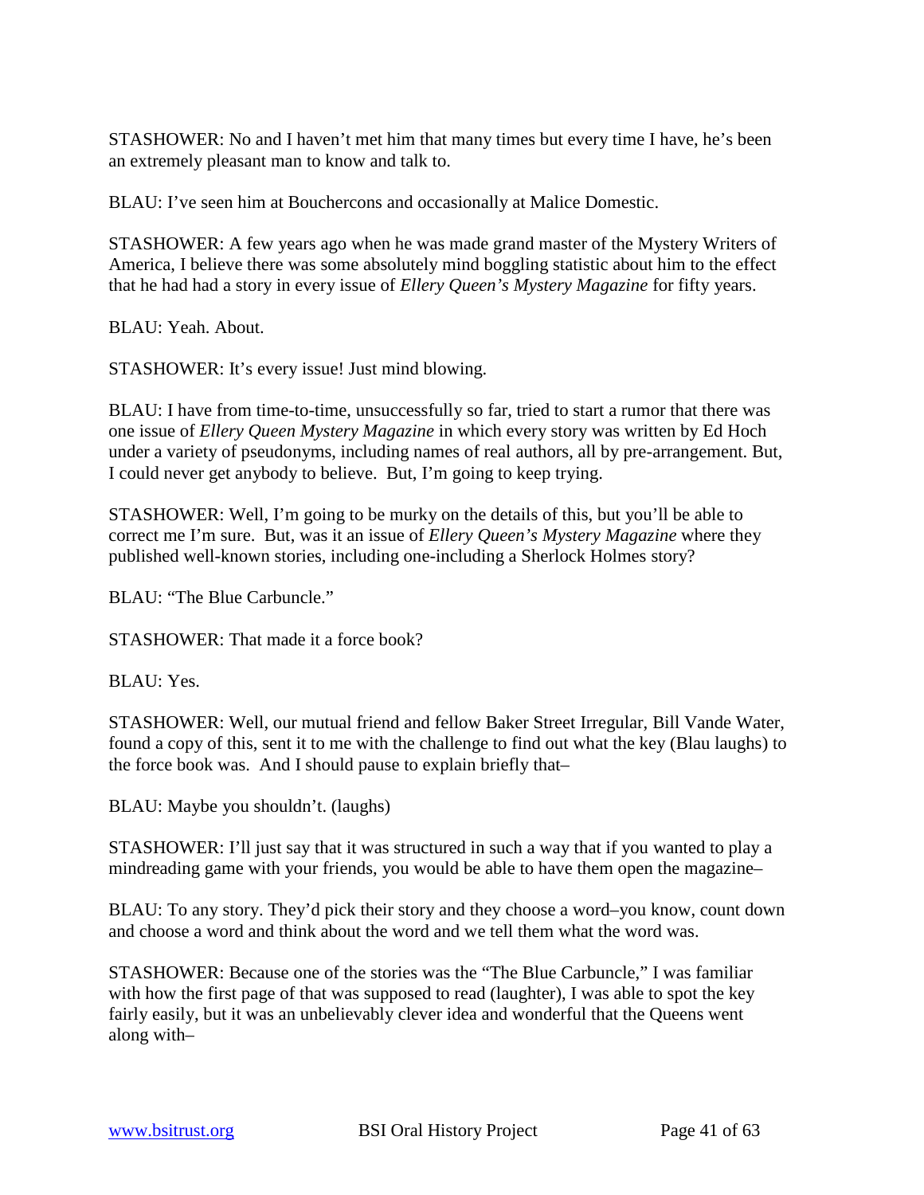STASHOWER: No and I haven't met him that many times but every time I have, he's been an extremely pleasant man to know and talk to.

BLAU: I've seen him at Bouchercons and occasionally at Malice Domestic.

STASHOWER: A few years ago when he was made grand master of the Mystery Writers of America, I believe there was some absolutely mind boggling statistic about him to the effect that he had had a story in every issue of *Ellery Queen's Mystery Magazine* for fifty years.

BLAU: Yeah. About.

STASHOWER: It's every issue! Just mind blowing.

BLAU: I have from time-to-time, unsuccessfully so far, tried to start a rumor that there was one issue of *Ellery Queen Mystery Magazine* in which every story was written by Ed Hoch under a variety of pseudonyms, including names of real authors, all by pre-arrangement. But, I could never get anybody to believe. But, I'm going to keep trying.

STASHOWER: Well, I'm going to be murky on the details of this, but you'll be able to correct me I'm sure. But, was it an issue of *Ellery Queen's Mystery Magazine* where they published well-known stories, including one-including a Sherlock Holmes story?

BLAU: "The Blue Carbuncle."

STASHOWER: That made it a force book?

BLAU: Yes.

STASHOWER: Well, our mutual friend and fellow Baker Street Irregular, Bill Vande Water, found a copy of this, sent it to me with the challenge to find out what the key (Blau laughs) to the force book was. And I should pause to explain briefly that–

BLAU: Maybe you shouldn't. (laughs)

STASHOWER: I'll just say that it was structured in such a way that if you wanted to play a mindreading game with your friends, you would be able to have them open the magazine–

BLAU: To any story. They'd pick their story and they choose a word–you know, count down and choose a word and think about the word and we tell them what the word was.

STASHOWER: Because one of the stories was the "The Blue Carbuncle," I was familiar with how the first page of that was supposed to read (laughter), I was able to spot the key fairly easily, but it was an unbelievably clever idea and wonderful that the Queens went along with–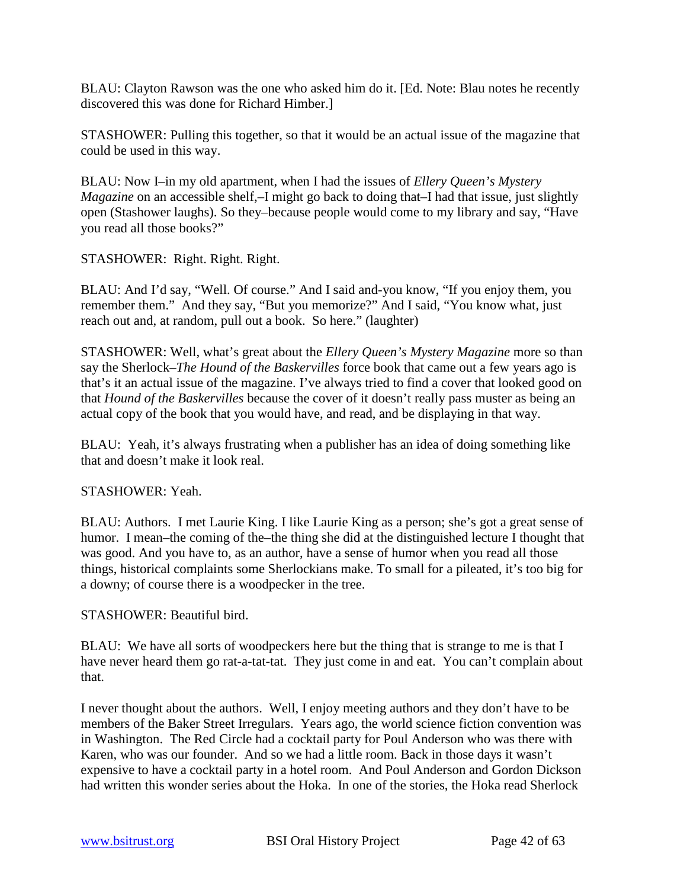BLAU: Clayton Rawson was the one who asked him do it. [Ed. Note: Blau notes he recently discovered this was done for Richard Himber.]

STASHOWER: Pulling this together, so that it would be an actual issue of the magazine that could be used in this way.

BLAU: Now I–in my old apartment, when I had the issues of *Ellery Queen's Mystery Magazine* on an accessible shelf,–I might go back to doing that–I had that issue, just slightly open (Stashower laughs). So they–because people would come to my library and say, "Have you read all those books?"

STASHOWER: Right. Right. Right.

BLAU: And I'd say, "Well. Of course." And I said and-you know, "If you enjoy them, you remember them." And they say, "But you memorize?" And I said, "You know what, just reach out and, at random, pull out a book. So here." (laughter)

STASHOWER: Well, what's great about the *Ellery Queen's Mystery Magazine* more so than say the Sherlock–*The Hound of the Baskervilles* force book that came out a few years ago is that's it an actual issue of the magazine. I've always tried to find a cover that looked good on that *Hound of the Baskervilles* because the cover of it doesn't really pass muster as being an actual copy of the book that you would have, and read, and be displaying in that way.

BLAU: Yeah, it's always frustrating when a publisher has an idea of doing something like that and doesn't make it look real.

STASHOWER: Yeah.

BLAU: Authors. I met Laurie King. I like Laurie King as a person; she's got a great sense of humor. I mean–the coming of the–the thing she did at the distinguished lecture I thought that was good. And you have to, as an author, have a sense of humor when you read all those things, historical complaints some Sherlockians make. To small for a pileated, it's too big for a downy; of course there is a woodpecker in the tree.

STASHOWER: Beautiful bird.

BLAU: We have all sorts of woodpeckers here but the thing that is strange to me is that I have never heard them go rat-a-tat-tat. They just come in and eat. You can't complain about that.

I never thought about the authors. Well, I enjoy meeting authors and they don't have to be members of the Baker Street Irregulars. Years ago, the world science fiction convention was in Washington. The Red Circle had a cocktail party for Poul Anderson who was there with Karen, who was our founder. And so we had a little room. Back in those days it wasn't expensive to have a cocktail party in a hotel room. And Poul Anderson and Gordon Dickson had written this wonder series about the Hoka. In one of the stories, the Hoka read Sherlock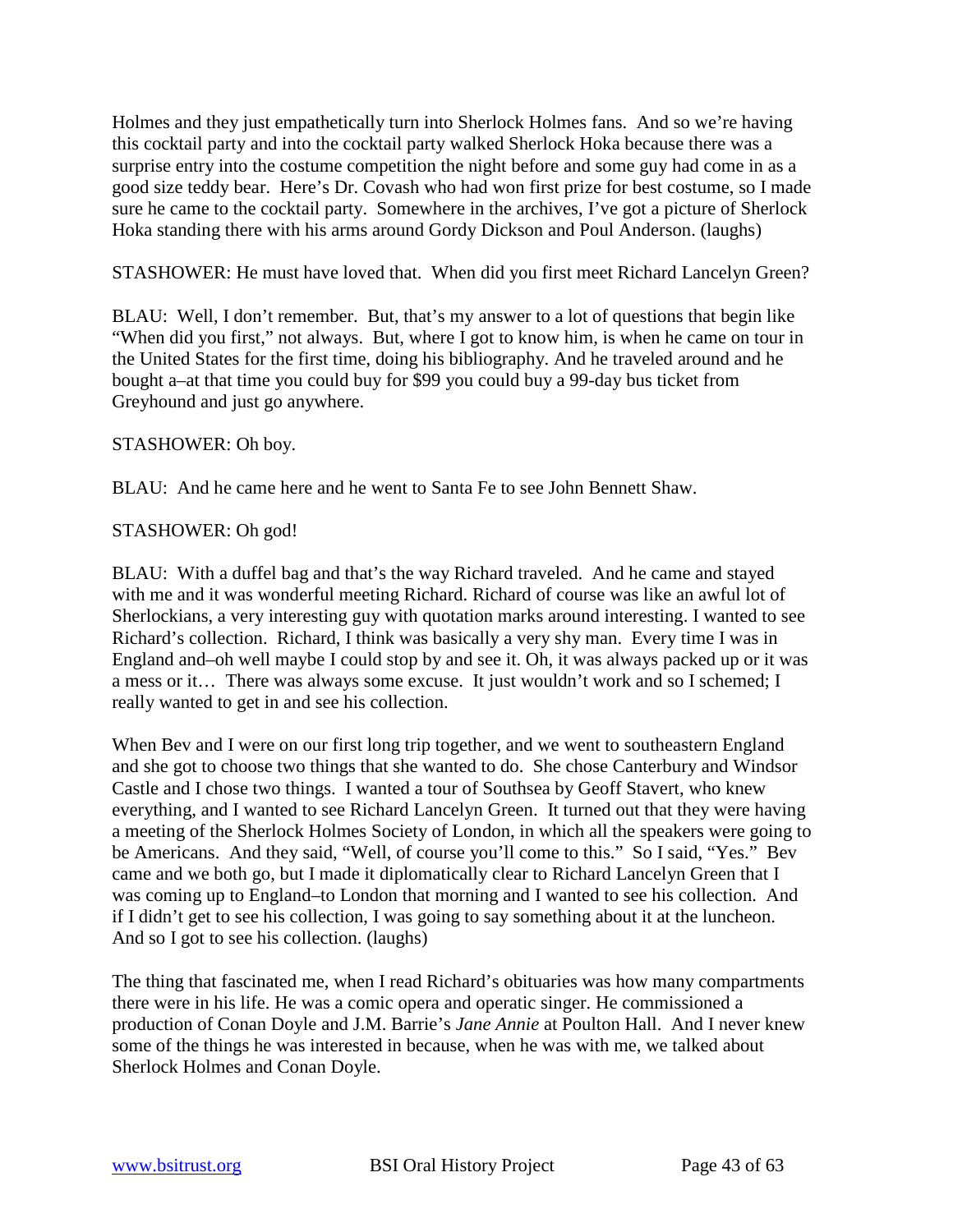Holmes and they just empathetically turn into Sherlock Holmes fans. And so we're having this cocktail party and into the cocktail party walked Sherlock Hoka because there was a surprise entry into the costume competition the night before and some guy had come in as a good size teddy bear. Here's Dr. Covash who had won first prize for best costume, so I made sure he came to the cocktail party. Somewhere in the archives, I've got a picture of Sherlock Hoka standing there with his arms around Gordy Dickson and Poul Anderson. (laughs)

STASHOWER: He must have loved that. When did you first meet Richard Lancelyn Green?

BLAU: Well, I don't remember. But, that's my answer to a lot of questions that begin like "When did you first," not always. But, where I got to know him, is when he came on tour in the United States for the first time, doing his bibliography. And he traveled around and he bought a–at that time you could buy for $99 you could buy a 99-day bus ticket from Greyhound and just go anywhere.

STASHOWER: Oh boy.

BLAU: And he came here and he went to Santa Fe to see John Bennett Shaw.

STASHOWER: Oh god!

BLAU: With a duffel bag and that's the way Richard traveled. And he came and stayed with me and it was wonderful meeting Richard. Richard of course was like an awful lot of Sherlockians, a very interesting guy with quotation marks around interesting. I wanted to see Richard's collection. Richard, I think was basically a very shy man. Every time I was in England and–oh well maybe I could stop by and see it. Oh, it was always packed up or it was a mess or it… There was always some excuse. It just wouldn't work and so I schemed; I really wanted to get in and see his collection.

When Bev and I were on our first long trip together, and we went to southeastern England and she got to choose two things that she wanted to do. She chose Canterbury and Windsor Castle and I chose two things. I wanted a tour of Southsea by Geoff Stavert, who knew everything, and I wanted to see Richard Lancelyn Green. It turned out that they were having a meeting of the Sherlock Holmes Society of London, in which all the speakers were going to be Americans. And they said, "Well, of course you'll come to this." So I said, "Yes." Bev came and we both go, but I made it diplomatically clear to Richard Lancelyn Green that I was coming up to England–to London that morning and I wanted to see his collection. And if I didn't get to see his collection, I was going to say something about it at the luncheon. And so I got to see his collection. (laughs)

The thing that fascinated me, when I read Richard's obituaries was how many compartments there were in his life. He was a comic opera and operatic singer. He commissioned a production of Conan Doyle and J.M. Barrie's *Jane Annie* at Poulton Hall. And I never knew some of the things he was interested in because, when he was with me, we talked about Sherlock Holmes and Conan Doyle.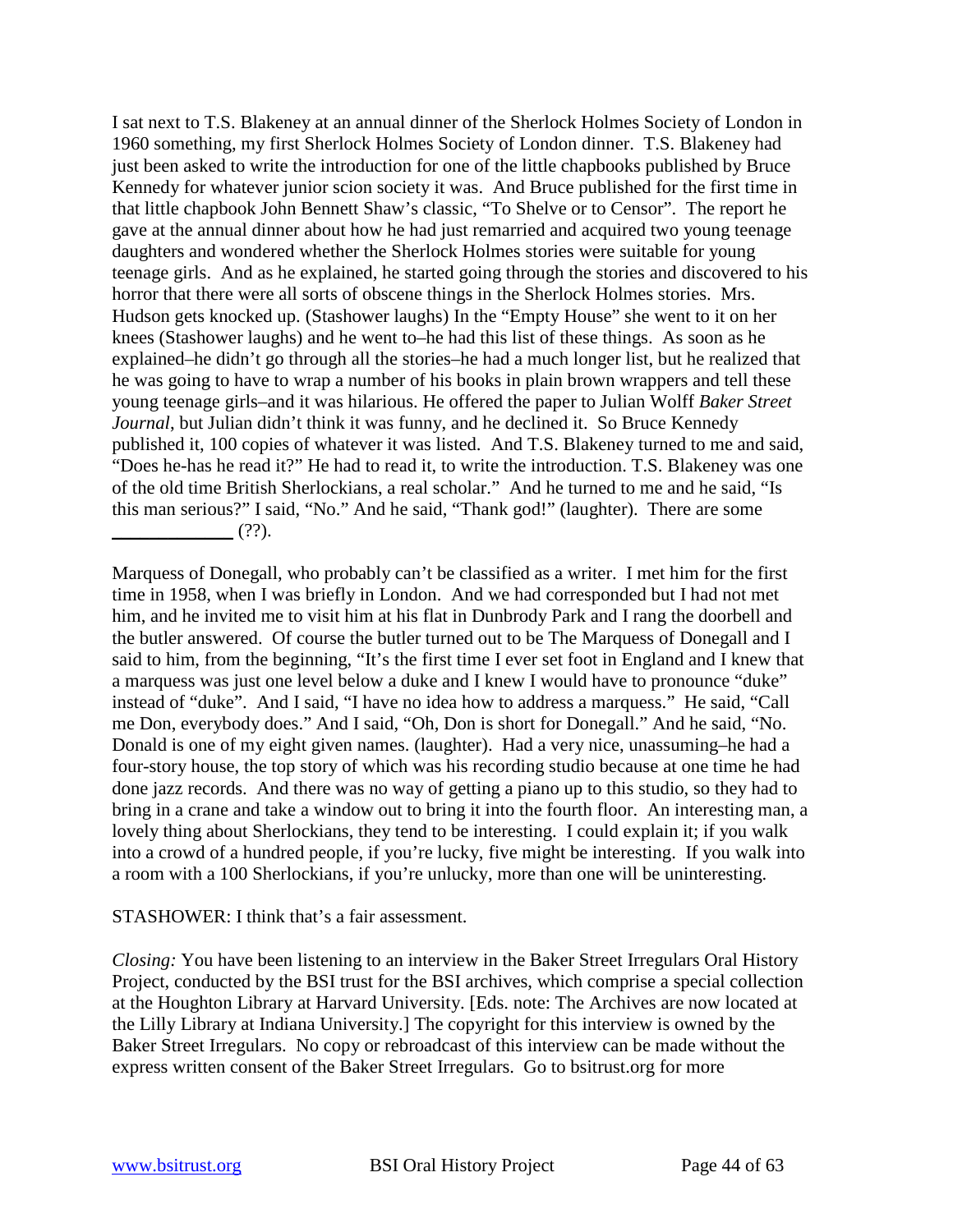I sat next to T.S. Blakeney at an annual dinner of the Sherlock Holmes Society of London in 1960 something, my first Sherlock Holmes Society of London dinner. T.S. Blakeney had just been asked to write the introduction for one of the little chapbooks published by Bruce Kennedy for whatever junior scion society it was. And Bruce published for the first time in that little chapbook John Bennett Shaw's classic, "To Shelve or to Censor". The report he gave at the annual dinner about how he had just remarried and acquired two young teenage daughters and wondered whether the Sherlock Holmes stories were suitable for young teenage girls. And as he explained, he started going through the stories and discovered to his horror that there were all sorts of obscene things in the Sherlock Holmes stories. Mrs. Hudson gets knocked up. (Stashower laughs) In the "Empty House" she went to it on her knees (Stashower laughs) and he went to–he had this list of these things. As soon as he explained–he didn't go through all the stories–he had a much longer list, but he realized that he was going to have to wrap a number of his books in plain brown wrappers and tell these young teenage girls–and it was hilarious. He offered the paper to Julian Wolff *Baker Street Journal*, but Julian didn't think it was funny, and he declined it. So Bruce Kennedy published it, 100 copies of whatever it was listed. And T.S. Blakeney turned to me and said, "Does he-has he read it?" He had to read it, to write the introduction. T.S. Blakeney was one of the old time British Sherlockians, a real scholar." And he turned to me and he said, "Is this man serious?" I said, "No." And he said, "Thank god!" (laughter). There are some _____________ (??).

Marquess of Donegall, who probably can't be classified as a writer. I met him for the first time in 1958, when I was briefly in London. And we had corresponded but I had not met him, and he invited me to visit him at his flat in Dunbrody Park and I rang the doorbell and the butler answered. Of course the butler turned out to be The Marquess of Donegall and I said to him, from the beginning, "It's the first time I ever set foot in England and I knew that a marquess was just one level below a duke and I knew I would have to pronounce "duke" instead of "duke". And I said, "I have no idea how to address a marquess." He said, "Call me Don, everybody does." And I said, "Oh, Don is short for Donegall." And he said, "No. Donald is one of my eight given names. (laughter). Had a very nice, unassuming–he had a four-story house, the top story of which was his recording studio because at one time he had done jazz records. And there was no way of getting a piano up to this studio, so they had to bring in a crane and take a window out to bring it into the fourth floor. An interesting man, a lovely thing about Sherlockians, they tend to be interesting. I could explain it; if you walk into a crowd of a hundred people, if you're lucky, five might be interesting. If you walk into a room with a 100 Sherlockians, if you're unlucky, more than one will be uninteresting.

STASHOWER: I think that's a fair assessment.

*Closing:* You have been listening to an interview in the Baker Street Irregulars Oral History Project, conducted by the BSI trust for the BSI archives, which comprise a special collection at the Houghton Library at Harvard University. [Eds. note: The Archives are now located at the Lilly Library at Indiana University.] The copyright for this interview is owned by the Baker Street Irregulars. No copy or rebroadcast of this interview can be made without the express written consent of the Baker Street Irregulars. Go to bsitrust.org for more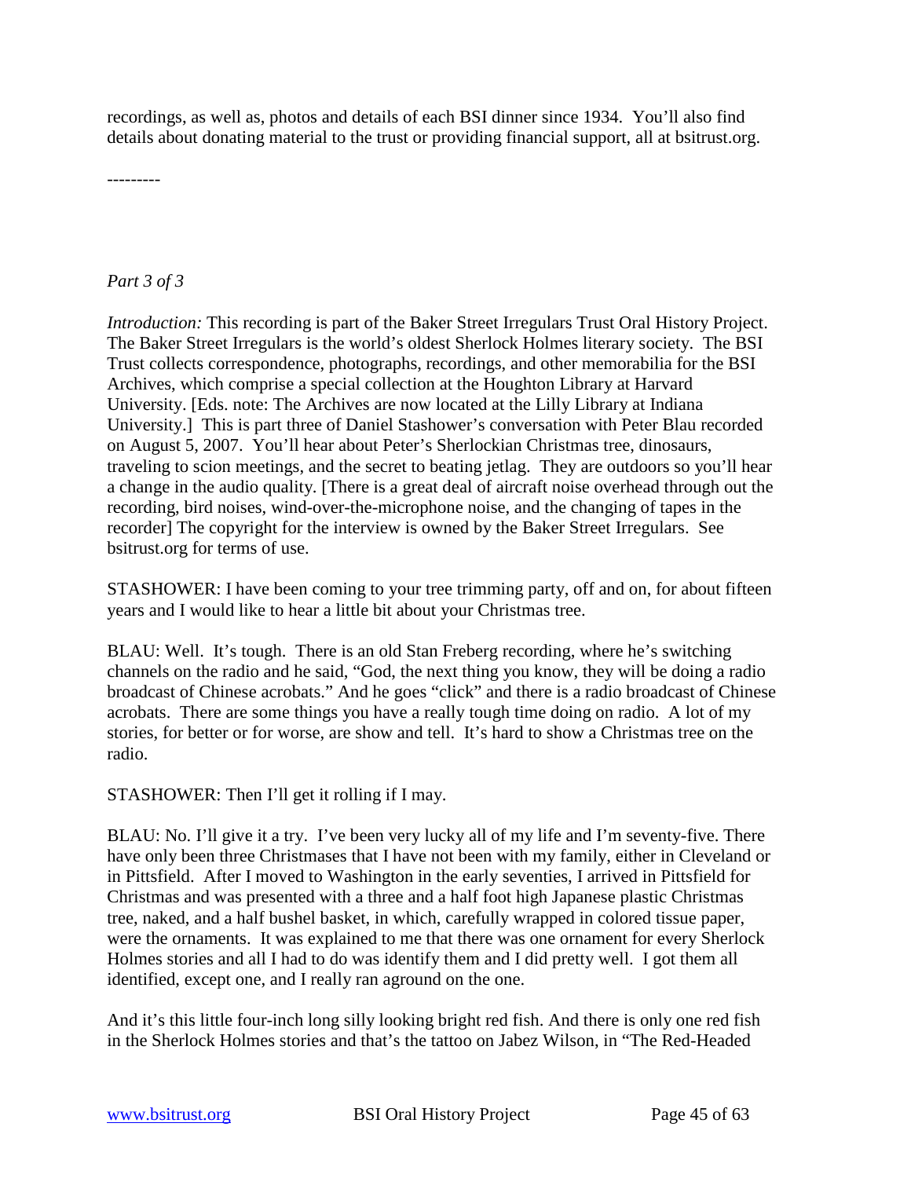recordings, as well as, photos and details of each BSI dinner since 1934. You'll also find details about donating material to the trust or providing financial support, all at bsitrust.org.

---------

*Part 3 of 3*

*Introduction:* This recording is part of the Baker Street Irregulars Trust Oral History Project. The Baker Street Irregulars is the world's oldest Sherlock Holmes literary society. The BSI Trust collects correspondence, photographs, recordings, and other memorabilia for the BSI Archives, which comprise a special collection at the Houghton Library at Harvard University. [Eds. note: The Archives are now located at the Lilly Library at Indiana University.] This is part three of Daniel Stashower's conversation with Peter Blau recorded on August 5, 2007. You'll hear about Peter's Sherlockian Christmas tree, dinosaurs, traveling to scion meetings, and the secret to beating jetlag. They are outdoors so you'll hear a change in the audio quality. [There is a great deal of aircraft noise overhead through out the recording, bird noises, wind-over-the-microphone noise, and the changing of tapes in the recorder] The copyright for the interview is owned by the Baker Street Irregulars. See bsitrust.org for terms of use.

STASHOWER: I have been coming to your tree trimming party, off and on, for about fifteen years and I would like to hear a little bit about your Christmas tree.

BLAU: Well. It's tough. There is an old Stan Freberg recording, where he's switching channels on the radio and he said, "God, the next thing you know, they will be doing a radio broadcast of Chinese acrobats." And he goes "click" and there is a radio broadcast of Chinese acrobats. There are some things you have a really tough time doing on radio. A lot of my stories, for better or for worse, are show and tell. It's hard to show a Christmas tree on the radio.

STASHOWER: Then I'll get it rolling if I may.

BLAU: No. I'll give it a try. I've been very lucky all of my life and I'm seventy-five. There have only been three Christmases that I have not been with my family, either in Cleveland or in Pittsfield. After I moved to Washington in the early seventies, I arrived in Pittsfield for Christmas and was presented with a three and a half foot high Japanese plastic Christmas tree, naked, and a half bushel basket, in which, carefully wrapped in colored tissue paper, were the ornaments. It was explained to me that there was one ornament for every Sherlock Holmes stories and all I had to do was identify them and I did pretty well. I got them all identified, except one, and I really ran aground on the one.

And it's this little four-inch long silly looking bright red fish. And there is only one red fish in the Sherlock Holmes stories and that's the tattoo on Jabez Wilson, in "The Red-Headed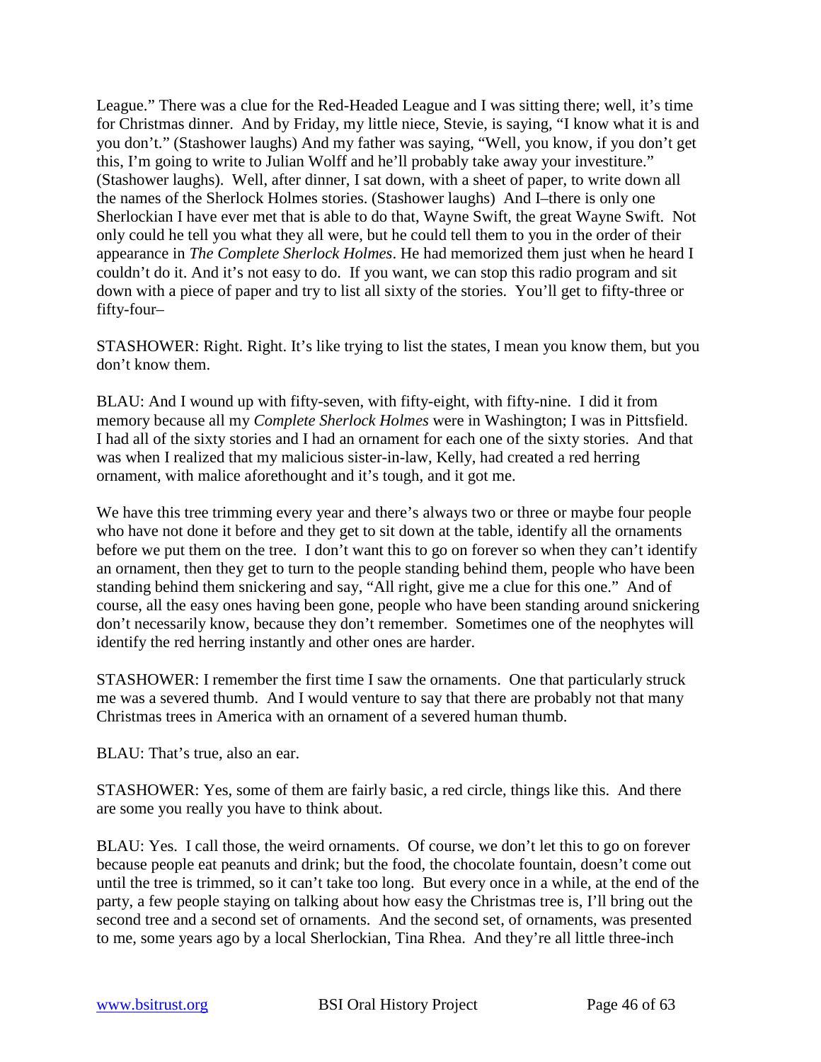League." There was a clue for the Red-Headed League and I was sitting there; well, it's time for Christmas dinner. And by Friday, my little niece, Stevie, is saying, "I know what it is and you don't." (Stashower laughs) And my father was saying, "Well, you know, if you don't get this, I'm going to write to Julian Wolff and he'll probably take away your investiture." (Stashower laughs). Well, after dinner, I sat down, with a sheet of paper, to write down all the names of the Sherlock Holmes stories. (Stashower laughs) And I–there is only one Sherlockian I have ever met that is able to do that, Wayne Swift, the great Wayne Swift. Not only could he tell you what they all were, but he could tell them to you in the order of their appearance in *The Complete Sherlock Holmes*. He had memorized them just when he heard I couldn't do it. And it's not easy to do. If you want, we can stop this radio program and sit down with a piece of paper and try to list all sixty of the stories. You'll get to fifty-three or fifty-four–

STASHOWER: Right. Right. It's like trying to list the states, I mean you know them, but you don't know them.

BLAU: And I wound up with fifty-seven, with fifty-eight, with fifty-nine. I did it from memory because all my *Complete Sherlock Holmes* were in Washington; I was in Pittsfield. I had all of the sixty stories and I had an ornament for each one of the sixty stories. And that was when I realized that my malicious sister-in-law, Kelly, had created a red herring ornament, with malice aforethought and it's tough, and it got me.

We have this tree trimming every year and there's always two or three or maybe four people who have not done it before and they get to sit down at the table, identify all the ornaments before we put them on the tree. I don't want this to go on forever so when they can't identify an ornament, then they get to turn to the people standing behind them, people who have been standing behind them snickering and say, "All right, give me a clue for this one." And of course, all the easy ones having been gone, people who have been standing around snickering don't necessarily know, because they don't remember. Sometimes one of the neophytes will identify the red herring instantly and other ones are harder.

STASHOWER: I remember the first time I saw the ornaments. One that particularly struck me was a severed thumb. And I would venture to say that there are probably not that many Christmas trees in America with an ornament of a severed human thumb.

BLAU: That's true, also an ear.

STASHOWER: Yes, some of them are fairly basic, a red circle, things like this. And there are some you really you have to think about.

BLAU: Yes. I call those, the weird ornaments. Of course, we don't let this to go on forever because people eat peanuts and drink; but the food, the chocolate fountain, doesn't come out until the tree is trimmed, so it can't take too long. But every once in a while, at the end of the party, a few people staying on talking about how easy the Christmas tree is, I'll bring out the second tree and a second set of ornaments. And the second set, of ornaments, was presented to me, some years ago by a local Sherlockian, Tina Rhea. And they're all little three-inch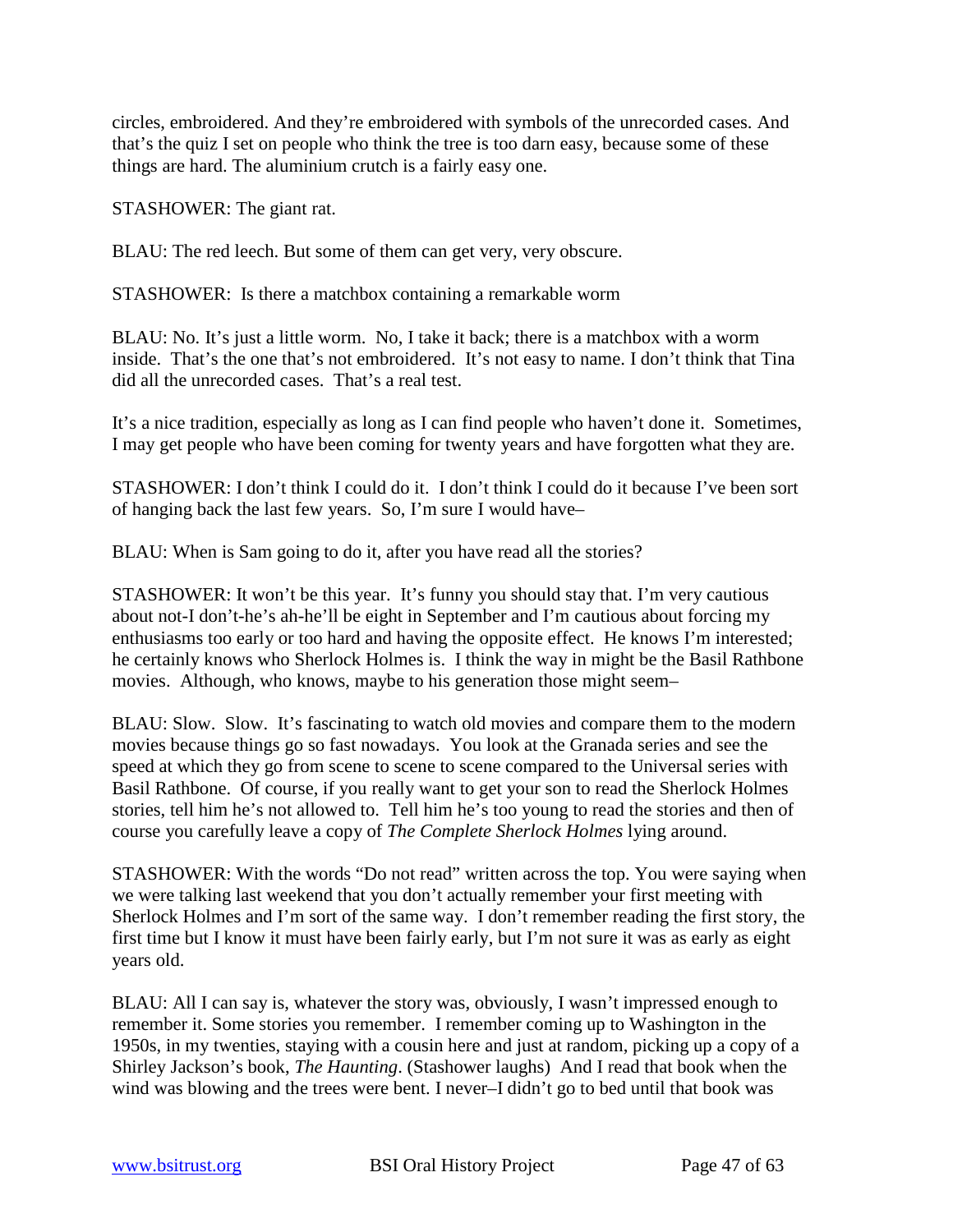circles, embroidered. And they're embroidered with symbols of the unrecorded cases. And that's the quiz I set on people who think the tree is too darn easy, because some of these things are hard. The aluminium crutch is a fairly easy one.

STASHOWER: The giant rat.

BLAU: The red leech. But some of them can get very, very obscure.

STASHOWER: Is there a matchbox containing a remarkable worm

BLAU: No. It's just a little worm. No, I take it back; there is a matchbox with a worm inside. That's the one that's not embroidered. It's not easy to name. I don't think that Tina did all the unrecorded cases. That's a real test.

It's a nice tradition, especially as long as I can find people who haven't done it. Sometimes, I may get people who have been coming for twenty years and have forgotten what they are.

STASHOWER: I don't think I could do it. I don't think I could do it because I've been sort of hanging back the last few years. So, I'm sure I would have–

BLAU: When is Sam going to do it, after you have read all the stories?

STASHOWER: It won't be this year. It's funny you should stay that. I'm very cautious about not-I don't-he's ah-he'll be eight in September and I'm cautious about forcing my enthusiasms too early or too hard and having the opposite effect. He knows I'm interested; he certainly knows who Sherlock Holmes is. I think the way in might be the Basil Rathbone movies. Although, who knows, maybe to his generation those might seem–

BLAU: Slow. Slow. It's fascinating to watch old movies and compare them to the modern movies because things go so fast nowadays. You look at the Granada series and see the speed at which they go from scene to scene to scene compared to the Universal series with Basil Rathbone. Of course, if you really want to get your son to read the Sherlock Holmes stories, tell him he's not allowed to. Tell him he's too young to read the stories and then of course you carefully leave a copy of *The Complete Sherlock Holmes* lying around.

STASHOWER: With the words "Do not read" written across the top. You were saying when we were talking last weekend that you don't actually remember your first meeting with Sherlock Holmes and I'm sort of the same way. I don't remember reading the first story, the first time but I know it must have been fairly early, but I'm not sure it was as early as eight years old.

BLAU: All I can say is, whatever the story was, obviously, I wasn't impressed enough to remember it. Some stories you remember. I remember coming up to Washington in the 1950s, in my twenties, staying with a cousin here and just at random, picking up a copy of a Shirley Jackson's book, *The Haunting*. (Stashower laughs) And I read that book when the wind was blowing and the trees were bent. I never–I didn't go to bed until that book was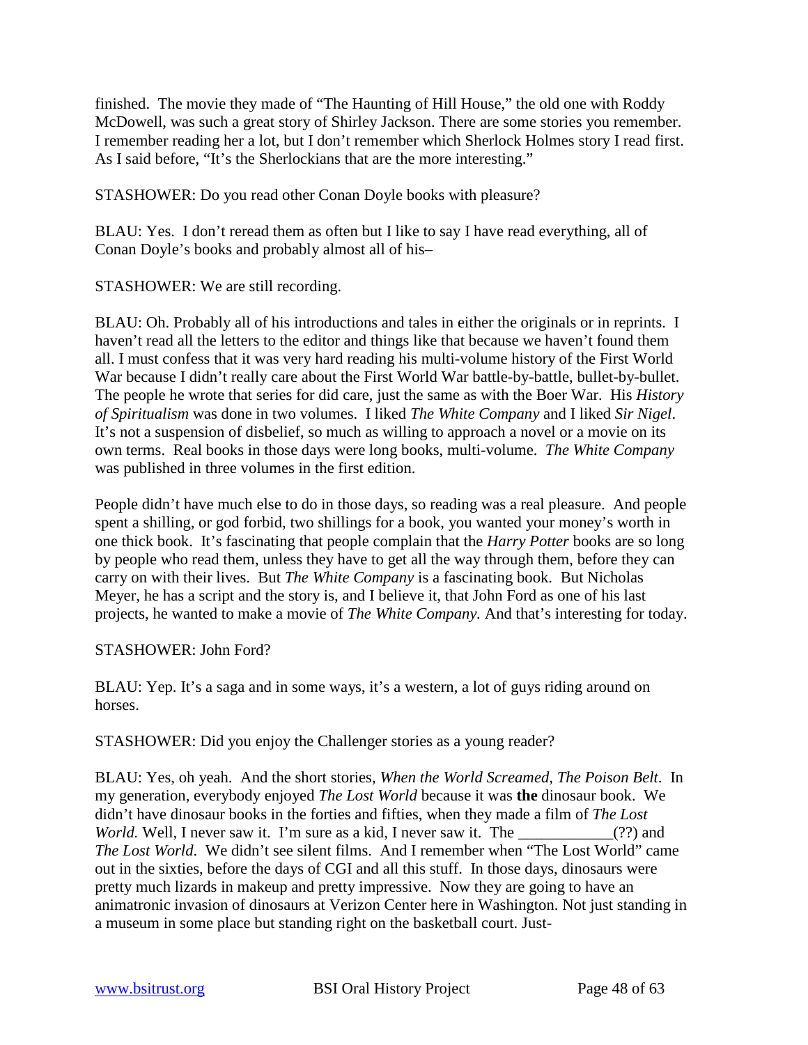finished. The movie they made of "The Haunting of Hill House," the old one with Roddy McDowell, was such a great story of Shirley Jackson. There are some stories you remember. I remember reading her a lot, but I don't remember which Sherlock Holmes story I read first. As I said before, "It's the Sherlockians that are the more interesting."

STASHOWER: Do you read other Conan Doyle books with pleasure?

BLAU: Yes. I don't reread them as often but I like to say I have read everything, all of Conan Doyle's books and probably almost all of his–

STASHOWER: We are still recording.

BLAU: Oh. Probably all of his introductions and tales in either the originals or in reprints. I haven't read all the letters to the editor and things like that because we haven't found them all. I must confess that it was very hard reading his multi-volume history of the First World War because I didn't really care about the First World War battle-by-battle, bullet-by-bullet. The people he wrote that series for did care, just the same as with the Boer War. His *History of Spiritualism* was done in two volumes. I liked *The White Company* and I liked *Sir Nigel*. It's not a suspension of disbelief, so much as willing to approach a novel or a movie on its own terms. Real books in those days were long books, multi-volume. *The White Company* was published in three volumes in the first edition.

People didn't have much else to do in those days, so reading was a real pleasure. And people spent a shilling, or god forbid, two shillings for a book, you wanted your money's worth in one thick book. It's fascinating that people complain that the *Harry Potter* books are so long by people who read them, unless they have to get all the way through them, before they can carry on with their lives. But *The White Company* is a fascinating book. But Nicholas Meyer, he has a script and the story is, and I believe it, that John Ford as one of his last projects, he wanted to make a movie of *The White Company.* And that's interesting for today.

STASHOWER: John Ford?

BLAU: Yep. It's a saga and in some ways, it's a western, a lot of guys riding around on horses.

STASHOWER: Did you enjoy the Challenger stories as a young reader?

BLAU: Yes, oh yeah. And the short stories, *When the World Screamed*, *The Poison Belt*. In my generation, everybody enjoyed *The Lost World* because it was **the** dinosaur book. We didn't have dinosaur books in the forties and fifties, when they made a film of *The Lost World.* Well, I never saw it. I'm sure as a kid, I never saw it. The ____________(??) and *The Lost World*. We didn't see silent films. And I remember when "The Lost World" came out in the sixties, before the days of CGI and all this stuff. In those days, dinosaurs were pretty much lizards in makeup and pretty impressive. Now they are going to have an animatronic invasion of dinosaurs at Verizon Center here in Washington. Not just standing in a museum in some place but standing right on the basketball court. Just-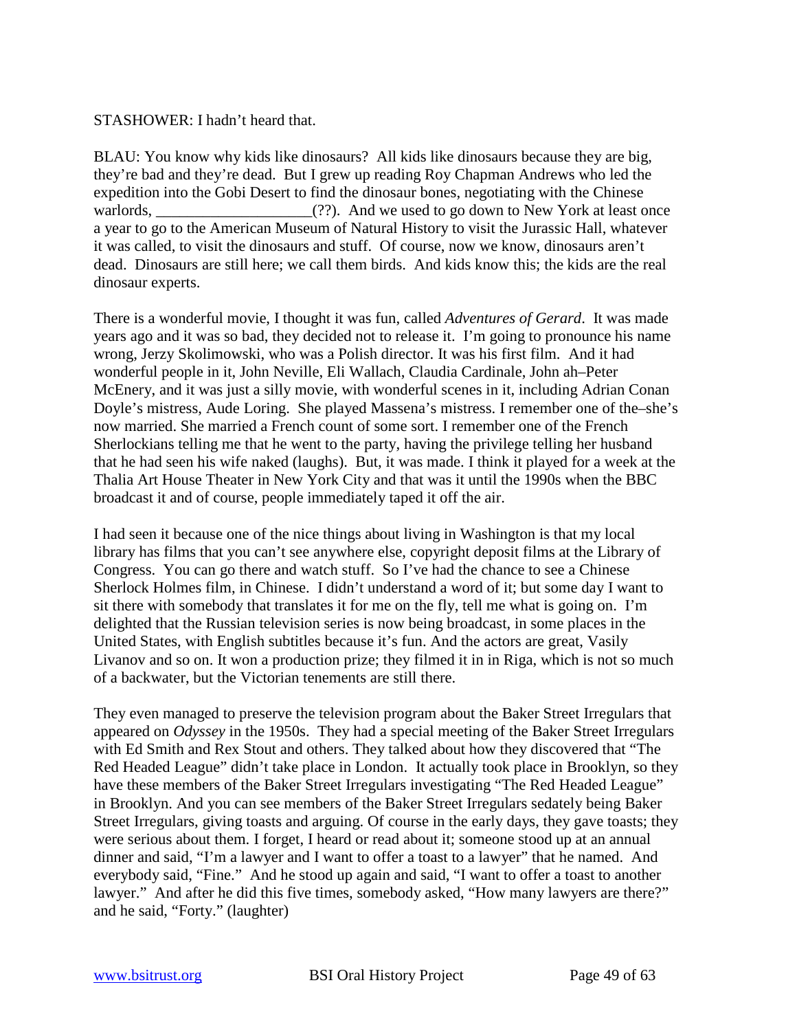STASHOWER: I hadn't heard that.

BLAU: You know why kids like dinosaurs? All kids like dinosaurs because they are big, they're bad and they're dead. But I grew up reading Roy Chapman Andrews who led the expedition into the Gobi Desert to find the dinosaur bones, negotiating with the Chinese warlords, ____________________(??). And we used to go down to New York at least once a year to go to the American Museum of Natural History to visit the Jurassic Hall, whatever it was called, to visit the dinosaurs and stuff. Of course, now we know, dinosaurs aren't dead. Dinosaurs are still here; we call them birds. And kids know this; the kids are the real dinosaur experts.

There is a wonderful movie, I thought it was fun, called *Adventures of Gerard*. It was made years ago and it was so bad, they decided not to release it. I'm going to pronounce his name wrong, Jerzy Skolimowski, who was a Polish director. It was his first film. And it had wonderful people in it, John Neville, Eli Wallach, Claudia Cardinale, John ah–Peter McEnery, and it was just a silly movie, with wonderful scenes in it, including Adrian Conan Doyle's mistress, Aude Loring. She played Massena's mistress. I remember one of the–she's now married. She married a French count of some sort. I remember one of the French Sherlockians telling me that he went to the party, having the privilege telling her husband that he had seen his wife naked (laughs). But, it was made. I think it played for a week at the Thalia Art House Theater in New York City and that was it until the 1990s when the BBC broadcast it and of course, people immediately taped it off the air.

I had seen it because one of the nice things about living in Washington is that my local library has films that you can't see anywhere else, copyright deposit films at the Library of Congress. You can go there and watch stuff. So I've had the chance to see a Chinese Sherlock Holmes film, in Chinese. I didn't understand a word of it; but some day I want to sit there with somebody that translates it for me on the fly, tell me what is going on. I'm delighted that the Russian television series is now being broadcast, in some places in the United States, with English subtitles because it's fun. And the actors are great, Vasily Livanov and so on. It won a production prize; they filmed it in in Riga, which is not so much of a backwater, but the Victorian tenements are still there.

They even managed to preserve the television program about the Baker Street Irregulars that appeared on *Odyssey* in the 1950s. They had a special meeting of the Baker Street Irregulars with Ed Smith and Rex Stout and others. They talked about how they discovered that "The Red Headed League" didn't take place in London. It actually took place in Brooklyn, so they have these members of the Baker Street Irregulars investigating "The Red Headed League" in Brooklyn. And you can see members of the Baker Street Irregulars sedately being Baker Street Irregulars, giving toasts and arguing. Of course in the early days, they gave toasts; they were serious about them. I forget, I heard or read about it; someone stood up at an annual dinner and said, "I'm a lawyer and I want to offer a toast to a lawyer" that he named. And everybody said, "Fine." And he stood up again and said, "I want to offer a toast to another lawyer." And after he did this five times, somebody asked, "How many lawyers are there?" and he said, "Forty." (laughter)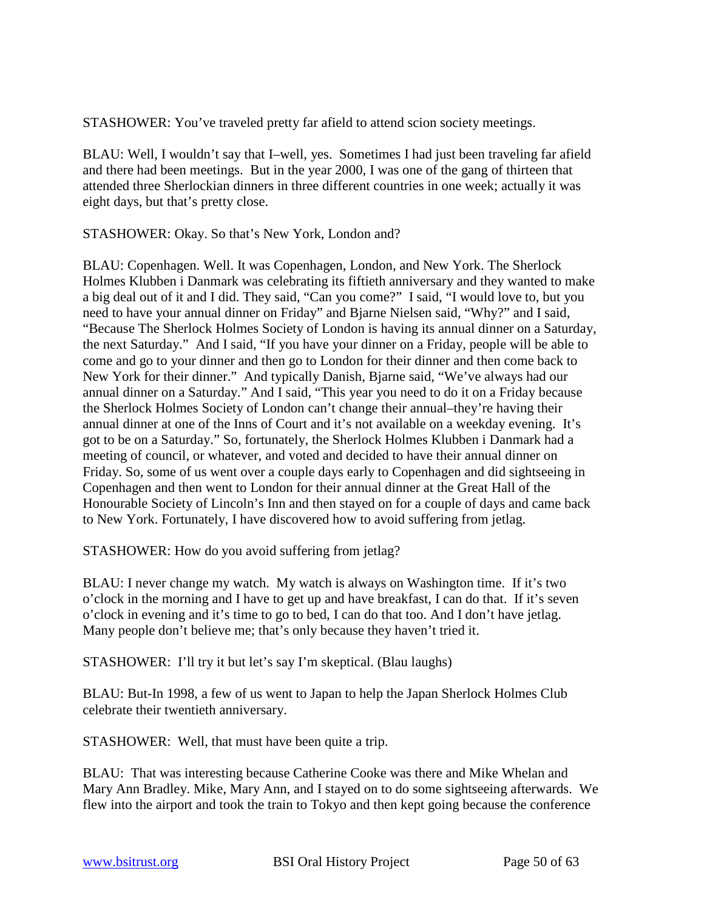STASHOWER: You've traveled pretty far afield to attend scion society meetings.

BLAU: Well, I wouldn't say that I–well, yes. Sometimes I had just been traveling far afield and there had been meetings. But in the year 2000, I was one of the gang of thirteen that attended three Sherlockian dinners in three different countries in one week; actually it was eight days, but that's pretty close.

STASHOWER: Okay. So that's New York, London and?

BLAU: Copenhagen. Well. It was Copenhagen, London, and New York. The Sherlock Holmes Klubben i Danmark was celebrating its fiftieth anniversary and they wanted to make a big deal out of it and I did. They said, "Can you come?" I said, "I would love to, but you need to have your annual dinner on Friday" and Bjarne Nielsen said, "Why?" and I said, "Because The Sherlock Holmes Society of London is having its annual dinner on a Saturday, the next Saturday." And I said, "If you have your dinner on a Friday, people will be able to come and go to your dinner and then go to London for their dinner and then come back to New York for their dinner." And typically Danish, Bjarne said, "We've always had our annual dinner on a Saturday." And I said, "This year you need to do it on a Friday because the Sherlock Holmes Society of London can't change their annual–they're having their annual dinner at one of the Inns of Court and it's not available on a weekday evening. It's got to be on a Saturday." So, fortunately, the Sherlock Holmes Klubben i Danmark had a meeting of council, or whatever, and voted and decided to have their annual dinner on Friday. So, some of us went over a couple days early to Copenhagen and did sightseeing in Copenhagen and then went to London for their annual dinner at the Great Hall of the Honourable Society of Lincoln's Inn and then stayed on for a couple of days and came back to New York. Fortunately, I have discovered how to avoid suffering from jetlag.

STASHOWER: How do you avoid suffering from jetlag?

BLAU: I never change my watch. My watch is always on Washington time. If it's two o'clock in the morning and I have to get up and have breakfast, I can do that. If it's seven o'clock in evening and it's time to go to bed, I can do that too. And I don't have jetlag. Many people don't believe me; that's only because they haven't tried it.

STASHOWER: I'll try it but let's say I'm skeptical. (Blau laughs)

BLAU: But-In 1998, a few of us went to Japan to help the Japan Sherlock Holmes Club celebrate their twentieth anniversary.

STASHOWER: Well, that must have been quite a trip.

BLAU: That was interesting because Catherine Cooke was there and Mike Whelan and Mary Ann Bradley. Mike, Mary Ann, and I stayed on to do some sightseeing afterwards. We flew into the airport and took the train to Tokyo and then kept going because the conference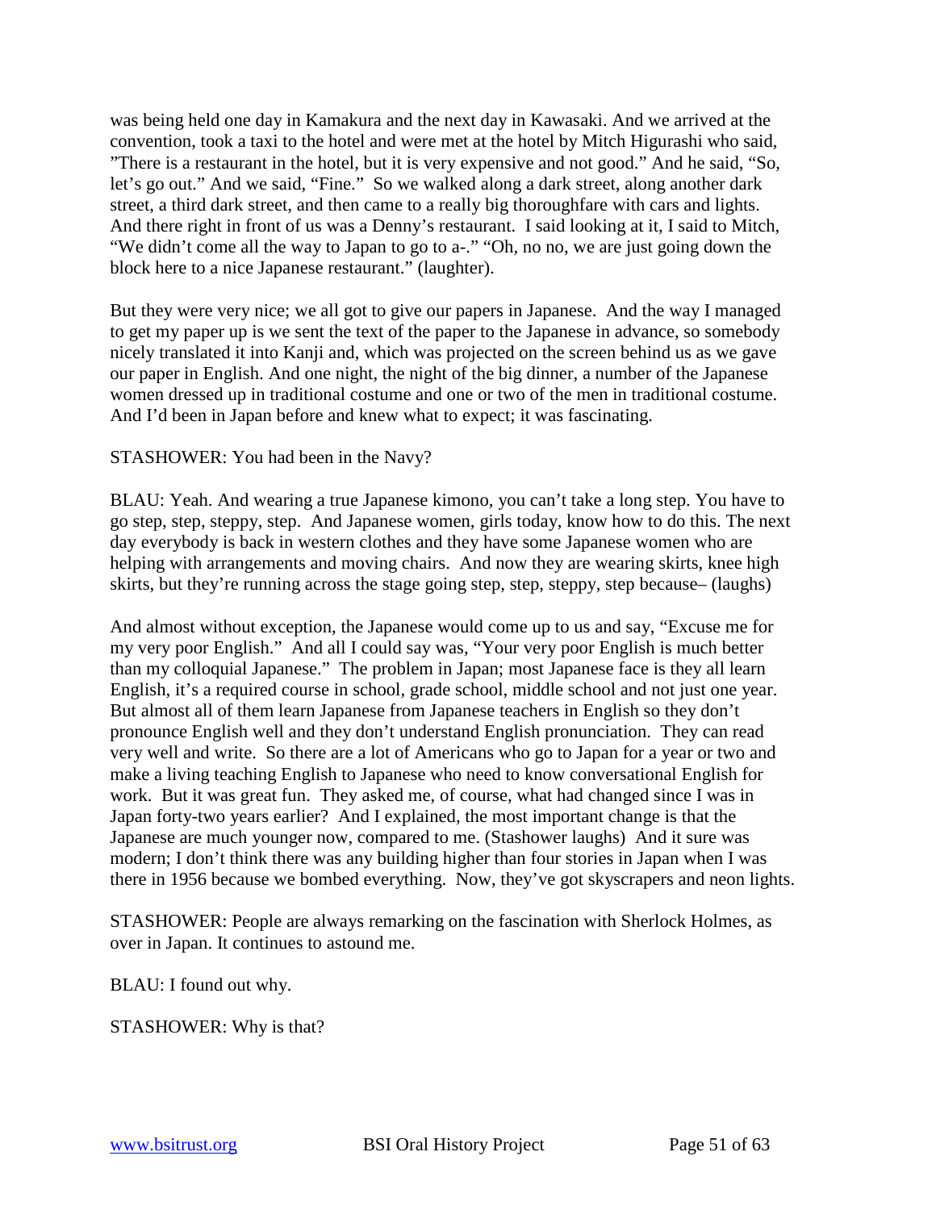was being held one day in Kamakura and the next day in Kawasaki. And we arrived at the convention, took a taxi to the hotel and were met at the hotel by Mitch Higurashi who said, "There is a restaurant in the hotel, but it is very expensive and not good." And he said, "So, let's go out." And we said, "Fine." So we walked along a dark street, along another dark street, a third dark street, and then came to a really big thoroughfare with cars and lights. And there right in front of us was a Denny's restaurant. I said looking at it, I said to Mitch, "We didn't come all the way to Japan to go to a-." "Oh, no no, we are just going down the block here to a nice Japanese restaurant." (laughter).

But they were very nice; we all got to give our papers in Japanese. And the way I managed to get my paper up is we sent the text of the paper to the Japanese in advance, so somebody nicely translated it into Kanji and, which was projected on the screen behind us as we gave our paper in English. And one night, the night of the big dinner, a number of the Japanese women dressed up in traditional costume and one or two of the men in traditional costume. And I'd been in Japan before and knew what to expect; it was fascinating.

STASHOWER: You had been in the Navy?

BLAU: Yeah. And wearing a true Japanese kimono, you can't take a long step. You have to go step, step, steppy, step. And Japanese women, girls today, know how to do this. The next day everybody is back in western clothes and they have some Japanese women who are helping with arrangements and moving chairs. And now they are wearing skirts, knee high skirts, but they're running across the stage going step, step, steppy, step because– (laughs)

And almost without exception, the Japanese would come up to us and say, "Excuse me for my very poor English." And all I could say was, "Your very poor English is much better than my colloquial Japanese." The problem in Japan; most Japanese face is they all learn English, it's a required course in school, grade school, middle school and not just one year. But almost all of them learn Japanese from Japanese teachers in English so they don't pronounce English well and they don't understand English pronunciation. They can read very well and write. So there are a lot of Americans who go to Japan for a year or two and make a living teaching English to Japanese who need to know conversational English for work. But it was great fun. They asked me, of course, what had changed since I was in Japan forty-two years earlier? And I explained, the most important change is that the Japanese are much younger now, compared to me. (Stashower laughs) And it sure was modern; I don't think there was any building higher than four stories in Japan when I was there in 1956 because we bombed everything. Now, they've got skyscrapers and neon lights.

STASHOWER: People are always remarking on the fascination with Sherlock Holmes, as over in Japan. It continues to astound me.

BLAU: I found out why.

STASHOWER: Why is that?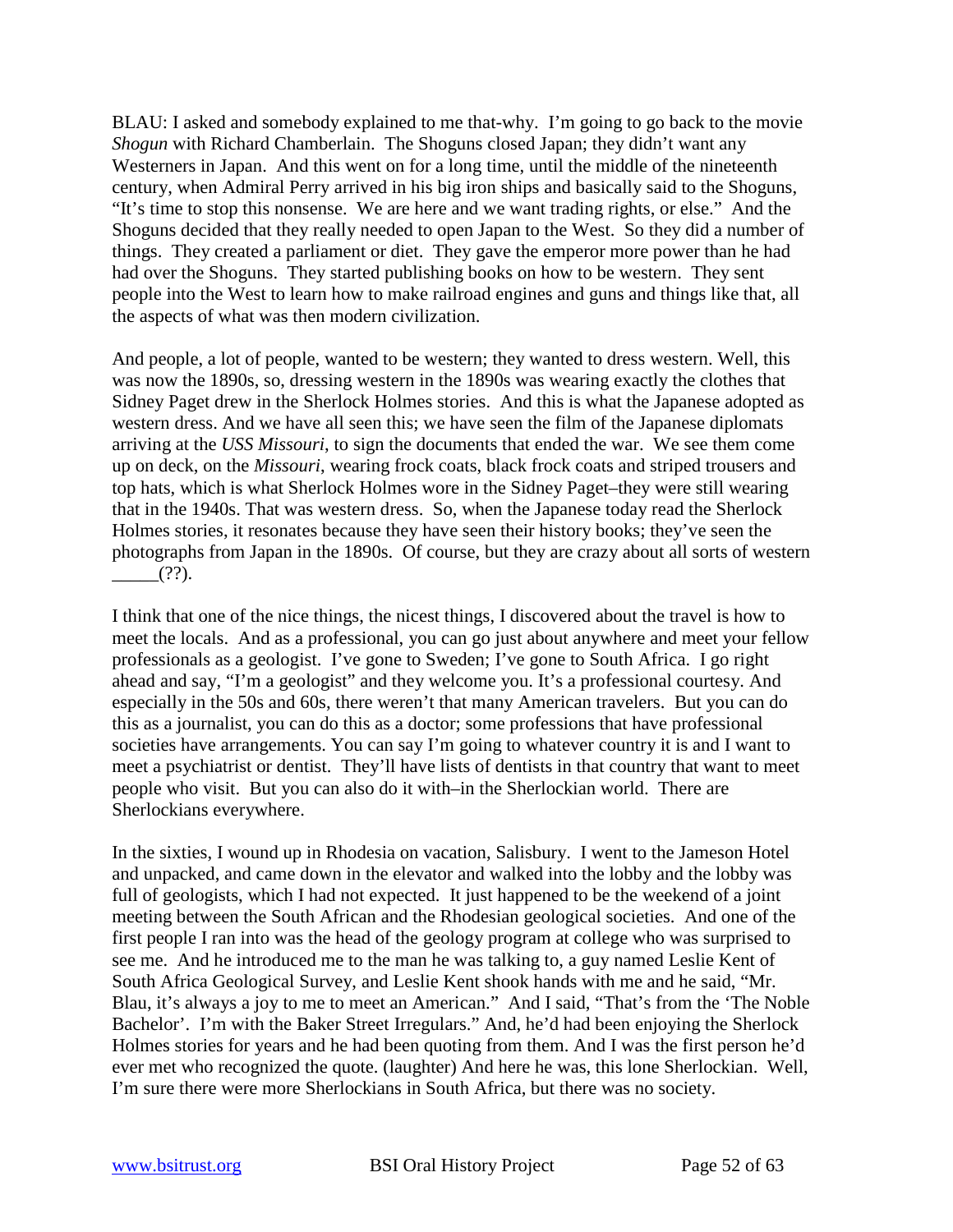BLAU: I asked and somebody explained to me that-why. I'm going to go back to the movie *Shogun* with Richard Chamberlain. The Shoguns closed Japan; they didn't want any Westerners in Japan. And this went on for a long time, until the middle of the nineteenth century, when Admiral Perry arrived in his big iron ships and basically said to the Shoguns, "It's time to stop this nonsense. We are here and we want trading rights, or else." And the Shoguns decided that they really needed to open Japan to the West. So they did a number of things. They created a parliament or diet. They gave the emperor more power than he had had over the Shoguns. They started publishing books on how to be western. They sent people into the West to learn how to make railroad engines and guns and things like that, all the aspects of what was then modern civilization.

And people, a lot of people, wanted to be western; they wanted to dress western. Well, this was now the 1890s, so, dressing western in the 1890s was wearing exactly the clothes that Sidney Paget drew in the Sherlock Holmes stories. And this is what the Japanese adopted as western dress. And we have all seen this; we have seen the film of the Japanese diplomats arriving at the *USS Missouri*, to sign the documents that ended the war. We see them come up on deck, on the *Missouri*, wearing frock coats, black frock coats and striped trousers and top hats, which is what Sherlock Holmes wore in the Sidney Paget–they were still wearing that in the 1940s. That was western dress. So, when the Japanese today read the Sherlock Holmes stories, it resonates because they have seen their history books; they've seen the photographs from Japan in the 1890s. Of course, but they are crazy about all sorts of western _____(??).

I think that one of the nice things, the nicest things, I discovered about the travel is how to meet the locals. And as a professional, you can go just about anywhere and meet your fellow professionals as a geologist. I've gone to Sweden; I've gone to South Africa. I go right ahead and say, "I'm a geologist" and they welcome you. It's a professional courtesy. And especially in the 50s and 60s, there weren't that many American travelers. But you can do this as a journalist, you can do this as a doctor; some professions that have professional societies have arrangements. You can say I'm going to whatever country it is and I want to meet a psychiatrist or dentist. They'll have lists of dentists in that country that want to meet people who visit. But you can also do it with–in the Sherlockian world. There are Sherlockians everywhere.

In the sixties, I wound up in Rhodesia on vacation, Salisbury. I went to the Jameson Hotel and unpacked, and came down in the elevator and walked into the lobby and the lobby was full of geologists, which I had not expected. It just happened to be the weekend of a joint meeting between the South African and the Rhodesian geological societies. And one of the first people I ran into was the head of the geology program at college who was surprised to see me. And he introduced me to the man he was talking to, a guy named Leslie Kent of South Africa Geological Survey, and Leslie Kent shook hands with me and he said, "Mr. Blau, it's always a joy to me to meet an American." And I said, "That's from the 'The Noble Bachelor'. I'm with the Baker Street Irregulars." And, he'd had been enjoying the Sherlock Holmes stories for years and he had been quoting from them. And I was the first person he'd ever met who recognized the quote. (laughter) And here he was, this lone Sherlockian. Well, I'm sure there were more Sherlockians in South Africa, but there was no society.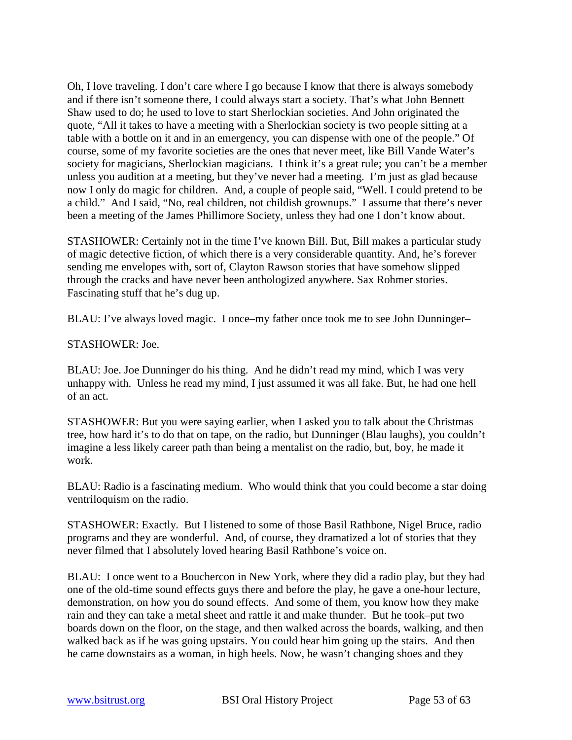Oh, I love traveling. I don't care where I go because I know that there is always somebody and if there isn't someone there, I could always start a society. That's what John Bennett Shaw used to do; he used to love to start Sherlockian societies. And John originated the quote, "All it takes to have a meeting with a Sherlockian society is two people sitting at a table with a bottle on it and in an emergency, you can dispense with one of the people." Of course, some of my favorite societies are the ones that never meet, like Bill Vande Water's society for magicians, Sherlockian magicians. I think it's a great rule; you can't be a member unless you audition at a meeting, but they've never had a meeting. I'm just as glad because now I only do magic for children. And, a couple of people said, "Well. I could pretend to be a child." And I said, "No, real children, not childish grownups." I assume that there's never been a meeting of the James Phillimore Society, unless they had one I don't know about.

STASHOWER: Certainly not in the time I've known Bill. But, Bill makes a particular study of magic detective fiction, of which there is a very considerable quantity. And, he's forever sending me envelopes with, sort of, Clayton Rawson stories that have somehow slipped through the cracks and have never been anthologized anywhere. Sax Rohmer stories. Fascinating stuff that he's dug up.

BLAU: I've always loved magic. I once–my father once took me to see John Dunninger–

STASHOWER: Joe.

BLAU: Joe. Joe Dunninger do his thing. And he didn't read my mind, which I was very unhappy with. Unless he read my mind, I just assumed it was all fake. But, he had one hell of an act.

STASHOWER: But you were saying earlier, when I asked you to talk about the Christmas tree, how hard it's to do that on tape, on the radio, but Dunninger (Blau laughs), you couldn't imagine a less likely career path than being a mentalist on the radio, but, boy, he made it work.

BLAU: Radio is a fascinating medium. Who would think that you could become a star doing ventriloquism on the radio.

STASHOWER: Exactly. But I listened to some of those Basil Rathbone, Nigel Bruce, radio programs and they are wonderful. And, of course, they dramatized a lot of stories that they never filmed that I absolutely loved hearing Basil Rathbone's voice on.

BLAU: I once went to a Bouchercon in New York, where they did a radio play, but they had one of the old-time sound effects guys there and before the play, he gave a one-hour lecture, demonstration, on how you do sound effects. And some of them, you know how they make rain and they can take a metal sheet and rattle it and make thunder. But he took–put two boards down on the floor, on the stage, and then walked across the boards, walking, and then walked back as if he was going upstairs. You could hear him going up the stairs. And then he came downstairs as a woman, in high heels. Now, he wasn't changing shoes and they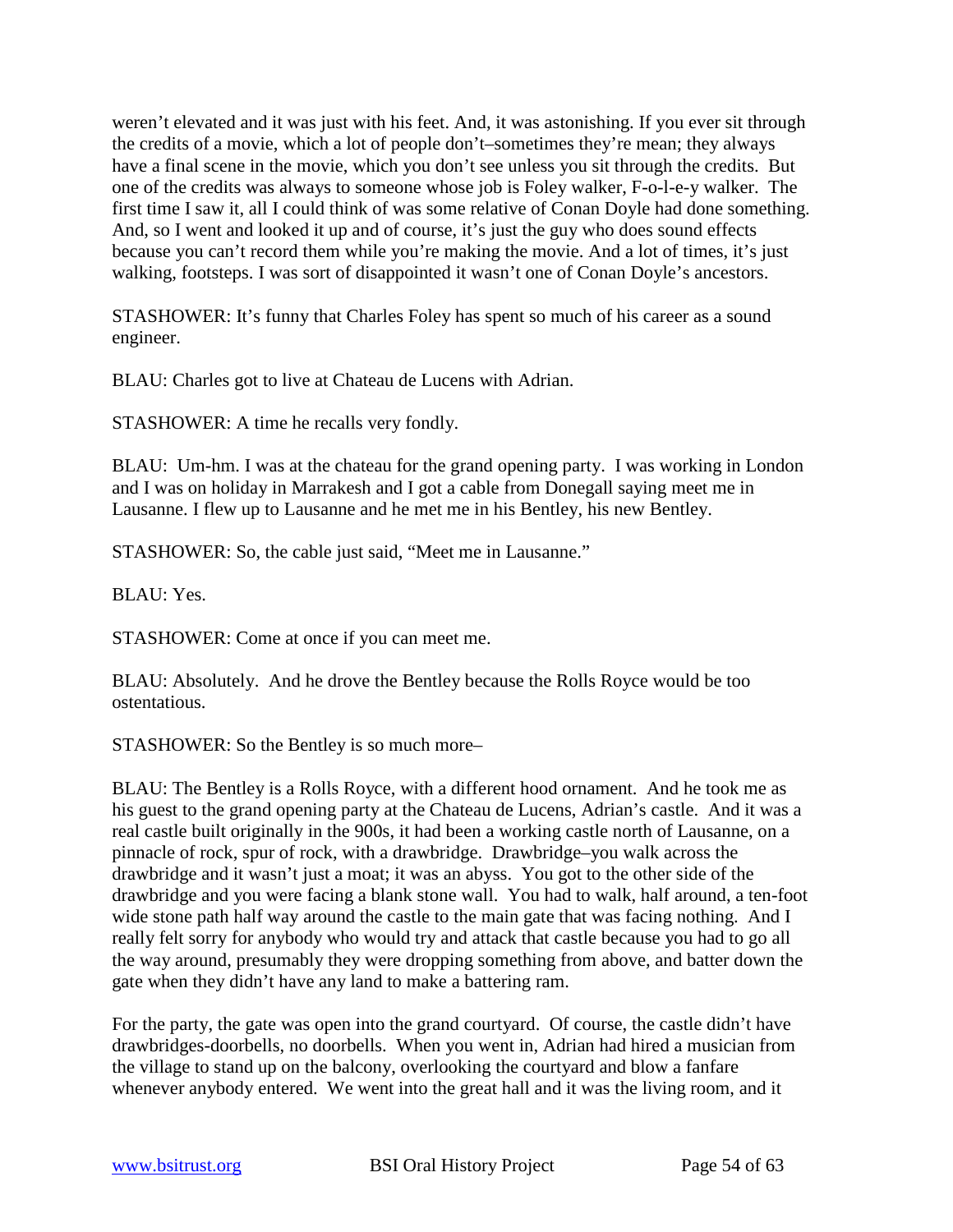weren't elevated and it was just with his feet. And, it was astonishing. If you ever sit through the credits of a movie, which a lot of people don't–sometimes they're mean; they always have a final scene in the movie, which you don't see unless you sit through the credits. But one of the credits was always to someone whose job is Foley walker, F-o-l-e-y walker. The first time I saw it, all I could think of was some relative of Conan Doyle had done something. And, so I went and looked it up and of course, it's just the guy who does sound effects because you can't record them while you're making the movie. And a lot of times, it's just walking, footsteps. I was sort of disappointed it wasn't one of Conan Doyle's ancestors.

STASHOWER: It's funny that Charles Foley has spent so much of his career as a sound engineer.

BLAU: Charles got to live at Chateau de Lucens with Adrian.

STASHOWER: A time he recalls very fondly.

BLAU: Um-hm. I was at the chateau for the grand opening party. I was working in London and I was on holiday in Marrakesh and I got a cable from Donegall saying meet me in Lausanne. I flew up to Lausanne and he met me in his Bentley, his new Bentley.

STASHOWER: So, the cable just said, "Meet me in Lausanne."

BLAU: Yes.

STASHOWER: Come at once if you can meet me.

BLAU: Absolutely. And he drove the Bentley because the Rolls Royce would be too ostentatious.

STASHOWER: So the Bentley is so much more–

BLAU: The Bentley is a Rolls Royce, with a different hood ornament. And he took me as his guest to the grand opening party at the Chateau de Lucens, Adrian's castle. And it was a real castle built originally in the 900s, it had been a working castle north of Lausanne, on a pinnacle of rock, spur of rock, with a drawbridge. Drawbridge–you walk across the drawbridge and it wasn't just a moat; it was an abyss. You got to the other side of the drawbridge and you were facing a blank stone wall. You had to walk, half around, a ten-foot wide stone path half way around the castle to the main gate that was facing nothing. And I really felt sorry for anybody who would try and attack that castle because you had to go all the way around, presumably they were dropping something from above, and batter down the gate when they didn't have any land to make a battering ram.

For the party, the gate was open into the grand courtyard. Of course, the castle didn't have drawbridges-doorbells, no doorbells. When you went in, Adrian had hired a musician from the village to stand up on the balcony, overlooking the courtyard and blow a fanfare whenever anybody entered. We went into the great hall and it was the living room, and it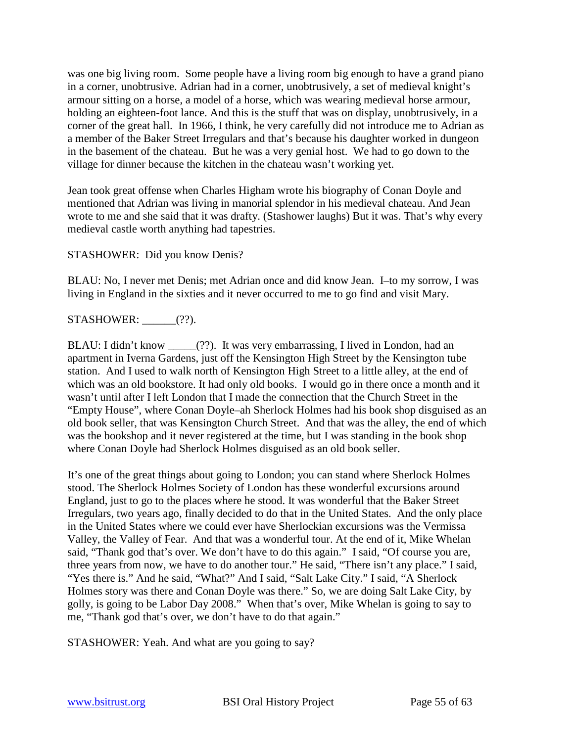was one big living room. Some people have a living room big enough to have a grand piano in a corner, unobtrusive. Adrian had in a corner, unobtrusively, a set of medieval knight's armour sitting on a horse, a model of a horse, which was wearing medieval horse armour, holding an eighteen-foot lance. And this is the stuff that was on display, unobtrusively, in a corner of the great hall. In 1966, I think, he very carefully did not introduce me to Adrian as a member of the Baker Street Irregulars and that's because his daughter worked in dungeon in the basement of the chateau. But he was a very genial host. We had to go down to the village for dinner because the kitchen in the chateau wasn't working yet.

Jean took great offense when Charles Higham wrote his biography of Conan Doyle and mentioned that Adrian was living in manorial splendor in his medieval chateau. And Jean wrote to me and she said that it was drafty. (Stashower laughs) But it was. That's why every medieval castle worth anything had tapestries.

STASHOWER: Did you know Denis?

BLAU: No, I never met Denis; met Adrian once and did know Jean. I–to my sorrow, I was living in England in the sixties and it never occurred to me to go find and visit Mary.

STASHOWER: ______(??).

BLAU: I didn't know _____(??). It was very embarrassing, I lived in London, had an apartment in Iverna Gardens, just off the Kensington High Street by the Kensington tube station. And I used to walk north of Kensington High Street to a little alley, at the end of which was an old bookstore. It had only old books. I would go in there once a month and it wasn't until after I left London that I made the connection that the Church Street in the "Empty House", where Conan Doyle–ah Sherlock Holmes had his book shop disguised as an old book seller, that was Kensington Church Street. And that was the alley, the end of which was the bookshop and it never registered at the time, but I was standing in the book shop where Conan Doyle had Sherlock Holmes disguised as an old book seller.

It's one of the great things about going to London; you can stand where Sherlock Holmes stood. The Sherlock Holmes Society of London has these wonderful excursions around England, just to go to the places where he stood. It was wonderful that the Baker Street Irregulars, two years ago, finally decided to do that in the United States. And the only place in the United States where we could ever have Sherlockian excursions was the Vermissa Valley, the Valley of Fear. And that was a wonderful tour. At the end of it, Mike Whelan said, "Thank god that's over. We don't have to do this again." I said, "Of course you are, three years from now, we have to do another tour." He said, "There isn't any place." I said, "Yes there is." And he said, "What?" And I said, "Salt Lake City." I said, "A Sherlock Holmes story was there and Conan Doyle was there." So, we are doing Salt Lake City, by golly, is going to be Labor Day 2008." When that's over, Mike Whelan is going to say to me, "Thank god that's over, we don't have to do that again."

STASHOWER: Yeah. And what are you going to say?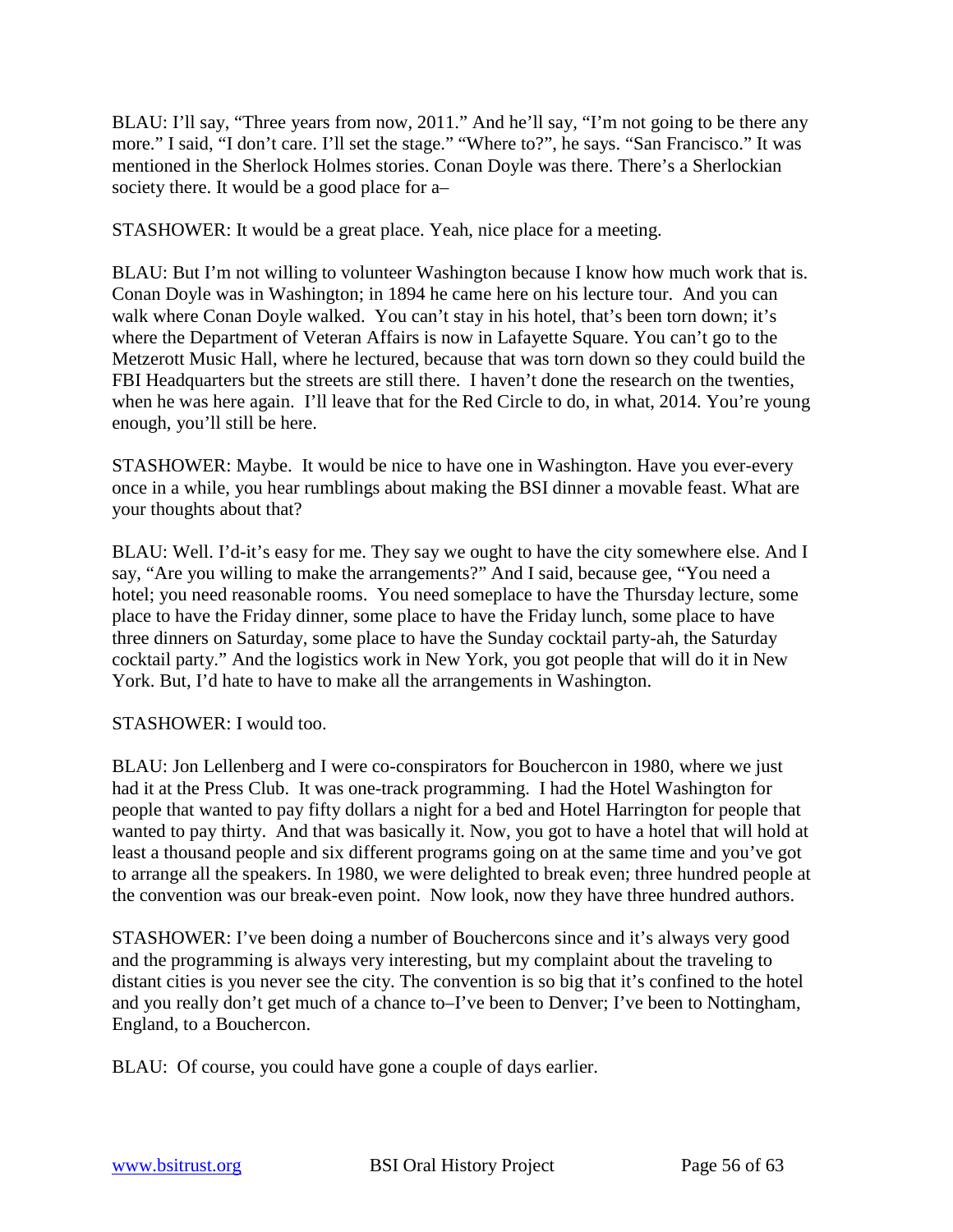BLAU: I'll say, "Three years from now, 2011." And he'll say, "I'm not going to be there any more." I said, "I don't care. I'll set the stage." "Where to?", he says. "San Francisco." It was mentioned in the Sherlock Holmes stories. Conan Doyle was there. There's a Sherlockian society there. It would be a good place for a–

STASHOWER: It would be a great place. Yeah, nice place for a meeting.

BLAU: But I'm not willing to volunteer Washington because I know how much work that is. Conan Doyle was in Washington; in 1894 he came here on his lecture tour. And you can walk where Conan Doyle walked. You can't stay in his hotel, that's been torn down; it's where the Department of Veteran Affairs is now in Lafayette Square. You can't go to the Metzerott Music Hall, where he lectured, because that was torn down so they could build the FBI Headquarters but the streets are still there. I haven't done the research on the twenties, when he was here again. I'll leave that for the Red Circle to do, in what, 2014. You're young enough, you'll still be here.

STASHOWER: Maybe. It would be nice to have one in Washington. Have you ever-every once in a while, you hear rumblings about making the BSI dinner a movable feast. What are your thoughts about that?

BLAU: Well. I'd-it's easy for me. They say we ought to have the city somewhere else. And I say, "Are you willing to make the arrangements?" And I said, because gee, "You need a hotel; you need reasonable rooms. You need someplace to have the Thursday lecture, some place to have the Friday dinner, some place to have the Friday lunch, some place to have three dinners on Saturday, some place to have the Sunday cocktail party-ah, the Saturday cocktail party." And the logistics work in New York, you got people that will do it in New York. But, I'd hate to have to make all the arrangements in Washington.

STASHOWER: I would too.

BLAU: Jon Lellenberg and I were co-conspirators for Bouchercon in 1980, where we just had it at the Press Club. It was one-track programming. I had the Hotel Washington for people that wanted to pay fifty dollars a night for a bed and Hotel Harrington for people that wanted to pay thirty. And that was basically it. Now, you got to have a hotel that will hold at least a thousand people and six different programs going on at the same time and you've got to arrange all the speakers. In 1980, we were delighted to break even; three hundred people at the convention was our break-even point. Now look, now they have three hundred authors.

STASHOWER: I've been doing a number of Bouchercons since and it's always very good and the programming is always very interesting, but my complaint about the traveling to distant cities is you never see the city. The convention is so big that it's confined to the hotel and you really don't get much of a chance to–I've been to Denver; I've been to Nottingham, England, to a Bouchercon.

BLAU: Of course, you could have gone a couple of days earlier.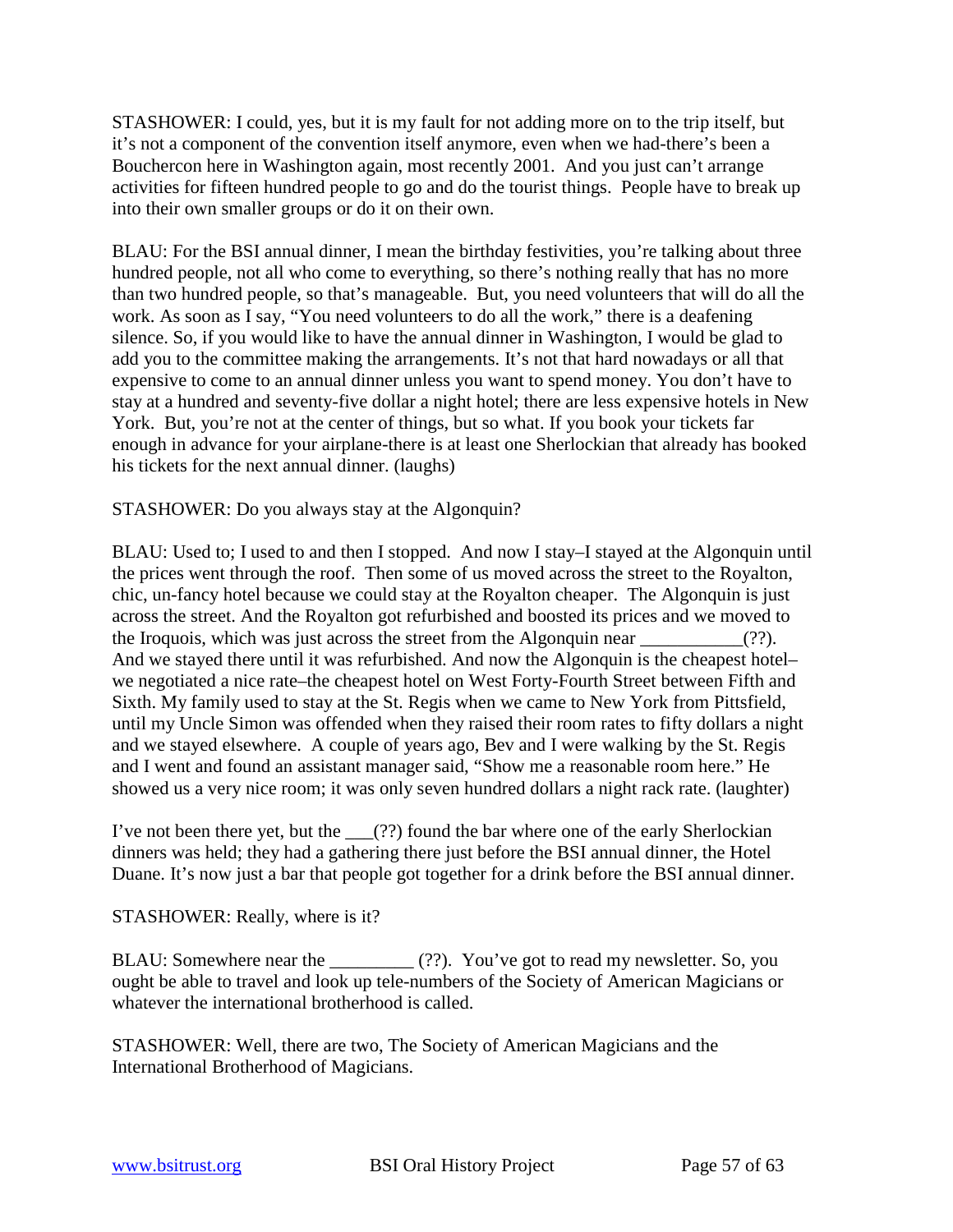STASHOWER: I could, yes, but it is my fault for not adding more on to the trip itself, but it's not a component of the convention itself anymore, even when we had-there's been a Bouchercon here in Washington again, most recently 2001. And you just can't arrange activities for fifteen hundred people to go and do the tourist things. People have to break up into their own smaller groups or do it on their own.

BLAU: For the BSI annual dinner, I mean the birthday festivities, you're talking about three hundred people, not all who come to everything, so there's nothing really that has no more than two hundred people, so that's manageable. But, you need volunteers that will do all the work. As soon as I say, "You need volunteers to do all the work," there is a deafening silence. So, if you would like to have the annual dinner in Washington, I would be glad to add you to the committee making the arrangements. It's not that hard nowadays or all that expensive to come to an annual dinner unless you want to spend money. You don't have to stay at a hundred and seventy-five dollar a night hotel; there are less expensive hotels in New York. But, you're not at the center of things, but so what. If you book your tickets far enough in advance for your airplane-there is at least one Sherlockian that already has booked his tickets for the next annual dinner. (laughs)

STASHOWER: Do you always stay at the Algonquin?

BLAU: Used to; I used to and then I stopped. And now I stay–I stayed at the Algonquin until the prices went through the roof. Then some of us moved across the street to the Royalton, chic, un-fancy hotel because we could stay at the Royalton cheaper. The Algonquin is just across the street. And the Royalton got refurbished and boosted its prices and we moved to the Iroquois, which was just across the street from the Algonquin near ___________(??). And we stayed there until it was refurbished. And now the Algonquin is the cheapest hotel–we negotiated a nice rate–the cheapest hotel on West Forty-Fourth Street between Fifth and Sixth. My family used to stay at the St. Regis when we came to New York from Pittsfield, until my Uncle Simon was offended when they raised their room rates to fifty dollars a night and we stayed elsewhere. A couple of years ago, Bev and I were walking by the St. Regis and I went and found an assistant manager said, "Show me a reasonable room here." He showed us a very nice room; it was only seven hundred dollars a night rack rate. (laughter)

I've not been there yet, but the ___(??) found the bar where one of the early Sherlockian dinners was held; they had a gathering there just before the BSI annual dinner, the Hotel Duane. It's now just a bar that people got together for a drink before the BSI annual dinner.

STASHOWER: Really, where is it?

BLAU: Somewhere near the _________ (??). You've got to read my newsletter. So, you ought be able to travel and look up tele-numbers of the Society of American Magicians or whatever the international brotherhood is called.

STASHOWER: Well, there are two, The Society of American Magicians and the International Brotherhood of Magicians.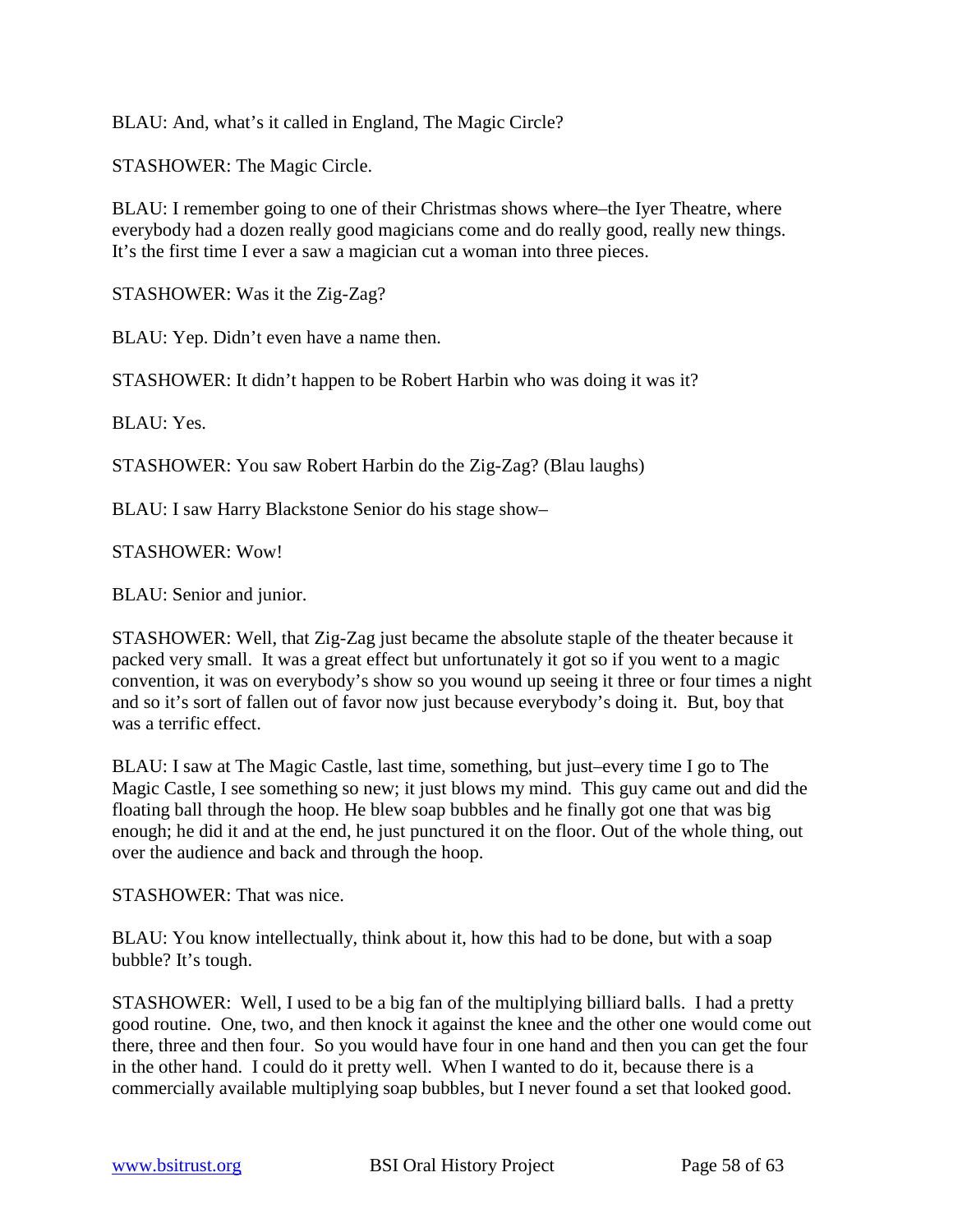BLAU: And, what's it called in England, The Magic Circle?

STASHOWER: The Magic Circle.

BLAU: I remember going to one of their Christmas shows where–the Iyer Theatre, where everybody had a dozen really good magicians come and do really good, really new things. It's the first time I ever a saw a magician cut a woman into three pieces.

STASHOWER: Was it the Zig-Zag?

BLAU: Yep. Didn't even have a name then.

STASHOWER: It didn't happen to be Robert Harbin who was doing it was it?

BLAU: Yes.

STASHOWER: You saw Robert Harbin do the Zig-Zag? (Blau laughs)

BLAU: I saw Harry Blackstone Senior do his stage show–

STASHOWER: Wow!

BLAU: Senior and junior.

STASHOWER: Well, that Zig-Zag just became the absolute staple of the theater because it packed very small. It was a great effect but unfortunately it got so if you went to a magic convention, it was on everybody's show so you wound up seeing it three or four times a night and so it's sort of fallen out of favor now just because everybody's doing it. But, boy that was a terrific effect.

BLAU: I saw at The Magic Castle, last time, something, but just–every time I go to The Magic Castle, I see something so new; it just blows my mind. This guy came out and did the floating ball through the hoop. He blew soap bubbles and he finally got one that was big enough; he did it and at the end, he just punctured it on the floor. Out of the whole thing, out over the audience and back and through the hoop.

STASHOWER: That was nice.

BLAU: You know intellectually, think about it, how this had to be done, but with a soap bubble? It's tough.

STASHOWER: Well, I used to be a big fan of the multiplying billiard balls. I had a pretty good routine. One, two, and then knock it against the knee and the other one would come out there, three and then four. So you would have four in one hand and then you can get the four in the other hand. I could do it pretty well. When I wanted to do it, because there is a commercially available multiplying soap bubbles, but I never found a set that looked good.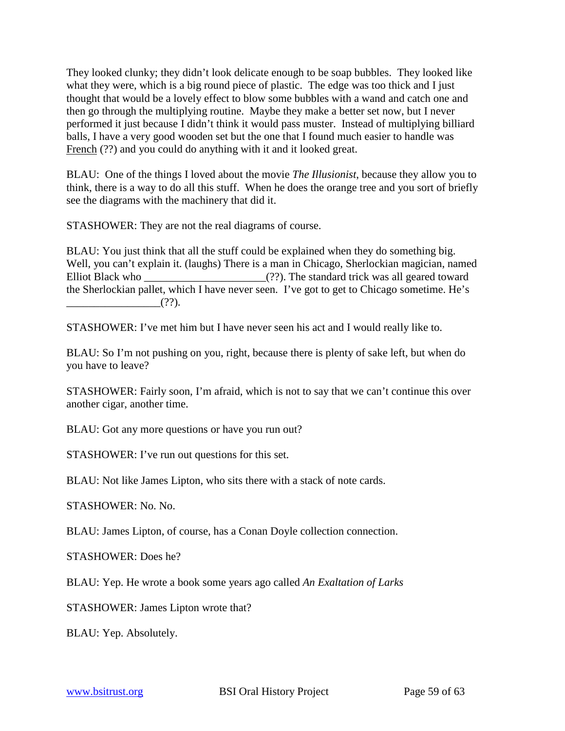They looked clunky; they didn't look delicate enough to be soap bubbles. They looked like what they were, which is a big round piece of plastic. The edge was too thick and I just thought that would be a lovely effect to blow some bubbles with a wand and catch one and then go through the multiplying routine. Maybe they make a better set now, but I never performed it just because I didn't think it would pass muster. Instead of multiplying billiard balls, I have a very good wooden set but the one that I found much easier to handle was French (??) and you could do anything with it and it looked great.

BLAU: One of the things I loved about the movie *The Illusionist*, because they allow you to think, there is a way to do all this stuff. When he does the orange tree and you sort of briefly see the diagrams with the machinery that did it.

STASHOWER: They are not the real diagrams of course.

BLAU: You just think that all the stuff could be explained when they do something big. Well, you can't explain it. (laughs) There is a man in Chicago, Sherlockian magician, named Elliot Black who ______________________(??). The standard trick was all geared toward the Sherlockian pallet, which I have never seen. I've got to get to Chicago sometime. He's _________________(??).

STASHOWER: I've met him but I have never seen his act and I would really like to.

BLAU: So I'm not pushing on you, right, because there is plenty of sake left, but when do you have to leave?

STASHOWER: Fairly soon, I'm afraid, which is not to say that we can't continue this over another cigar, another time.

BLAU: Got any more questions or have you run out?

STASHOWER: I've run out questions for this set.

BLAU: Not like James Lipton, who sits there with a stack of note cards.

STASHOWER: No. No.

BLAU: James Lipton, of course, has a Conan Doyle collection connection.

STASHOWER: Does he?

BLAU: Yep. He wrote a book some years ago called *An Exaltation of Larks*

STASHOWER: James Lipton wrote that?

BLAU: Yep. Absolutely.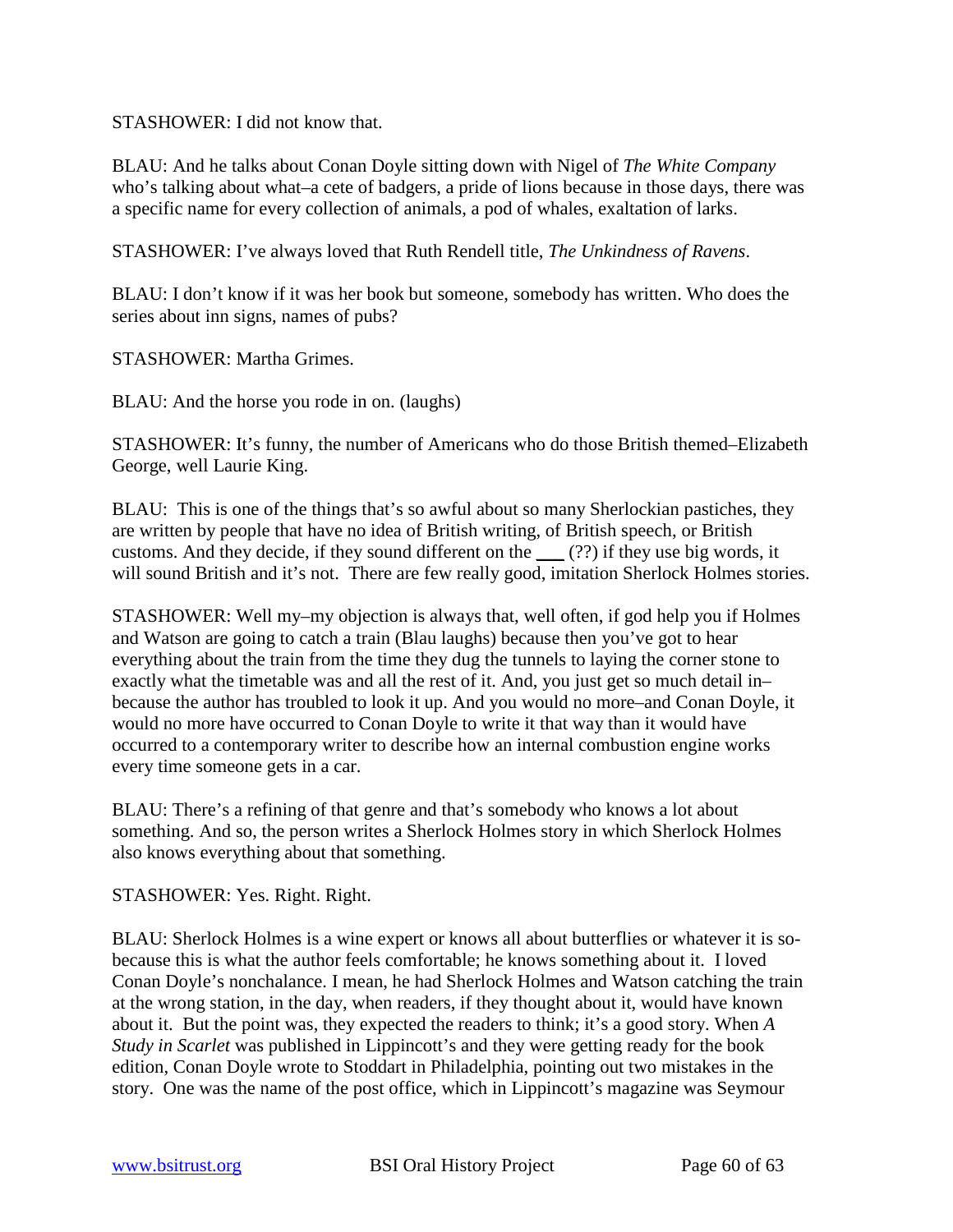STASHOWER: I did not know that.

BLAU: And he talks about Conan Doyle sitting down with Nigel of *The White Company* who's talking about what–a cete of badgers, a pride of lions because in those days, there was a specific name for every collection of animals, a pod of whales, exaltation of larks.

STASHOWER: I've always loved that Ruth Rendell title, *The Unkindness of Ravens*.

BLAU: I don't know if it was her book but someone, somebody has written. Who does the series about inn signs, names of pubs?

STASHOWER: Martha Grimes.

BLAU: And the horse you rode in on. (laughs)

STASHOWER: It's funny, the number of Americans who do those British themed–Elizabeth George, well Laurie King.

BLAU: This is one of the things that's so awful about so many Sherlockian pastiches, they are written by people that have no idea of British writing, of British speech, or British customs. And they decide, if they sound different on the ___ (??) if they use big words, it will sound British and it's not. There are few really good, imitation Sherlock Holmes stories.

STASHOWER: Well my–my objection is always that, well often, if god help you if Holmes and Watson are going to catch a train (Blau laughs) because then you've got to hear everything about the train from the time they dug the tunnels to laying the corner stone to exactly what the timetable was and all the rest of it. And, you just get so much detail in–because the author has troubled to look it up. And you would no more–and Conan Doyle, it would no more have occurred to Conan Doyle to write it that way than it would have occurred to a contemporary writer to describe how an internal combustion engine works every time someone gets in a car.

BLAU: There's a refining of that genre and that's somebody who knows a lot about something. And so, the person writes a Sherlock Holmes story in which Sherlock Holmes also knows everything about that something.

STASHOWER: Yes. Right. Right.

BLAU: Sherlock Holmes is a wine expert or knows all about butterflies or whatever it is so-because this is what the author feels comfortable; he knows something about it. I loved Conan Doyle's nonchalance. I mean, he had Sherlock Holmes and Watson catching the train at the wrong station, in the day, when readers, if they thought about it, would have known about it. But the point was, they expected the readers to think; it's a good story. When *A Study in Scarlet* was published in Lippincott's and they were getting ready for the book edition, Conan Doyle wrote to Stoddart in Philadelphia, pointing out two mistakes in the story. One was the name of the post office, which in Lippincott's magazine was Seymour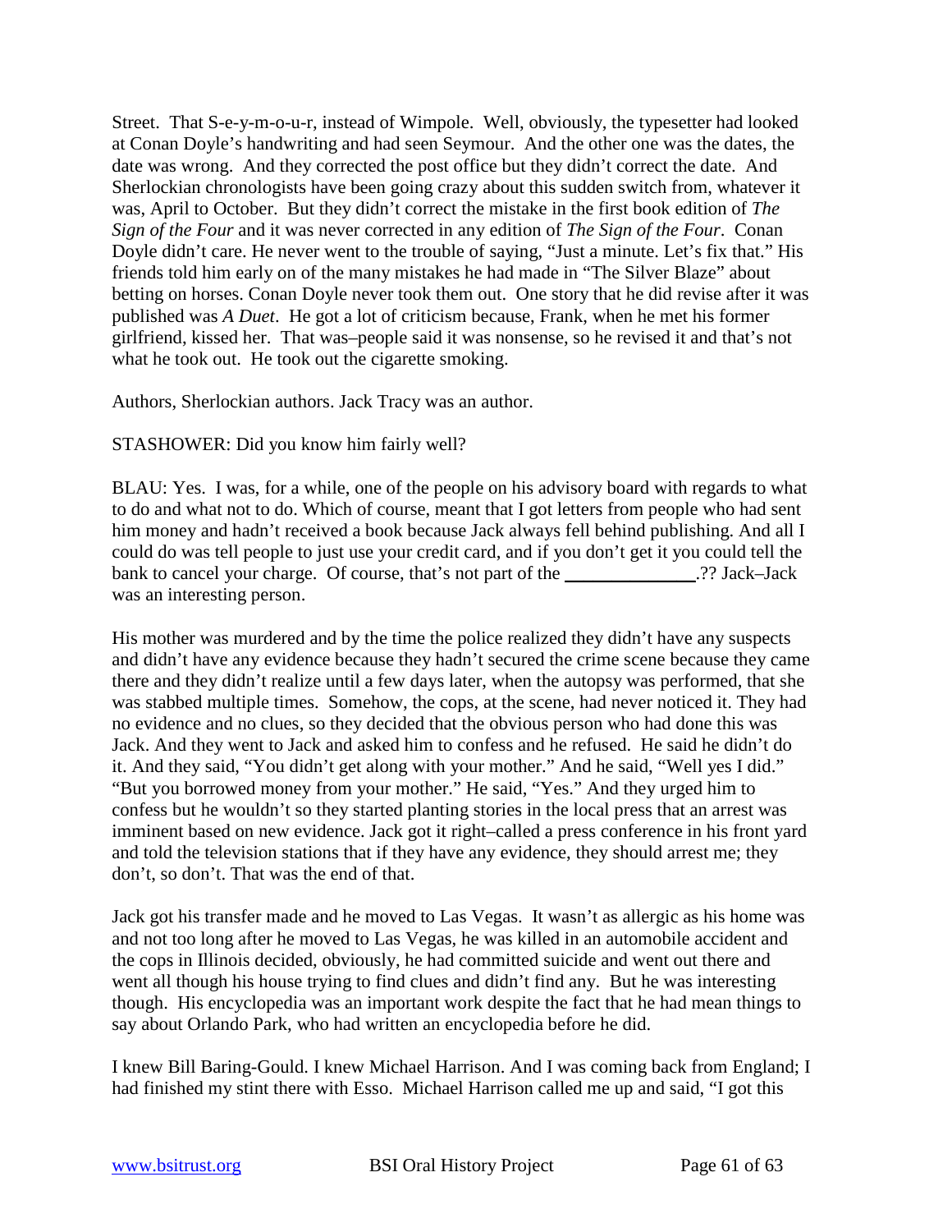Street. That S-e-y-m-o-u-r, instead of Wimpole. Well, obviously, the typesetter had looked at Conan Doyle's handwriting and had seen Seymour. And the other one was the dates, the date was wrong. And they corrected the post office but they didn't correct the date. And Sherlockian chronologists have been going crazy about this sudden switch from, whatever it was, April to October. But they didn't correct the mistake in the first book edition of *The Sign of the Four* and it was never corrected in any edition of *The Sign of the Four*. Conan Doyle didn't care. He never went to the trouble of saying, "Just a minute. Let's fix that." His friends told him early on of the many mistakes he had made in "The Silver Blaze" about betting on horses. Conan Doyle never took them out. One story that he did revise after it was published was *A Duet*. He got a lot of criticism because, Frank, when he met his former girlfriend, kissed her. That was–people said it was nonsense, so he revised it and that's not what he took out. He took out the cigarette smoking.

Authors, Sherlockian authors. Jack Tracy was an author.

STASHOWER: Did you know him fairly well?

BLAU: Yes. I was, for a while, one of the people on his advisory board with regards to what to do and what not to do. Which of course, meant that I got letters from people who had sent him money and hadn't received a book because Jack always fell behind publishing. And all I could do was tell people to just use your credit card, and if you don't get it you could tell the bank to cancel your charge. Of course, that's not part of the ______________.?? Jack–Jack was an interesting person.

His mother was murdered and by the time the police realized they didn't have any suspects and didn't have any evidence because they hadn't secured the crime scene because they came there and they didn't realize until a few days later, when the autopsy was performed, that she was stabbed multiple times. Somehow, the cops, at the scene, had never noticed it. They had no evidence and no clues, so they decided that the obvious person who had done this was Jack. And they went to Jack and asked him to confess and he refused. He said he didn't do it. And they said, "You didn't get along with your mother." And he said, "Well yes I did." "But you borrowed money from your mother." He said, "Yes." And they urged him to confess but he wouldn't so they started planting stories in the local press that an arrest was imminent based on new evidence. Jack got it right–called a press conference in his front yard and told the television stations that if they have any evidence, they should arrest me; they don't, so don't. That was the end of that.

Jack got his transfer made and he moved to Las Vegas. It wasn't as allergic as his home was and not too long after he moved to Las Vegas, he was killed in an automobile accident and the cops in Illinois decided, obviously, he had committed suicide and went out there and went all though his house trying to find clues and didn't find any. But he was interesting though. His encyclopedia was an important work despite the fact that he had mean things to say about Orlando Park, who had written an encyclopedia before he did.

I knew Bill Baring-Gould. I knew Michael Harrison. And I was coming back from England; I had finished my stint there with Esso. Michael Harrison called me up and said, "I got this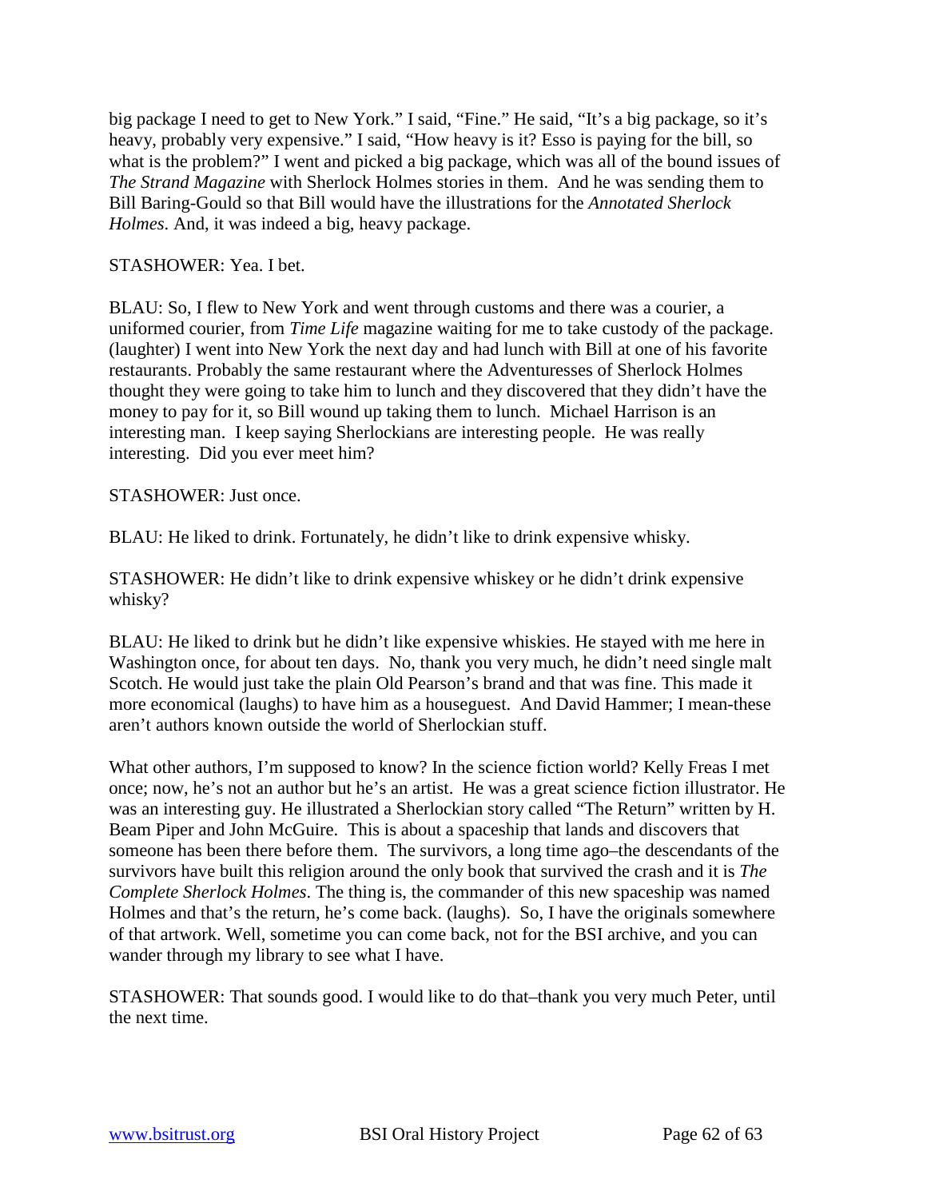big package I need to get to New York." I said, "Fine." He said, "It's a big package, so it's heavy, probably very expensive." I said, "How heavy is it? Esso is paying for the bill, so what is the problem?" I went and picked a big package, which was all of the bound issues of *The Strand Magazine* with Sherlock Holmes stories in them. And he was sending them to Bill Baring-Gould so that Bill would have the illustrations for the *Annotated Sherlock Holmes*. And, it was indeed a big, heavy package.

STASHOWER: Yea. I bet.

BLAU: So, I flew to New York and went through customs and there was a courier, a uniformed courier, from *Time Life* magazine waiting for me to take custody of the package. (laughter) I went into New York the next day and had lunch with Bill at one of his favorite restaurants. Probably the same restaurant where the Adventuresses of Sherlock Holmes thought they were going to take him to lunch and they discovered that they didn't have the money to pay for it, so Bill wound up taking them to lunch. Michael Harrison is an interesting man. I keep saying Sherlockians are interesting people. He was really interesting. Did you ever meet him?

STASHOWER: Just once.

BLAU: He liked to drink. Fortunately, he didn't like to drink expensive whisky.

STASHOWER: He didn't like to drink expensive whiskey or he didn't drink expensive whisky?

BLAU: He liked to drink but he didn't like expensive whiskies. He stayed with me here in Washington once, for about ten days. No, thank you very much, he didn't need single malt Scotch. He would just take the plain Old Pearson's brand and that was fine. This made it more economical (laughs) to have him as a houseguest. And David Hammer; I mean-these aren't authors known outside the world of Sherlockian stuff.

What other authors, I'm supposed to know? In the science fiction world? Kelly Freas I met once; now, he's not an author but he's an artist. He was a great science fiction illustrator. He was an interesting guy. He illustrated a Sherlockian story called "The Return" written by H. Beam Piper and John McGuire. This is about a spaceship that lands and discovers that someone has been there before them. The survivors, a long time ago–the descendants of the survivors have built this religion around the only book that survived the crash and it is *The Complete Sherlock Holmes*. The thing is, the commander of this new spaceship was named Holmes and that's the return, he's come back. (laughs). So, I have the originals somewhere of that artwork. Well, sometime you can come back, not for the BSI archive, and you can wander through my library to see what I have.

STASHOWER: That sounds good. I would like to do that–thank you very much Peter, until the next time.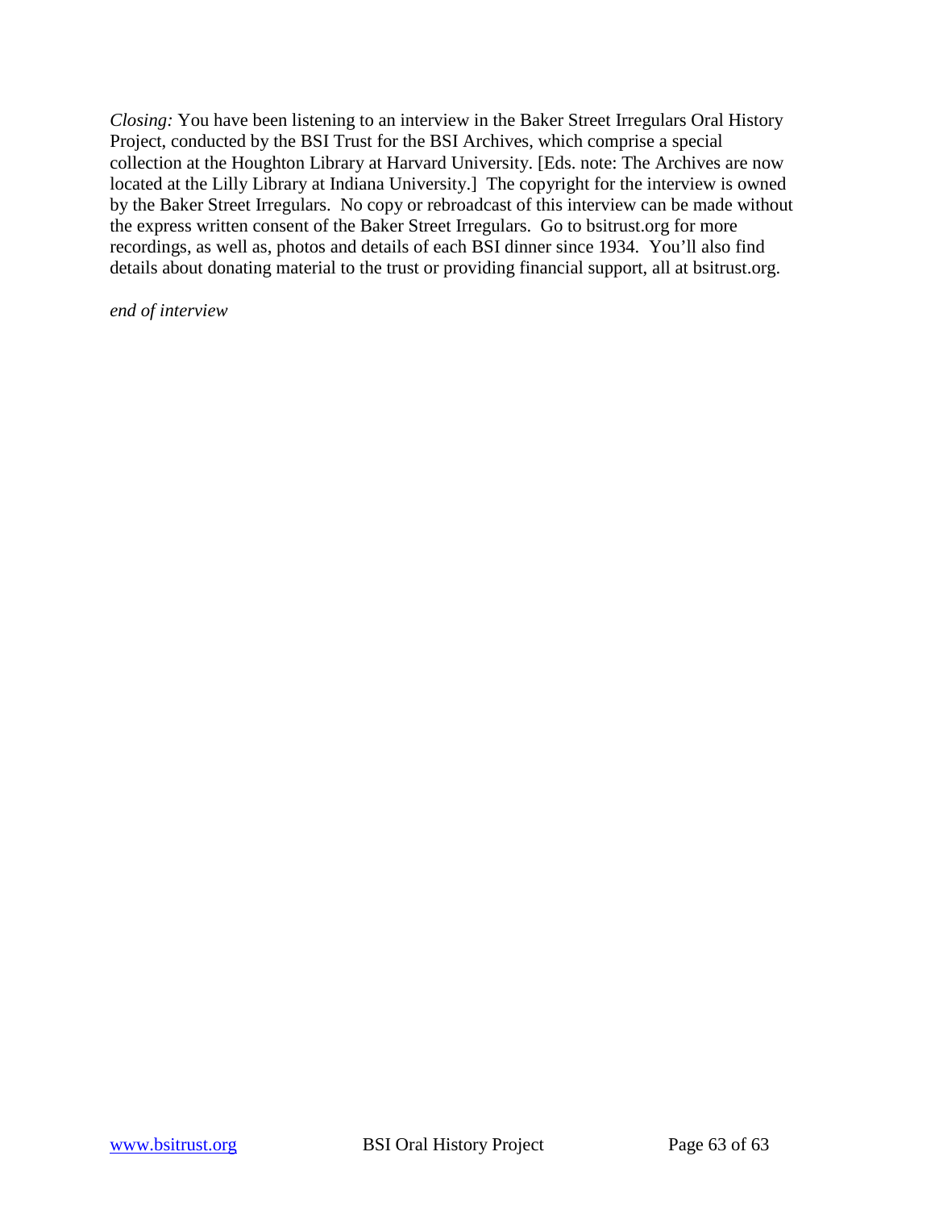*Closing:* You have been listening to an interview in the Baker Street Irregulars Oral History Project, conducted by the BSI Trust for the BSI Archives, which comprise a special collection at the Houghton Library at Harvard University. [Eds. note: The Archives are now located at the Lilly Library at Indiana University.] The copyright for the interview is owned by the Baker Street Irregulars. No copy or rebroadcast of this interview can be made without the express written consent of the Baker Street Irregulars. Go to bsitrust.org for more recordings, as well as, photos and details of each BSI dinner since 1934. You'll also find details about donating material to the trust or providing financial support, all at bsitrust.org.

*end of interview*